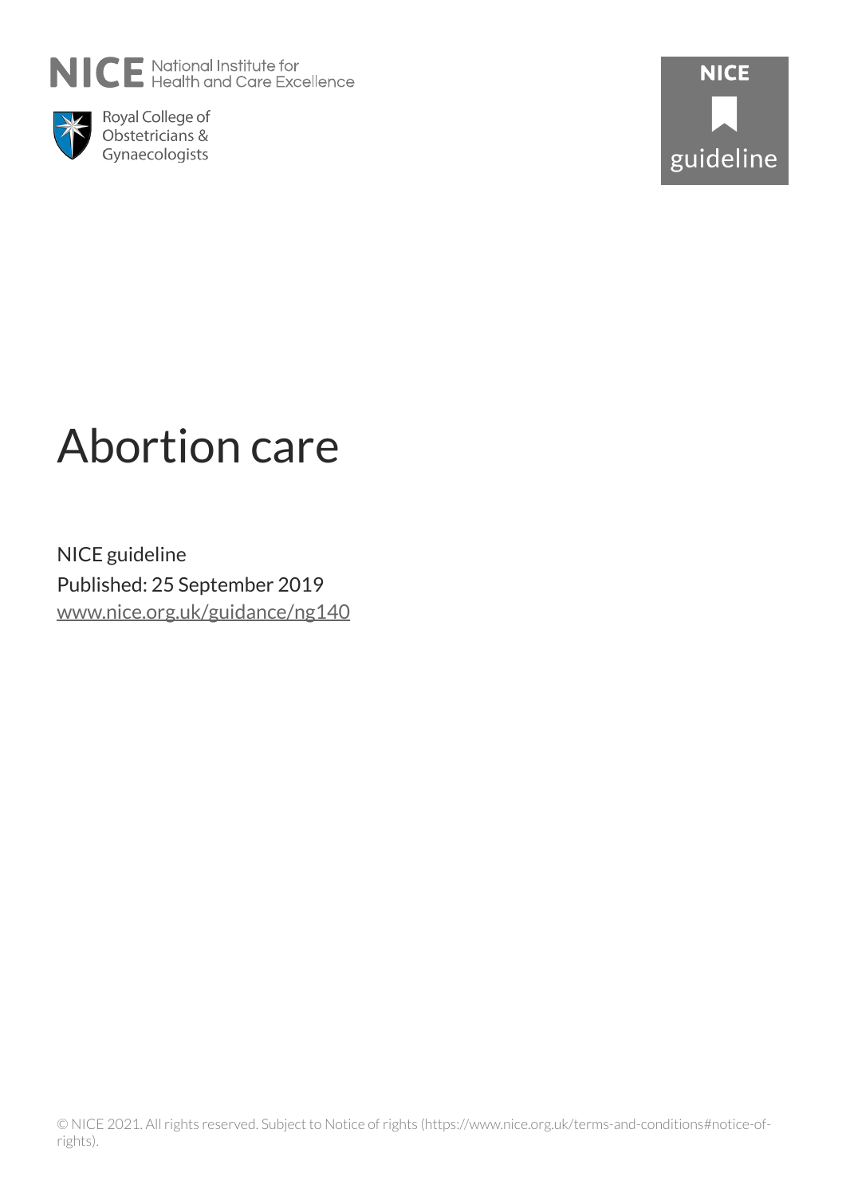NICE National Institute for Health and Care Excellence

Royal College of Obstetricians & Gynaecologists

NICE guideline

# Abortion care

NICE guideline

Published: 25 September 2019

www.nice.org.uk/guidance/ng140

© NICE 2021. All rights reserved. Subject to Notice of rights (https://www.nice.org.uk/terms-and-conditions#notice-of-rights).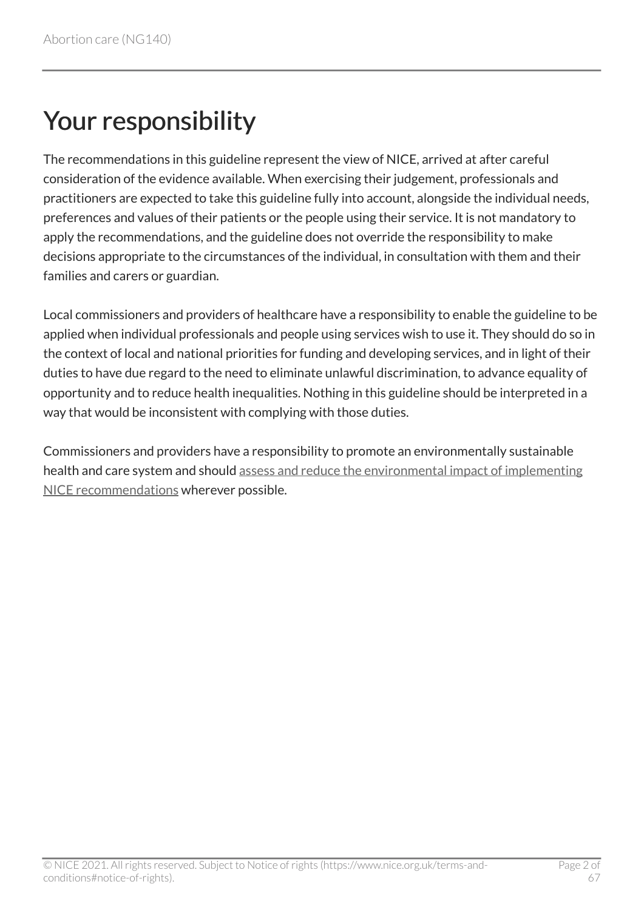# Your responsibility

The recommendations in this guideline represent the view of NICE, arrived at after careful consideration of the evidence available. When exercising their judgement, professionals and practitioners are expected to take this guideline fully into account, alongside the individual needs, preferences and values of their patients or the people using their service. It is not mandatory to apply the recommendations, and the guideline does not override the responsibility to make decisions appropriate to the circumstances of the individual, in consultation with them and their families and carers or guardian.

Local commissioners and providers of healthcare have a responsibility to enable the guideline to be applied when individual professionals and people using services wish to use it. They should do so in the context of local and national priorities for funding and developing services, and in light of their duties to have due regard to the need to eliminate unlawful discrimination, to advance equality of opportunity and to reduce health inequalities. Nothing in this guideline should be interpreted in a way that would be inconsistent with complying with those duties.

Commissioners and providers have a responsibility to promote an environmentally sustainable health and care system and should assess and reduce the environmental impact of implementing NICE recommendations wherever possible.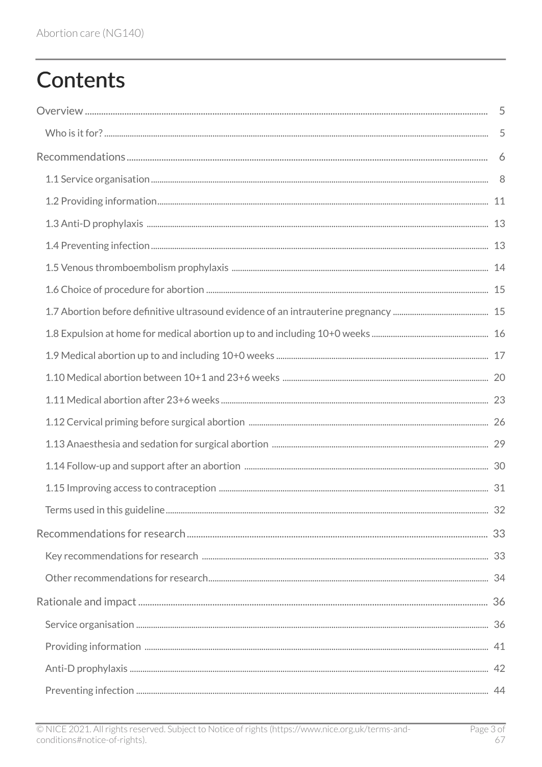# Contents

Overview ..... 5

- Who is it for? ..... 5

Recommendations ..... 6

- 1.1 Service organisation ..... 8
- 1.2 Providing information ..... 11
- 1.3 Anti-D prophylaxis ..... 13
- 1.4 Preventing infection ..... 13
- 1.5 Venous thromboembolism prophylaxis ..... 14
- 1.6 Choice of procedure for abortion ..... 15
- 1.7 Abortion before definitive ultrasound evidence of an intrauterine pregnancy ..... 15
- 1.8 Expulsion at home for medical abortion up to and including 10+0 weeks ..... 16
- 1.9 Medical abortion up to and including 10+0 weeks ..... 17
- 1.10 Medical abortion between 10+1 and 23+6 weeks ..... 20
- 1.11 Medical abortion after 23+6 weeks ..... 23
- 1.12 Cervical priming before surgical abortion ..... 26
- 1.13 Anaesthesia and sedation for surgical abortion ..... 29
- 1.14 Follow-up and support after an abortion ..... 30
- 1.15 Improving access to contraception ..... 31
- Terms used in this guideline ..... 32

Recommendations for research ..... 33

- Key recommendations for research ..... 33
- Other recommendations for research ..... 34

Rationale and impact ..... 36

- Service organisation ..... 36
- Providing information ..... 41
- Anti-D prophylaxis ..... 42
- Preventing infection ..... 44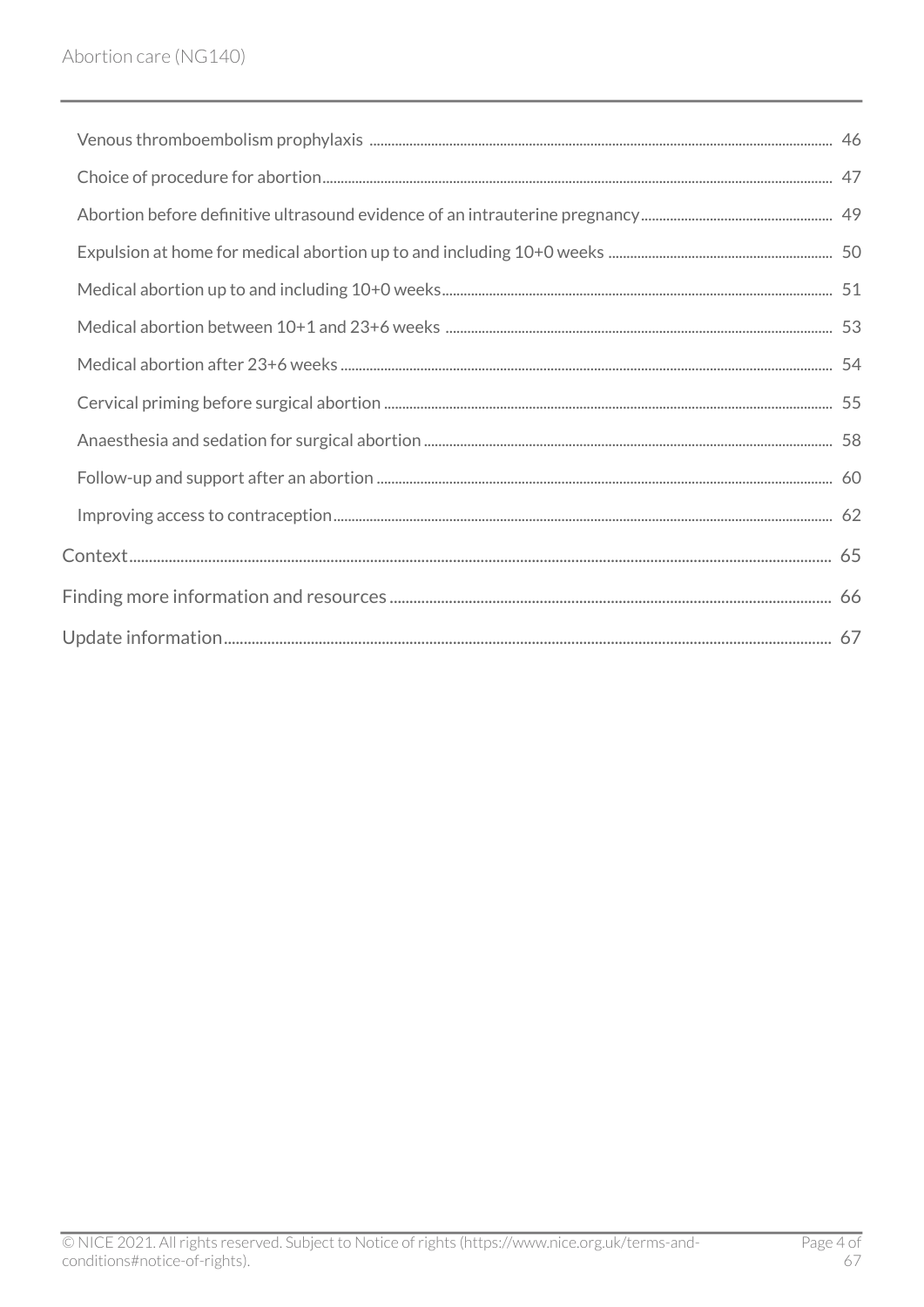Venous thromboembolism prophylaxis ..... 46

Choice of procedure for abortion..... 47

Abortion before definitive ultrasound evidence of an intrauterine pregnancy..... 49

Expulsion at home for medical abortion up to and including 10+0 weeks ..... 50

Medical abortion up to and including 10+0 weeks..... 51

Medical abortion between 10+1 and 23+6 weeks ..... 53

Medical abortion after 23+6 weeks ..... 54

Cervical priming before surgical abortion ..... 55

Anaesthesia and sedation for surgical abortion ..... 58

Follow-up and support after an abortion ..... 60

Improving access to contraception..... 62

Context..... 65

Finding more information and resources ..... 66

Update information..... 67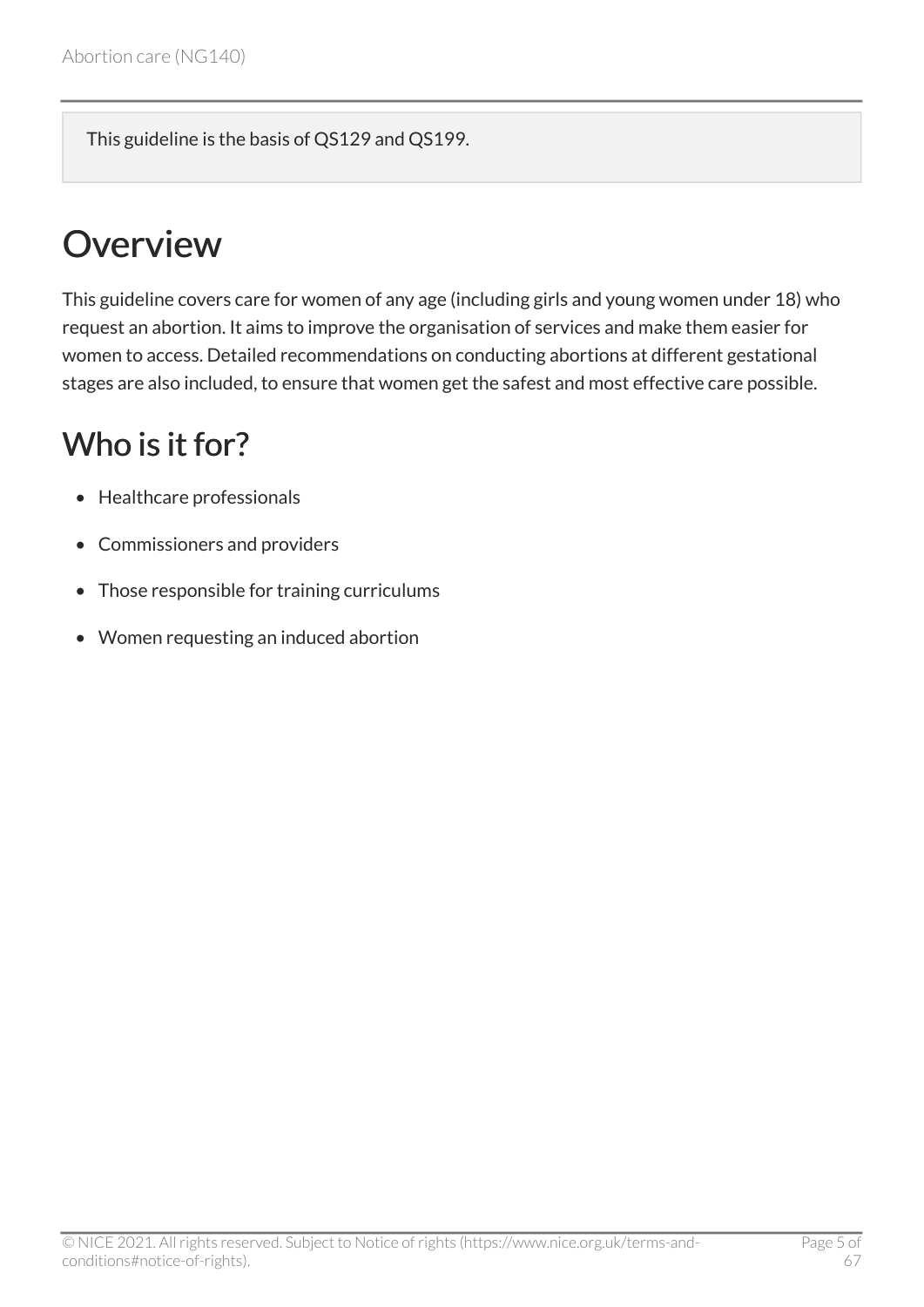This guideline is the basis of QS129 and QS199.

# Overview

This guideline covers care for women of any age (including girls and young women under 18) who request an abortion. It aims to improve the organisation of services and make them easier for women to access. Detailed recommendations on conducting abortions at different gestational stages are also included, to ensure that women get the safest and most effective care possible.

## Who is it for?

- Healthcare professionals
- Commissioners and providers
- Those responsible for training curriculums
- Women requesting an induced abortion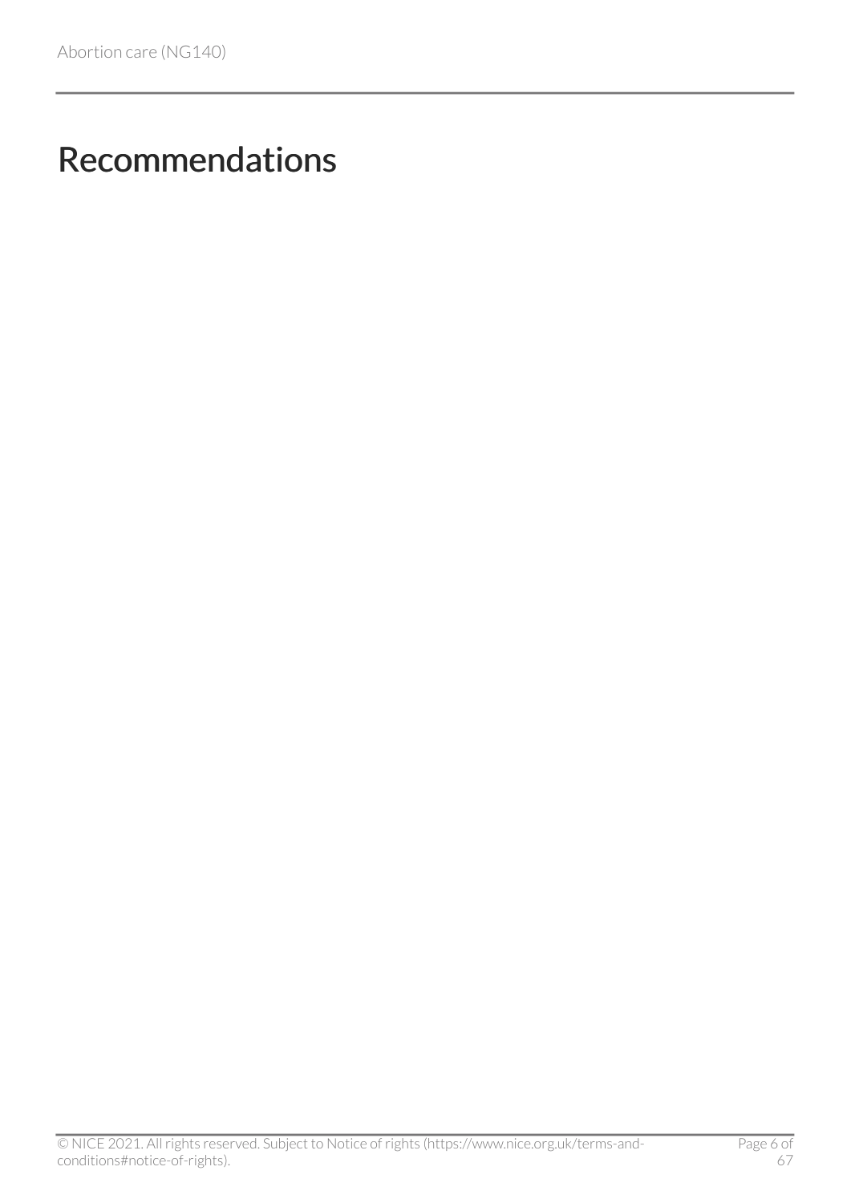# Recommendations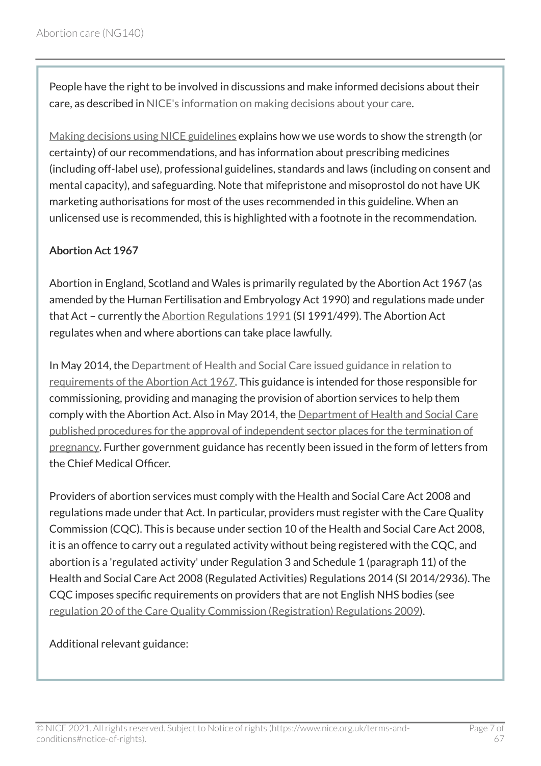People have the right to be involved in discussions and make informed decisions about their care, as described in NICE's information on making decisions about your care.

Making decisions using NICE guidelines explains how we use words to show the strength (or certainty) of our recommendations, and has information about prescribing medicines (including off-label use), professional guidelines, standards and laws (including on consent and mental capacity), and safeguarding. Note that mifepristone and misoprostol do not have UK marketing authorisations for most of the uses recommended in this guideline. When an unlicensed use is recommended, this is highlighted with a footnote in the recommendation.

**Abortion Act 1967**

Abortion in England, Scotland and Wales is primarily regulated by the Abortion Act 1967 (as amended by the Human Fertilisation and Embryology Act 1990) and regulations made under that Act – currently the Abortion Regulations 1991 (SI 1991/499). The Abortion Act regulates when and where abortions can take place lawfully.

In May 2014, the Department of Health and Social Care issued guidance in relation to requirements of the Abortion Act 1967. This guidance is intended for those responsible for commissioning, providing and managing the provision of abortion services to help them comply with the Abortion Act. Also in May 2014, the Department of Health and Social Care published procedures for the approval of independent sector places for the termination of pregnancy. Further government guidance has recently been issued in the form of letters from the Chief Medical Officer.

Providers of abortion services must comply with the Health and Social Care Act 2008 and regulations made under that Act. In particular, providers must register with the Care Quality Commission (CQC). This is because under section 10 of the Health and Social Care Act 2008, it is an offence to carry out a regulated activity without being registered with the CQC, and abortion is a 'regulated activity' under Regulation 3 and Schedule 1 (paragraph 11) of the Health and Social Care Act 2008 (Regulated Activities) Regulations 2014 (SI 2014/2936). The CQC imposes specific requirements on providers that are not English NHS bodies (see regulation 20 of the Care Quality Commission (Registration) Regulations 2009).

Additional relevant guidance: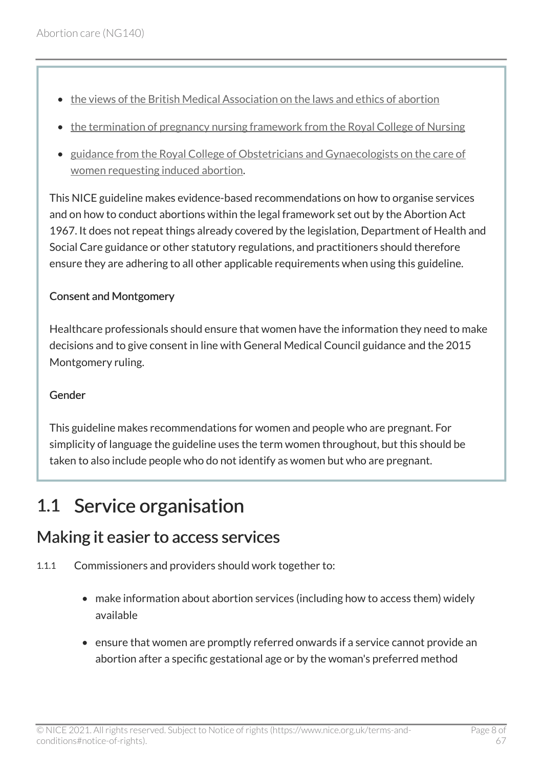- the views of the British Medical Association on the laws and ethics of abortion
- the termination of pregnancy nursing framework from the Royal College of Nursing
- guidance from the Royal College of Obstetricians and Gynaecologists on the care of women requesting induced abortion.

This NICE guideline makes evidence-based recommendations on how to organise services and on how to conduct abortions within the legal framework set out by the Abortion Act 1967. It does not repeat things already covered by the legislation, Department of Health and Social Care guidance or other statutory regulations, and practitioners should therefore ensure they are adhering to all other applicable requirements when using this guideline.

**Consent and Montgomery**

Healthcare professionals should ensure that women have the information they need to make decisions and to give consent in line with General Medical Council guidance and the 2015 Montgomery ruling.

**Gender**

This guideline makes recommendations for women and people who are pregnant. For simplicity of language the guideline uses the term women throughout, but this should be taken to also include people who do not identify as women but who are pregnant.

# 1.1 Service organisation

## Making it easier to access services

1.1.1 Commissioners and providers should work together to:

- make information about abortion services (including how to access them) widely available
- ensure that women are promptly referred onwards if a service cannot provide an abortion after a specific gestational age or by the woman's preferred method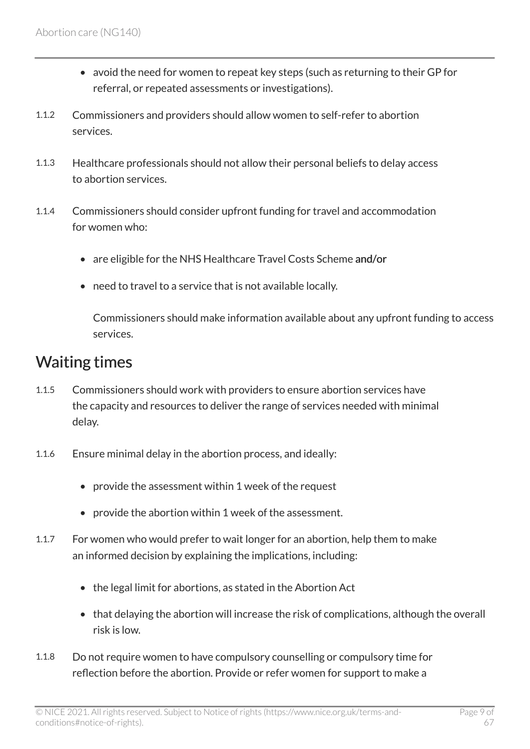- avoid the need for women to repeat key steps (such as returning to their GP for referral, or repeated assessments or investigations).

1.1.2 Commissioners and providers should allow women to self-refer to abortion services.

1.1.3 Healthcare professionals should not allow their personal beliefs to delay access to abortion services.

1.1.4 Commissioners should consider upfront funding for travel and accommodation for women who:

- are eligible for the NHS Healthcare Travel Costs Scheme **and/or**
- need to travel to a service that is not available locally.

  Commissioners should make information available about any upfront funding to access services.

## Waiting times

1.1.5 Commissioners should work with providers to ensure abortion services have the capacity and resources to deliver the range of services needed with minimal delay.

1.1.6 Ensure minimal delay in the abortion process, and ideally:

- provide the assessment within 1 week of the request
- provide the abortion within 1 week of the assessment.

1.1.7 For women who would prefer to wait longer for an abortion, help them to make an informed decision by explaining the implications, including:

- the legal limit for abortions, as stated in the Abortion Act
- that delaying the abortion will increase the risk of complications, although the overall risk is low.

1.1.8 Do not require women to have compulsory counselling or compulsory time for reflection before the abortion. Provide or refer women for support to make a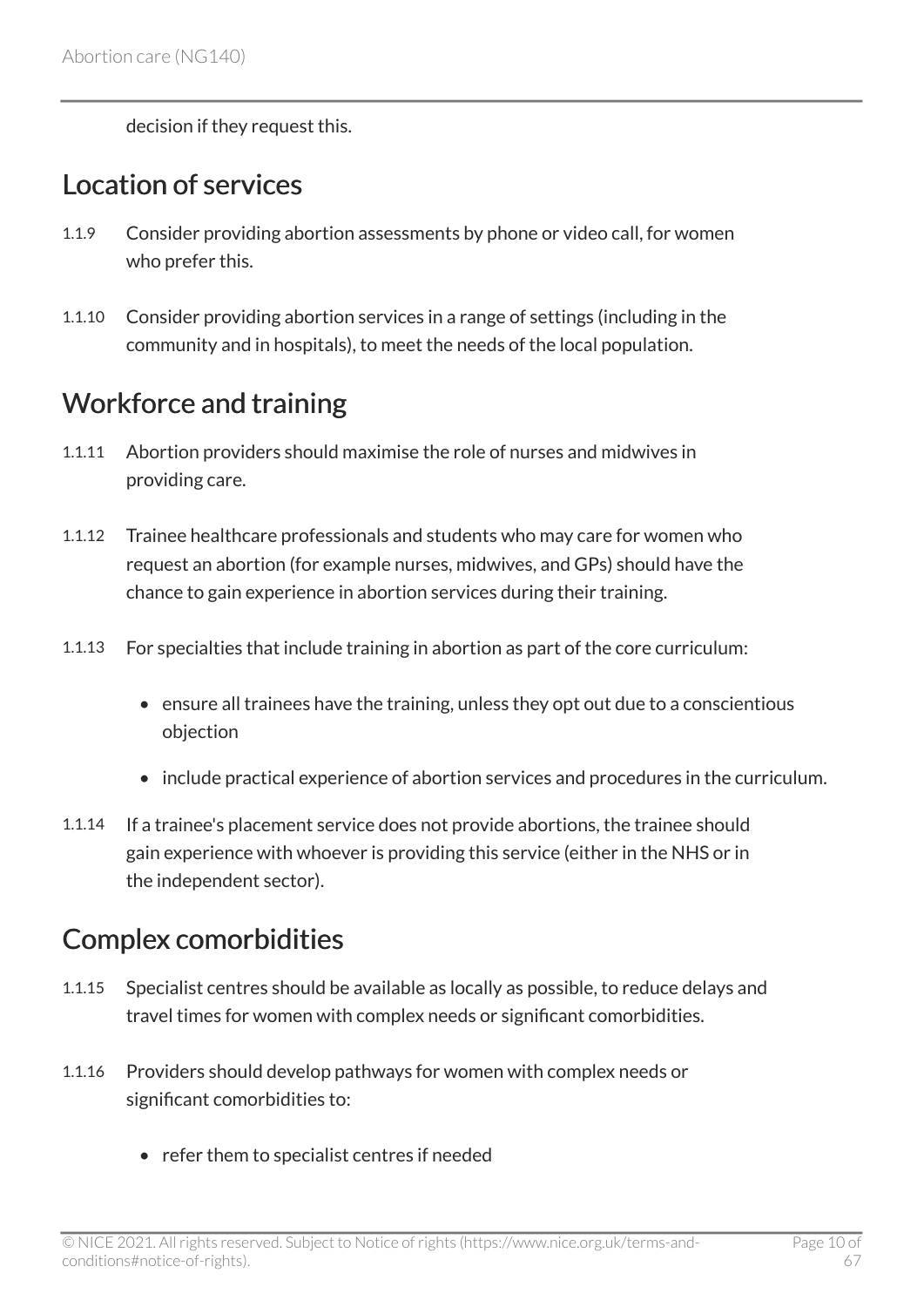decision if they request this.

## Location of services

1.1.9 Consider providing abortion assessments by phone or video call, for women who prefer this.

1.1.10 Consider providing abortion services in a range of settings (including in the community and in hospitals), to meet the needs of the local population.

## Workforce and training

1.1.11 Abortion providers should maximise the role of nurses and midwives in providing care.

1.1.12 Trainee healthcare professionals and students who may care for women who request an abortion (for example nurses, midwives, and GPs) should have the chance to gain experience in abortion services during their training.

1.1.13 For specialties that include training in abortion as part of the core curriculum:

- ensure all trainees have the training, unless they opt out due to a conscientious objection
- include practical experience of abortion services and procedures in the curriculum.

1.1.14 If a trainee's placement service does not provide abortions, the trainee should gain experience with whoever is providing this service (either in the NHS or in the independent sector).

## Complex comorbidities

1.1.15 Specialist centres should be available as locally as possible, to reduce delays and travel times for women with complex needs or significant comorbidities.

1.1.16 Providers should develop pathways for women with complex needs or significant comorbidities to:

- refer them to specialist centres if needed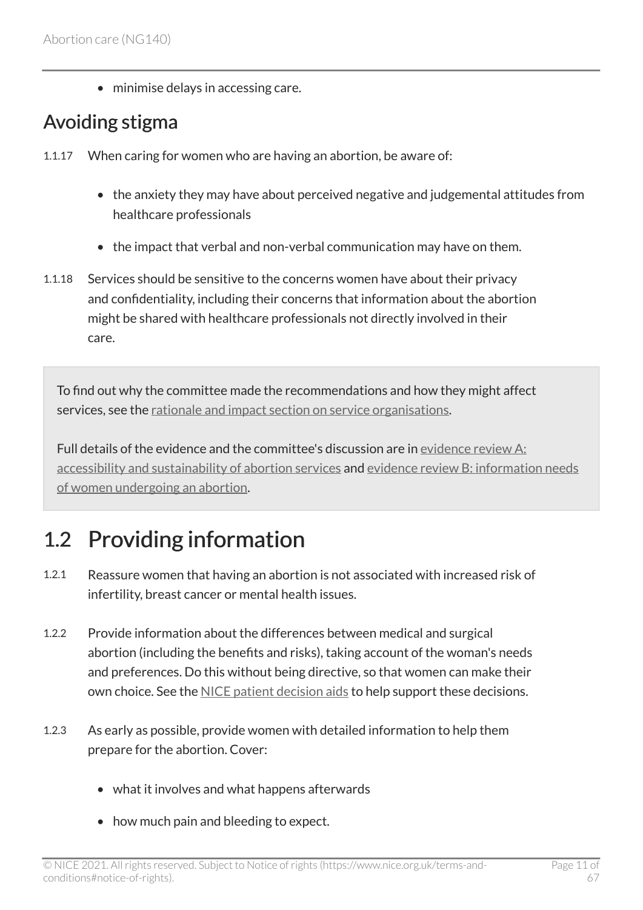- minimise delays in accessing care.

## Avoiding stigma

1.1.17 When caring for women who are having an abortion, be aware of:

- the anxiety they may have about perceived negative and judgemental attitudes from healthcare professionals
- the impact that verbal and non-verbal communication may have on them.

1.1.18 Services should be sensitive to the concerns women have about their privacy and confidentiality, including their concerns that information about the abortion might be shared with healthcare professionals not directly involved in their care.

> To find out why the committee made the recommendations and how they might affect services, see the rationale and impact section on service organisations.
>
> Full details of the evidence and the committee's discussion are in evidence review A: accessibility and sustainability of abortion services and evidence review B: information needs of women undergoing an abortion.

# 1.2 Providing information

1.2.1 Reassure women that having an abortion is not associated with increased risk of infertility, breast cancer or mental health issues.

1.2.2 Provide information about the differences between medical and surgical abortion (including the benefits and risks), taking account of the woman's needs and preferences. Do this without being directive, so that women can make their own choice. See the NICE patient decision aids to help support these decisions.

1.2.3 As early as possible, provide women with detailed information to help them prepare for the abortion. Cover:

- what it involves and what happens afterwards
- how much pain and bleeding to expect.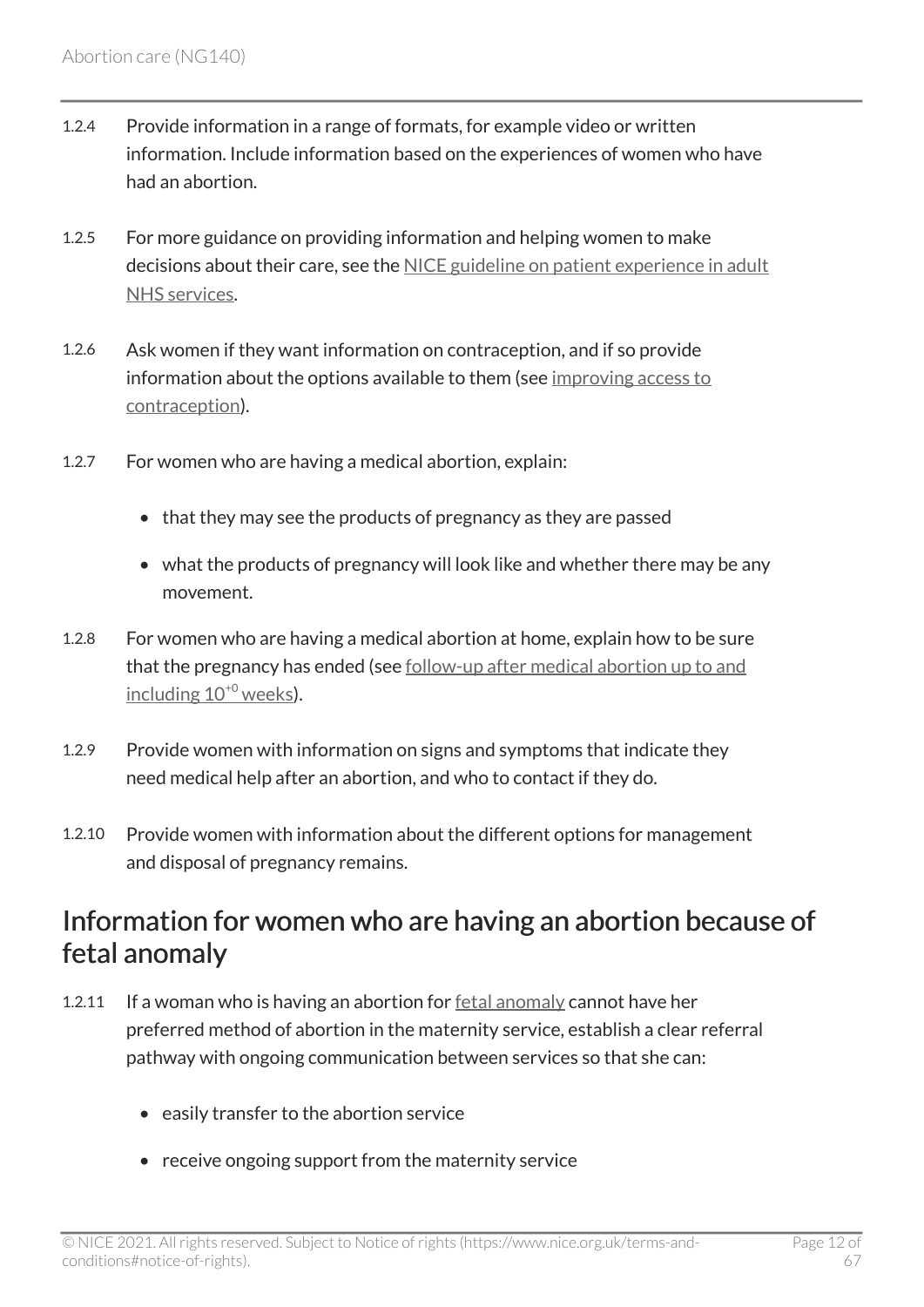1.2.4 Provide information in a range of formats, for example video or written information. Include information based on the experiences of women who have had an abortion.

1.2.5 For more guidance on providing information and helping women to make decisions about their care, see the NICE guideline on patient experience in adult NHS services.

1.2.6 Ask women if they want information on contraception, and if so provide information about the options available to them (see improving access to contraception).

1.2.7 For women who are having a medical abortion, explain:

- that they may see the products of pregnancy as they are passed
- what the products of pregnancy will look like and whether there may be any movement.

1.2.8 For women who are having a medical abortion at home, explain how to be sure that the pregnancy has ended (see follow-up after medical abortion up to and including $10^{+0}$ weeks).

1.2.9 Provide women with information on signs and symptoms that indicate they need medical help after an abortion, and who to contact if they do.

1.2.10 Provide women with information about the different options for management and disposal of pregnancy remains.

## Information for women who are having an abortion because of fetal anomaly

1.2.11 If a woman who is having an abortion for fetal anomaly cannot have her preferred method of abortion in the maternity service, establish a clear referral pathway with ongoing communication between services so that she can:

- easily transfer to the abortion service
- receive ongoing support from the maternity service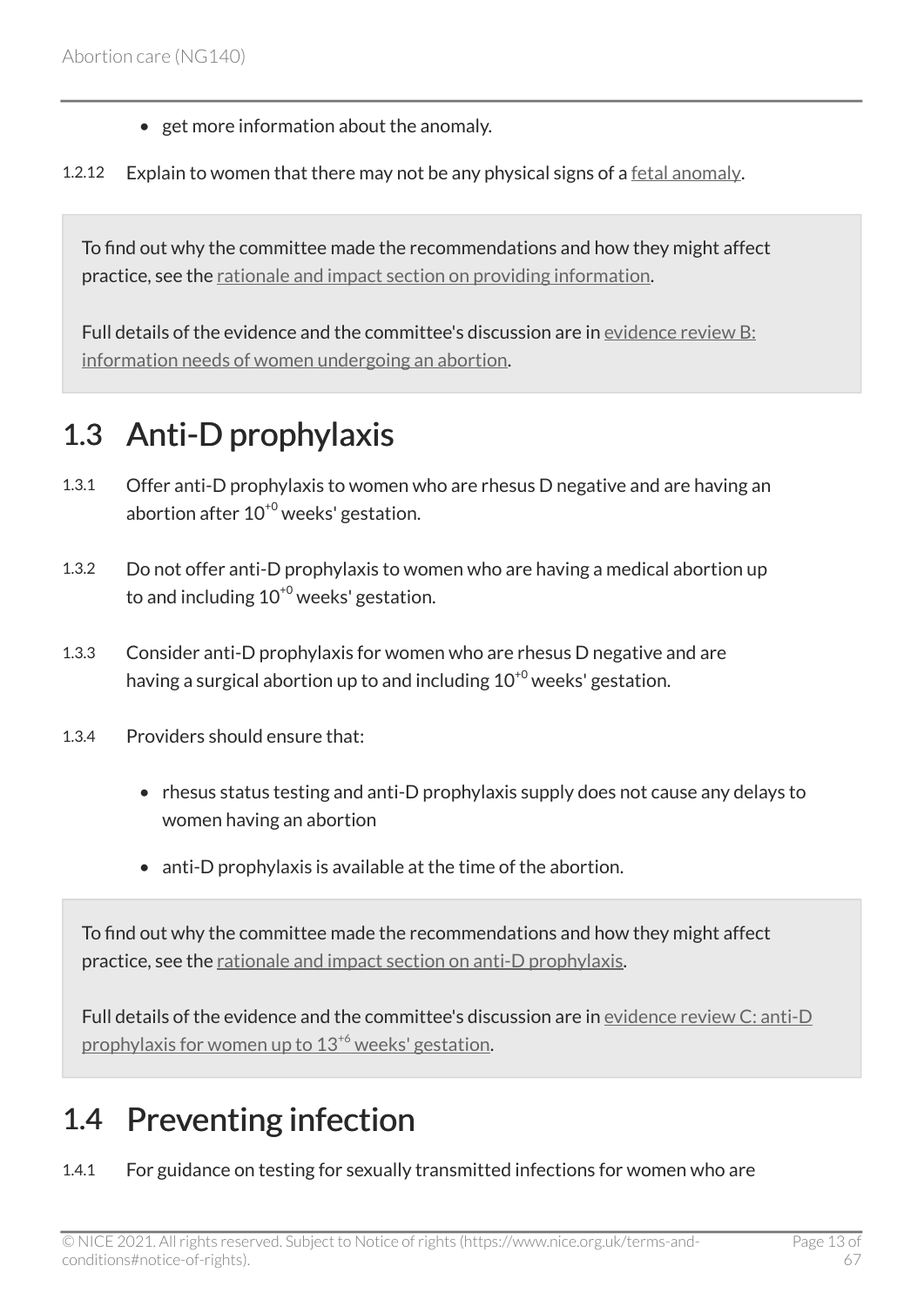- get more information about the anomaly.

1.2.12 Explain to women that there may not be any physical signs of a fetal anomaly.

To find out why the committee made the recommendations and how they might affect practice, see the rationale and impact section on providing information.

Full details of the evidence and the committee's discussion are in evidence review B: information needs of women undergoing an abortion.

## 1.3 Anti-D prophylaxis

1.3.1 Offer anti-D prophylaxis to women who are rhesus D negative and are having an abortion after $10^{+0}$ weeks' gestation.

1.3.2 Do not offer anti-D prophylaxis to women who are having a medical abortion up to and including $10^{+0}$ weeks' gestation.

1.3.3 Consider anti-D prophylaxis for women who are rhesus D negative and are having a surgical abortion up to and including $10^{+0}$ weeks' gestation.

1.3.4 Providers should ensure that:

- rhesus status testing and anti-D prophylaxis supply does not cause any delays to women having an abortion
- anti-D prophylaxis is available at the time of the abortion.

To find out why the committee made the recommendations and how they might affect practice, see the rationale and impact section on anti-D prophylaxis.

Full details of the evidence and the committee's discussion are in evidence review C: anti-D prophylaxis for women up to $13^{+6}$ weeks' gestation.

## 1.4 Preventing infection

1.4.1 For guidance on testing for sexually transmitted infections for women who are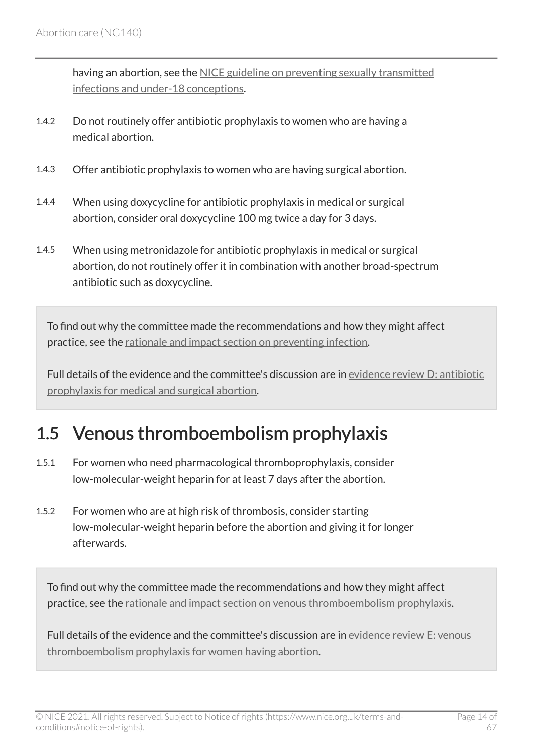having an abortion, see the NICE guideline on preventing sexually transmitted infections and under-18 conceptions.

1.4.2 Do not routinely offer antibiotic prophylaxis to women who are having a medical abortion.

1.4.3 Offer antibiotic prophylaxis to women who are having surgical abortion.

1.4.4 When using doxycycline for antibiotic prophylaxis in medical or surgical abortion, consider oral doxycycline 100 mg twice a day for 3 days.

1.4.5 When using metronidazole for antibiotic prophylaxis in medical or surgical abortion, do not routinely offer it in combination with another broad-spectrum antibiotic such as doxycycline.

> To find out why the committee made the recommendations and how they might affect practice, see the rationale and impact section on preventing infection.
>
> Full details of the evidence and the committee's discussion are in evidence review D: antibiotic prophylaxis for medical and surgical abortion.

## 1.5 Venous thromboembolism prophylaxis

1.5.1 For women who need pharmacological thromboprophylaxis, consider low-molecular-weight heparin for at least 7 days after the abortion.

1.5.2 For women who are at high risk of thrombosis, consider starting low-molecular-weight heparin before the abortion and giving it for longer afterwards.

> To find out why the committee made the recommendations and how they might affect practice, see the rationale and impact section on venous thromboembolism prophylaxis.
>
> Full details of the evidence and the committee's discussion are in evidence review E: venous thromboembolism prophylaxis for women having abortion.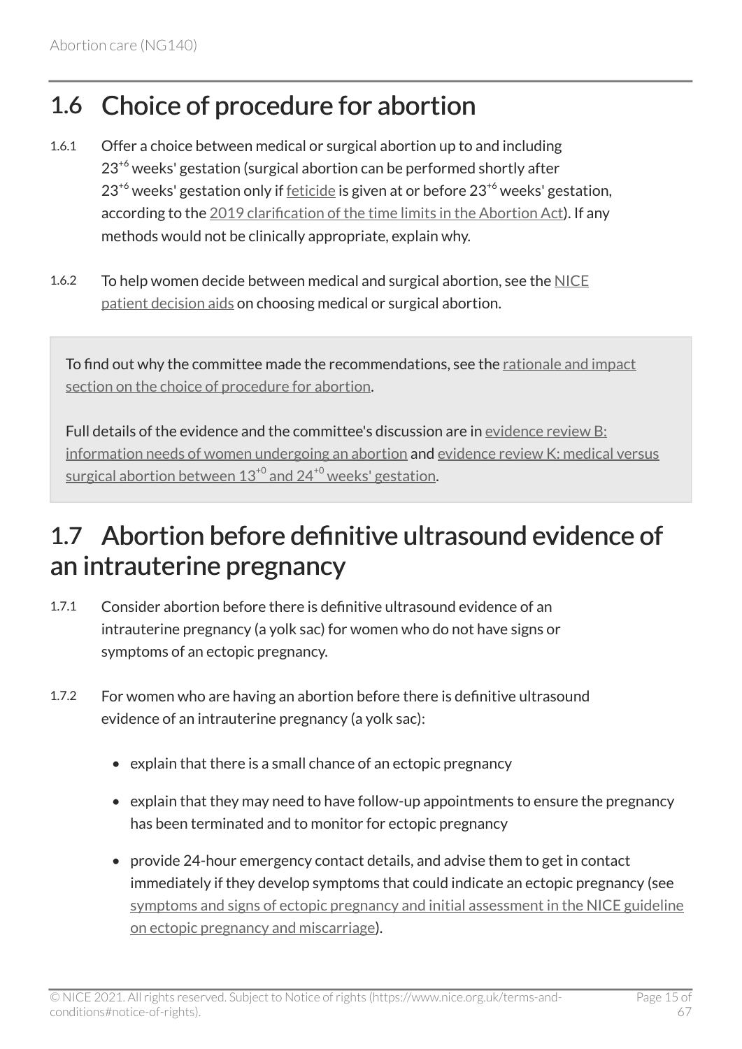## 1.6 Choice of procedure for abortion

1.6.1 Offer a choice between medical or surgical abortion up to and including $23^{+6}$ weeks' gestation (surgical abortion can be performed shortly after $23^{+6}$ weeks' gestation only if feticide is given at or before $23^{+6}$ weeks' gestation, according to the 2019 clarification of the time limits in the Abortion Act). If any methods would not be clinically appropriate, explain why.

1.6.2 To help women decide between medical and surgical abortion, see the NICE patient decision aids on choosing medical or surgical abortion.

> To find out why the committee made the recommendations, see the rationale and impact section on the choice of procedure for abortion.
>
> Full details of the evidence and the committee's discussion are in evidence review B: information needs of women undergoing an abortion and evidence review K: medical versus surgical abortion between $13^{+0}$ and $24^{+0}$ weeks' gestation.

## 1.7 Abortion before definitive ultrasound evidence of an intrauterine pregnancy

1.7.1 Consider abortion before there is definitive ultrasound evidence of an intrauterine pregnancy (a yolk sac) for women who do not have signs or symptoms of an ectopic pregnancy.

1.7.2 For women who are having an abortion before there is definitive ultrasound evidence of an intrauterine pregnancy (a yolk sac):

- explain that there is a small chance of an ectopic pregnancy
- explain that they may need to have follow-up appointments to ensure the pregnancy has been terminated and to monitor for ectopic pregnancy
- provide 24-hour emergency contact details, and advise them to get in contact immediately if they develop symptoms that could indicate an ectopic pregnancy (see symptoms and signs of ectopic pregnancy and initial assessment in the NICE guideline on ectopic pregnancy and miscarriage).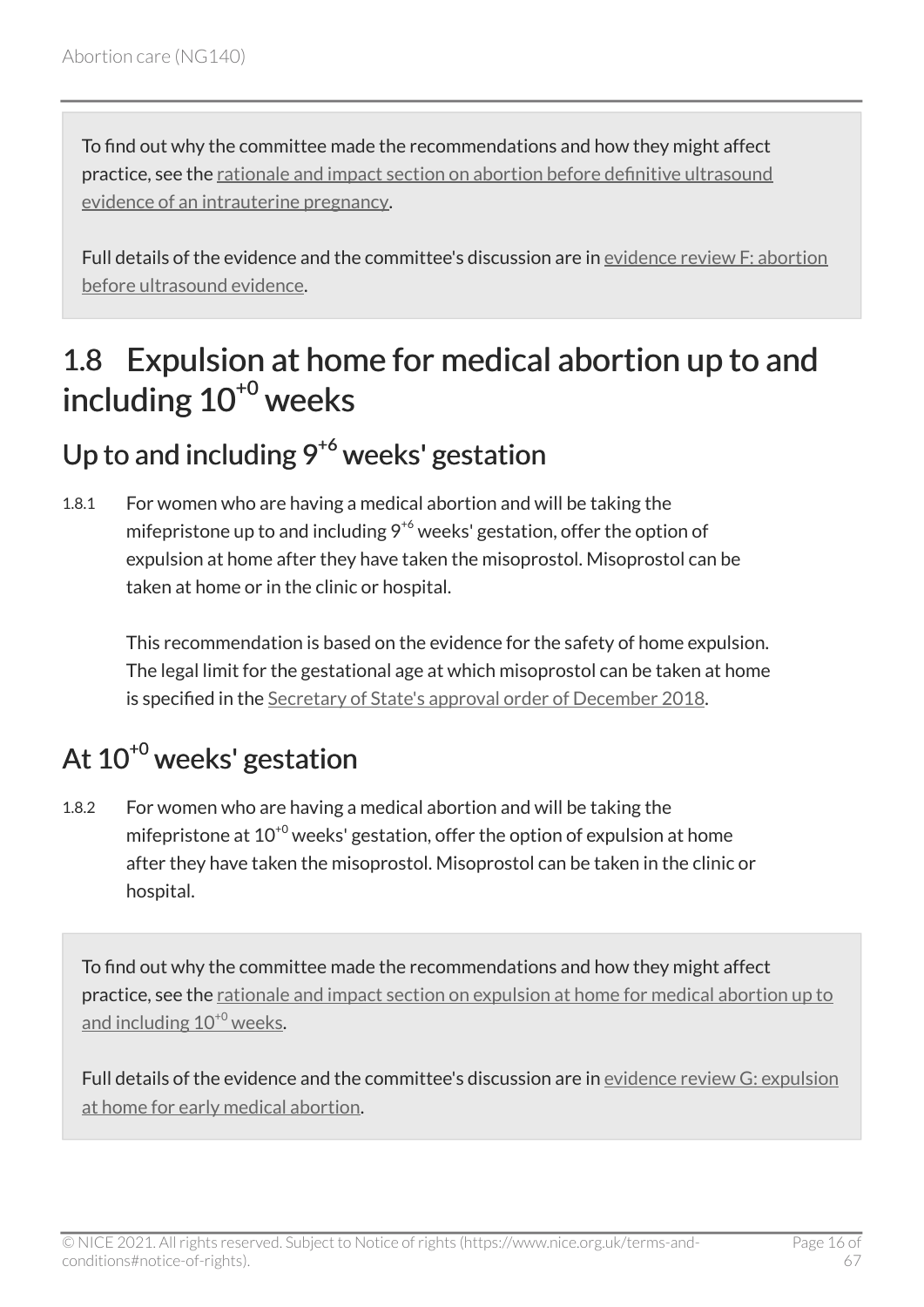To find out why the committee made the recommendations and how they might affect practice, see the rationale and impact section on abortion before definitive ultrasound evidence of an intrauterine pregnancy.

Full details of the evidence and the committee's discussion are in evidence review F: abortion before ultrasound evidence.

## 1.8 Expulsion at home for medical abortion up to and including $10^{+0}$ weeks

### Up to and including $9^{+6}$ weeks' gestation

1.8.1 For women who are having a medical abortion and will be taking the mifepristone up to and including $9^{+6}$ weeks' gestation, offer the option of expulsion at home after they have taken the misoprostol. Misoprostol can be taken at home or in the clinic or hospital.

This recommendation is based on the evidence for the safety of home expulsion. The legal limit for the gestational age at which misoprostol can be taken at home is specified in the Secretary of State's approval order of December 2018.

### At $10^{+0}$ weeks' gestation

1.8.2 For women who are having a medical abortion and will be taking the mifepristone at $10^{+0}$ weeks' gestation, offer the option of expulsion at home after they have taken the misoprostol. Misoprostol can be taken in the clinic or hospital.

To find out why the committee made the recommendations and how they might affect practice, see the rationale and impact section on expulsion at home for medical abortion up to and including $10^{+0}$ weeks.

Full details of the evidence and the committee's discussion are in evidence review G: expulsion at home for early medical abortion.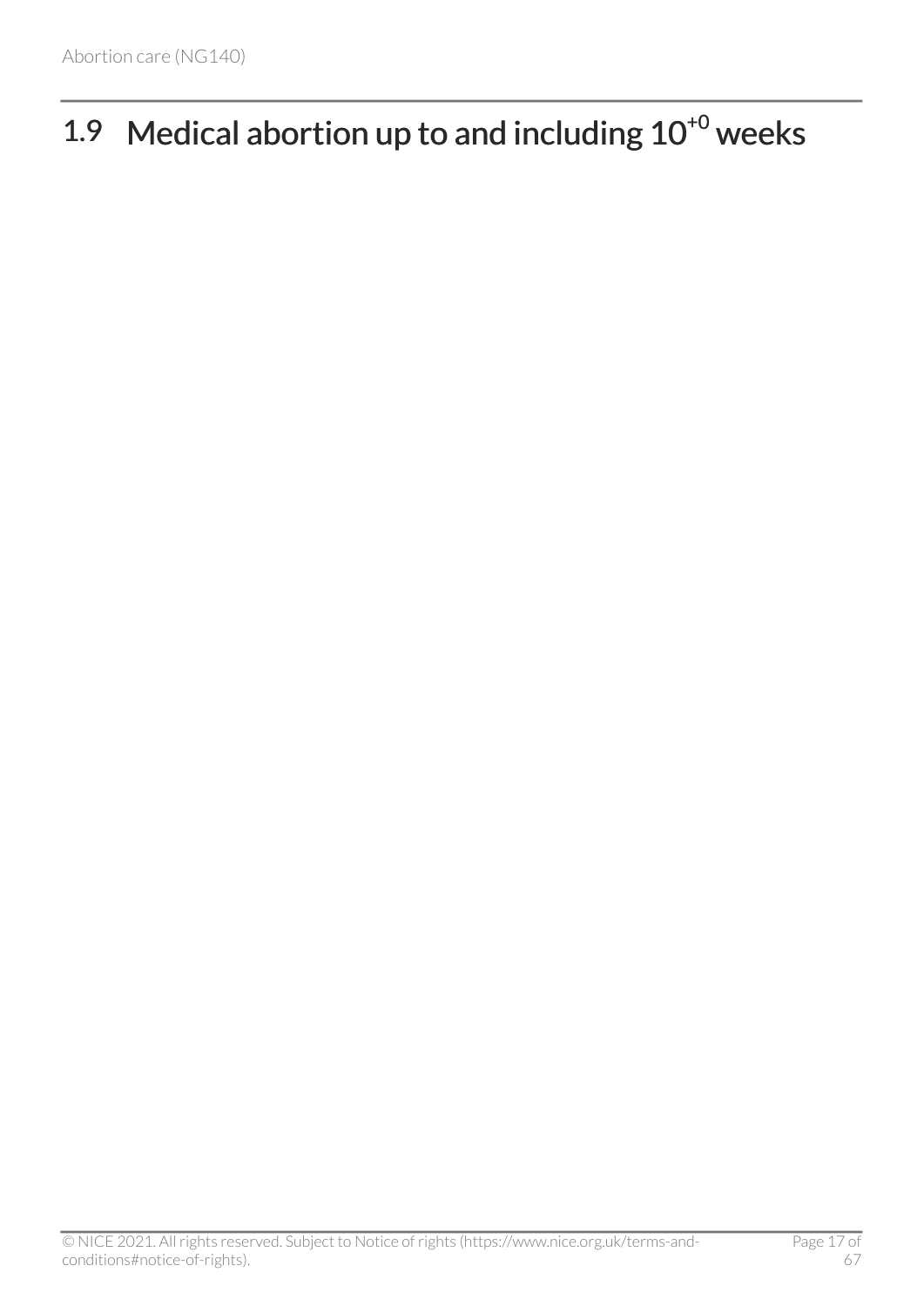## 1.9 Medical abortion up to and including $10^{+0}$ weeks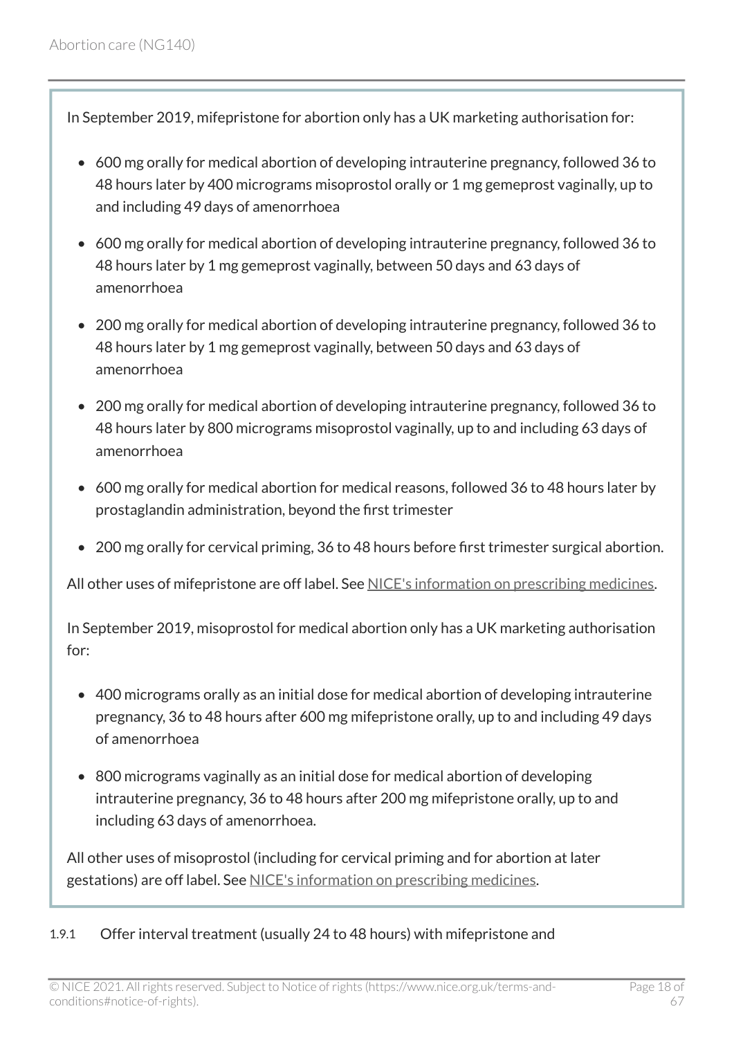In September 2019, mifepristone for abortion only has a UK marketing authorisation for:

- 600 mg orally for medical abortion of developing intrauterine pregnancy, followed 36 to 48 hours later by 400 micrograms misoprostol orally or 1 mg gemeprost vaginally, up to and including 49 days of amenorrhoea
- 600 mg orally for medical abortion of developing intrauterine pregnancy, followed 36 to 48 hours later by 1 mg gemeprost vaginally, between 50 days and 63 days of amenorrhoea
- 200 mg orally for medical abortion of developing intrauterine pregnancy, followed 36 to 48 hours later by 1 mg gemeprost vaginally, between 50 days and 63 days of amenorrhoea
- 200 mg orally for medical abortion of developing intrauterine pregnancy, followed 36 to 48 hours later by 800 micrograms misoprostol vaginally, up to and including 63 days of amenorrhoea
- 600 mg orally for medical abortion for medical reasons, followed 36 to 48 hours later by prostaglandin administration, beyond the first trimester
- 200 mg orally for cervical priming, 36 to 48 hours before first trimester surgical abortion.

All other uses of mifepristone are off label. See NICE's information on prescribing medicines.

In September 2019, misoprostol for medical abortion only has a UK marketing authorisation for:

- 400 micrograms orally as an initial dose for medical abortion of developing intrauterine pregnancy, 36 to 48 hours after 600 mg mifepristone orally, up to and including 49 days of amenorrhoea
- 800 micrograms vaginally as an initial dose for medical abortion of developing intrauterine pregnancy, 36 to 48 hours after 200 mg mifepristone orally, up to and including 63 days of amenorrhoea.

All other uses of misoprostol (including for cervical priming and for abortion at later gestations) are off label. See NICE's information on prescribing medicines.

1.9.1 Offer interval treatment (usually 24 to 48 hours) with mifepristone and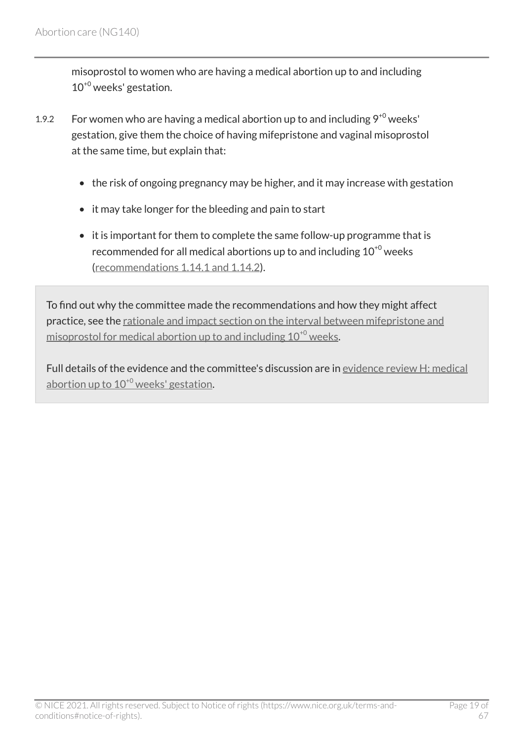misoprostol to women who are having a medical abortion up to and including 10$^{+0}$ weeks' gestation.

1.9.2 For women who are having a medical abortion up to and including 9$^{+0}$ weeks' gestation, give them the choice of having mifepristone and vaginal misoprostol at the same time, but explain that:

- the risk of ongoing pregnancy may be higher, and it may increase with gestation
- it may take longer for the bleeding and pain to start
- it is important for them to complete the same follow-up programme that is recommended for all medical abortions up to and including 10$^{+0}$ weeks (recommendations 1.14.1 and 1.14.2).

To find out why the committee made the recommendations and how they might affect practice, see the rationale and impact section on the interval between mifepristone and misoprostol for medical abortion up to and including 10$^{+0}$ weeks.

Full details of the evidence and the committee's discussion are in evidence review H: medical abortion up to 10$^{+0}$ weeks' gestation.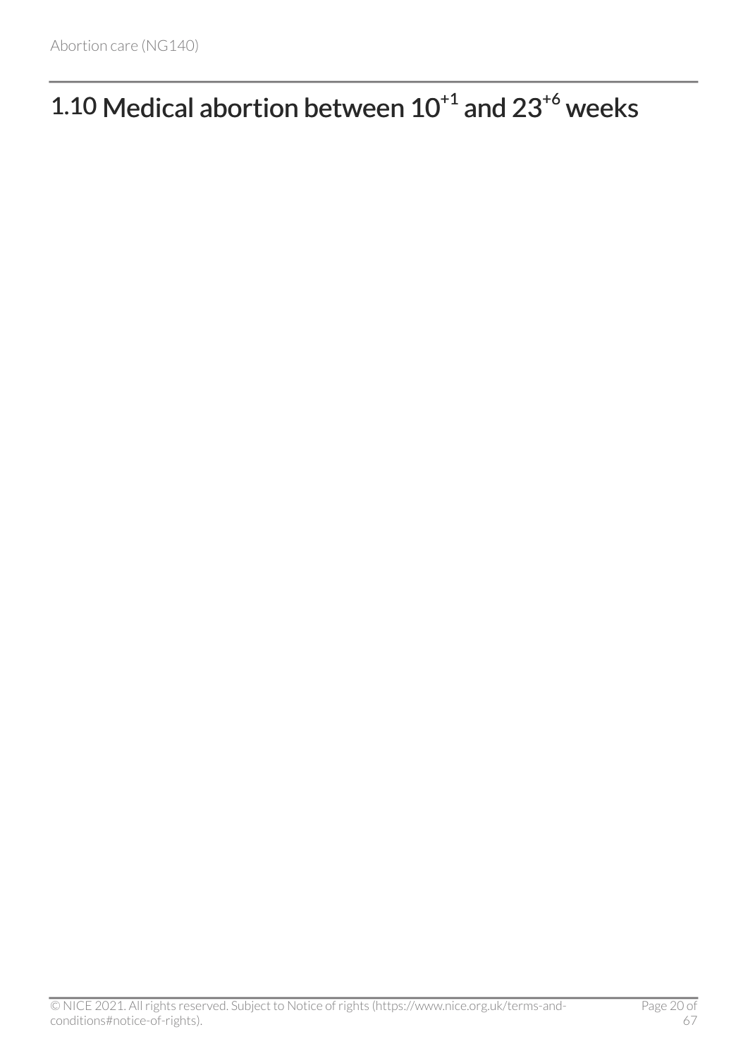## 1.10 Medical abortion between $10^{+1}$ and $23^{+6}$ weeks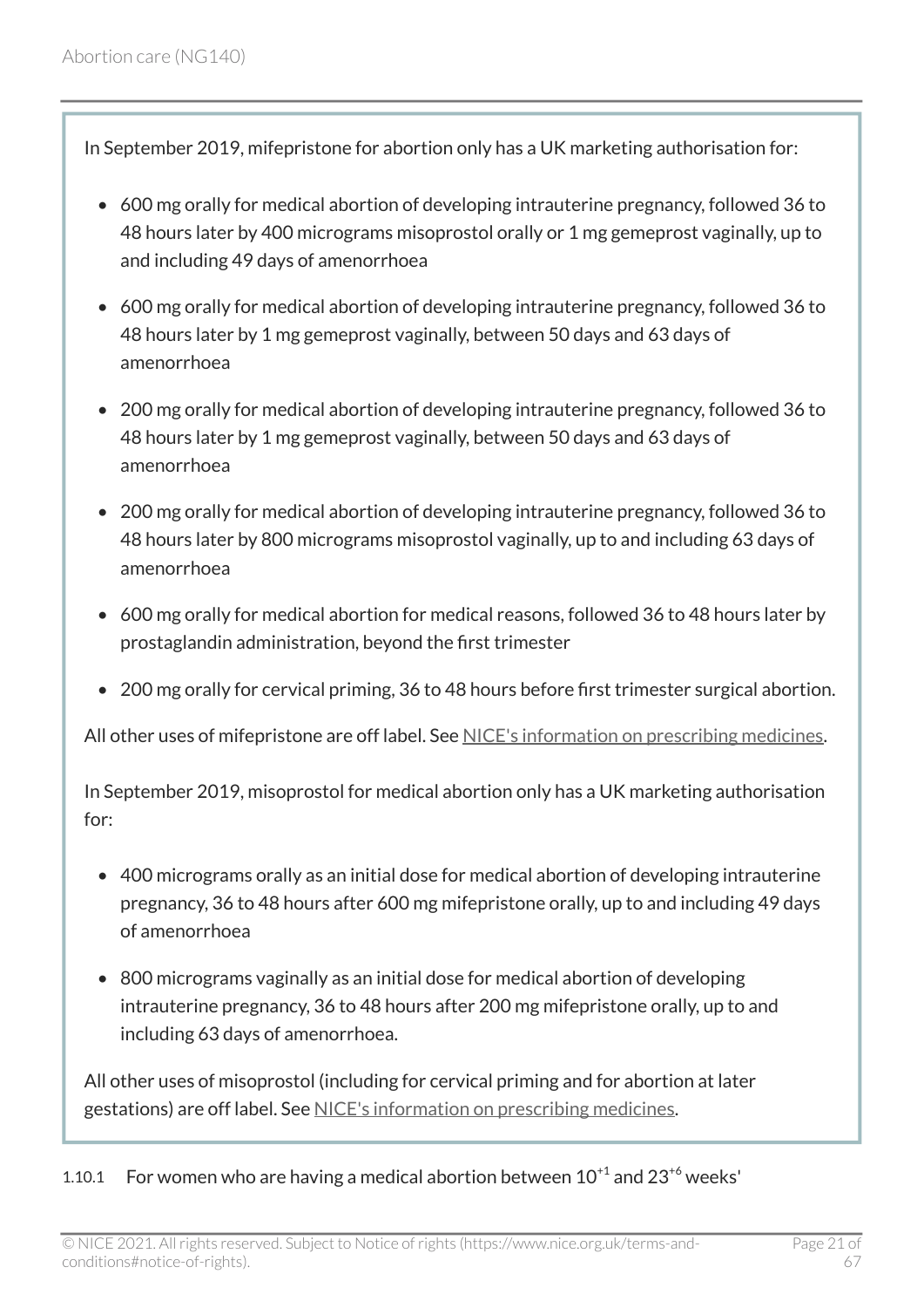In September 2019, mifepristone for abortion only has a UK marketing authorisation for:

- 600 mg orally for medical abortion of developing intrauterine pregnancy, followed 36 to 48 hours later by 400 micrograms misoprostol orally or 1 mg gemeprost vaginally, up to and including 49 days of amenorrhoea
- 600 mg orally for medical abortion of developing intrauterine pregnancy, followed 36 to 48 hours later by 1 mg gemeprost vaginally, between 50 days and 63 days of amenorrhoea
- 200 mg orally for medical abortion of developing intrauterine pregnancy, followed 36 to 48 hours later by 1 mg gemeprost vaginally, between 50 days and 63 days of amenorrhoea
- 200 mg orally for medical abortion of developing intrauterine pregnancy, followed 36 to 48 hours later by 800 micrograms misoprostol vaginally, up to and including 63 days of amenorrhoea
- 600 mg orally for medical abortion for medical reasons, followed 36 to 48 hours later by prostaglandin administration, beyond the first trimester
- 200 mg orally for cervical priming, 36 to 48 hours before first trimester surgical abortion.

All other uses of mifepristone are off label. See NICE's information on prescribing medicines.

In September 2019, misoprostol for medical abortion only has a UK marketing authorisation for:

- 400 micrograms orally as an initial dose for medical abortion of developing intrauterine pregnancy, 36 to 48 hours after 600 mg mifepristone orally, up to and including 49 days of amenorrhoea
- 800 micrograms vaginally as an initial dose for medical abortion of developing intrauterine pregnancy, 36 to 48 hours after 200 mg mifepristone orally, up to and including 63 days of amenorrhoea.

All other uses of misoprostol (including for cervical priming and for abortion at later gestations) are off label. See NICE's information on prescribing medicines.

1.10.1 For women who are having a medical abortion between $10^{+1}$ and $23^{+6}$ weeks'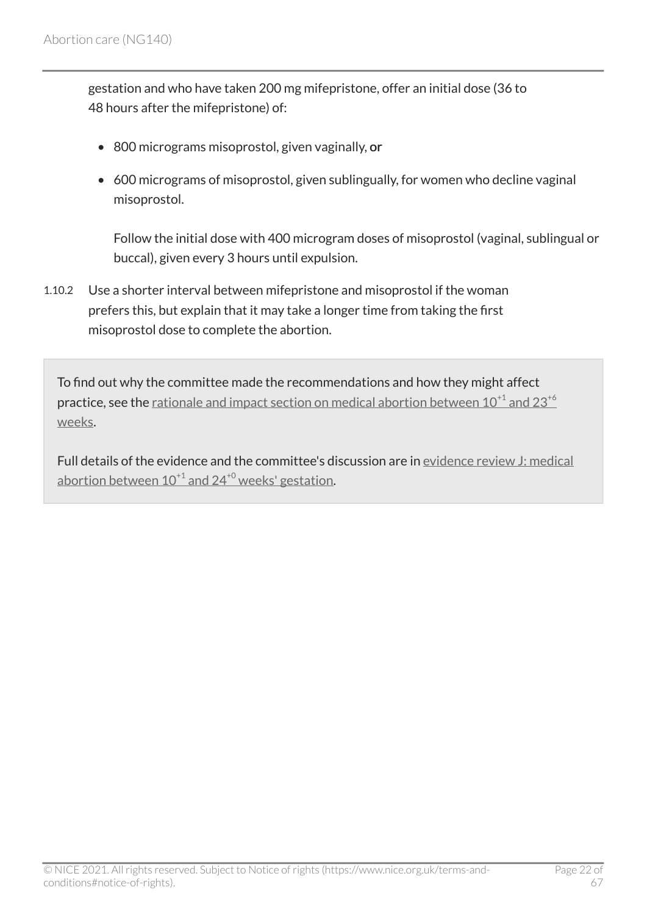gestation and who have taken 200 mg mifepristone, offer an initial dose (36 to 48 hours after the mifepristone) of:

- 800 micrograms misoprostol, given vaginally, **or**
- 600 micrograms of misoprostol, given sublingually, for women who decline vaginal misoprostol.

  Follow the initial dose with 400 microgram doses of misoprostol (vaginal, sublingual or buccal), given every 3 hours until expulsion.

1.10.2 Use a shorter interval between mifepristone and misoprostol if the woman prefers this, but explain that it may take a longer time from taking the first misoprostol dose to complete the abortion.

> To find out why the committee made the recommendations and how they might affect practice, see the rationale and impact section on medical abortion between $10^{+1}$ and $23^{+6}$ weeks.
>
> Full details of the evidence and the committee's discussion are in evidence review J: medical abortion between $10^{+1}$ and $24^{+0}$ weeks' gestation.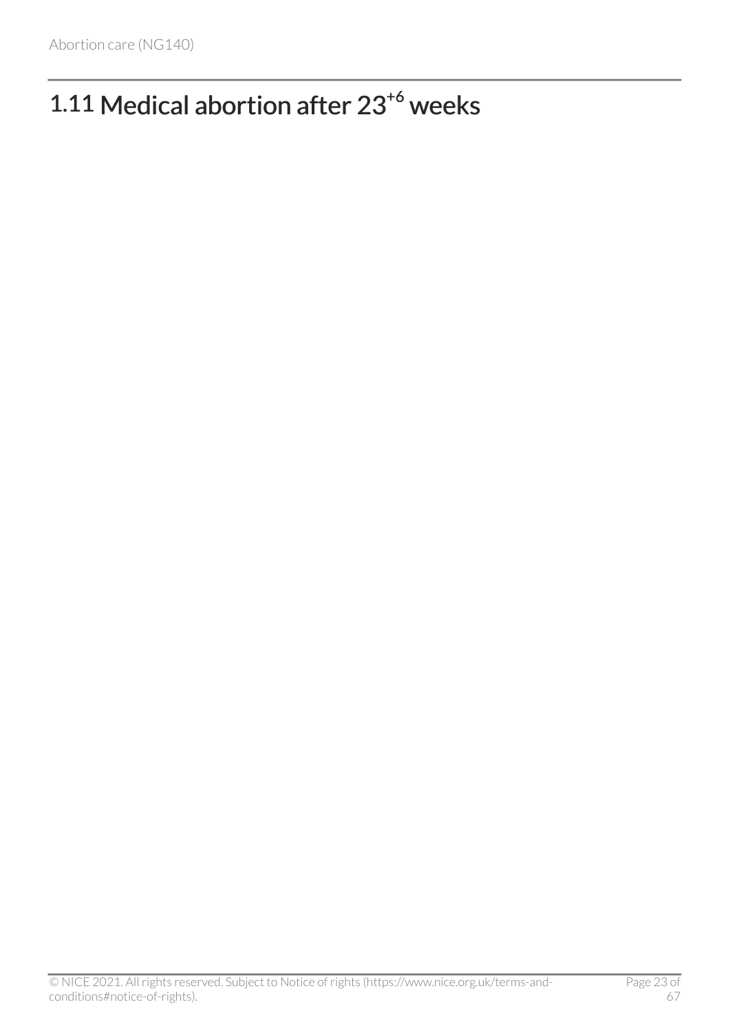## 1.11 Medical abortion after $23^{+6}$ weeks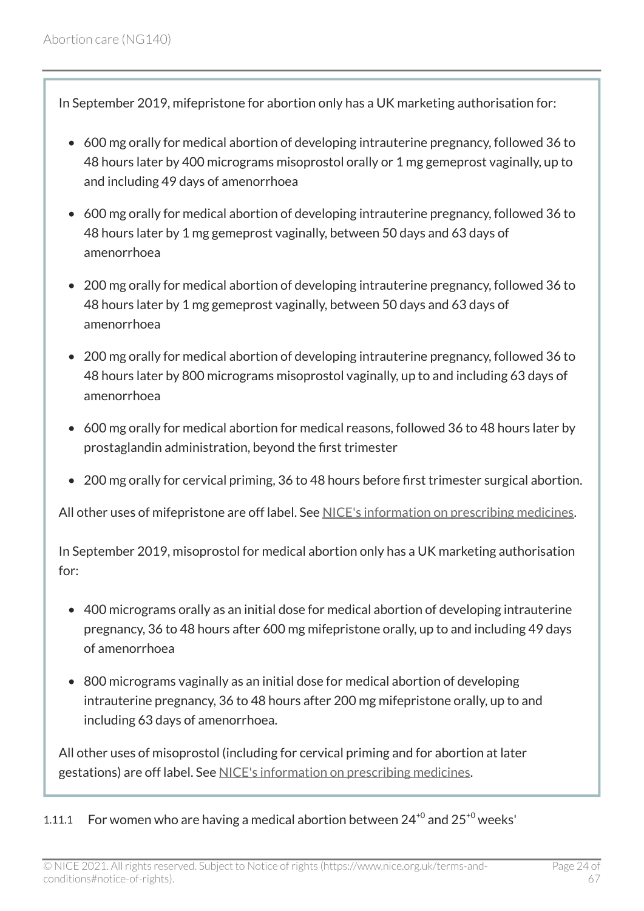In September 2019, mifepristone for abortion only has a UK marketing authorisation for:

- 600 mg orally for medical abortion of developing intrauterine pregnancy, followed 36 to 48 hours later by 400 micrograms misoprostol orally or 1 mg gemeprost vaginally, up to and including 49 days of amenorrhoea
- 600 mg orally for medical abortion of developing intrauterine pregnancy, followed 36 to 48 hours later by 1 mg gemeprost vaginally, between 50 days and 63 days of amenorrhoea
- 200 mg orally for medical abortion of developing intrauterine pregnancy, followed 36 to 48 hours later by 1 mg gemeprost vaginally, between 50 days and 63 days of amenorrhoea
- 200 mg orally for medical abortion of developing intrauterine pregnancy, followed 36 to 48 hours later by 800 micrograms misoprostol vaginally, up to and including 63 days of amenorrhoea
- 600 mg orally for medical abortion for medical reasons, followed 36 to 48 hours later by prostaglandin administration, beyond the first trimester
- 200 mg orally for cervical priming, 36 to 48 hours before first trimester surgical abortion.

All other uses of mifepristone are off label. See NICE's information on prescribing medicines.

In September 2019, misoprostol for medical abortion only has a UK marketing authorisation for:

- 400 micrograms orally as an initial dose for medical abortion of developing intrauterine pregnancy, 36 to 48 hours after 600 mg mifepristone orally, up to and including 49 days of amenorrhoea
- 800 micrograms vaginally as an initial dose for medical abortion of developing intrauterine pregnancy, 36 to 48 hours after 200 mg mifepristone orally, up to and including 63 days of amenorrhoea.

All other uses of misoprostol (including for cervical priming and for abortion at later gestations) are off label. See NICE's information on prescribing medicines.

1.11.1 For women who are having a medical abortion between $24^{+0}$ and $25^{+0}$ weeks'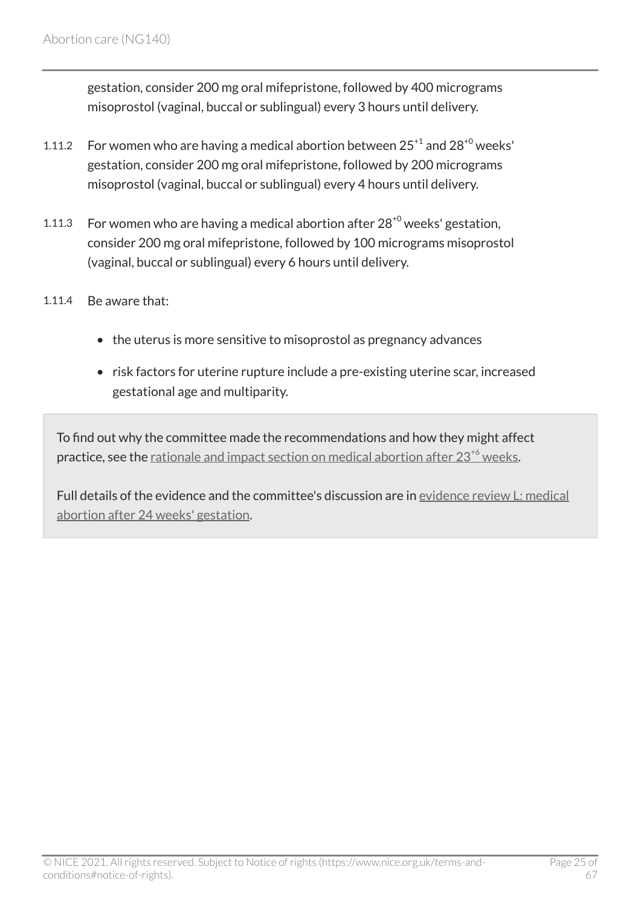gestation, consider 200 mg oral mifepristone, followed by 400 micrograms misoprostol (vaginal, buccal or sublingual) every 3 hours until delivery.

1.11.2 For women who are having a medical abortion between $25^{+1}$ and $28^{+0}$ weeks' gestation, consider 200 mg oral mifepristone, followed by 200 micrograms misoprostol (vaginal, buccal or sublingual) every 4 hours until delivery.

1.11.3 For women who are having a medical abortion after $28^{+0}$ weeks' gestation, consider 200 mg oral mifepristone, followed by 100 micrograms misoprostol (vaginal, buccal or sublingual) every 6 hours until delivery.

1.11.4 Be aware that:

- the uterus is more sensitive to misoprostol as pregnancy advances
- risk factors for uterine rupture include a pre-existing uterine scar, increased gestational age and multiparity.

To find out why the committee made the recommendations and how they might affect practice, see the rationale and impact section on medical abortion after $23^{+6}$ weeks.

Full details of the evidence and the committee's discussion are in evidence review L: medical abortion after 24 weeks' gestation.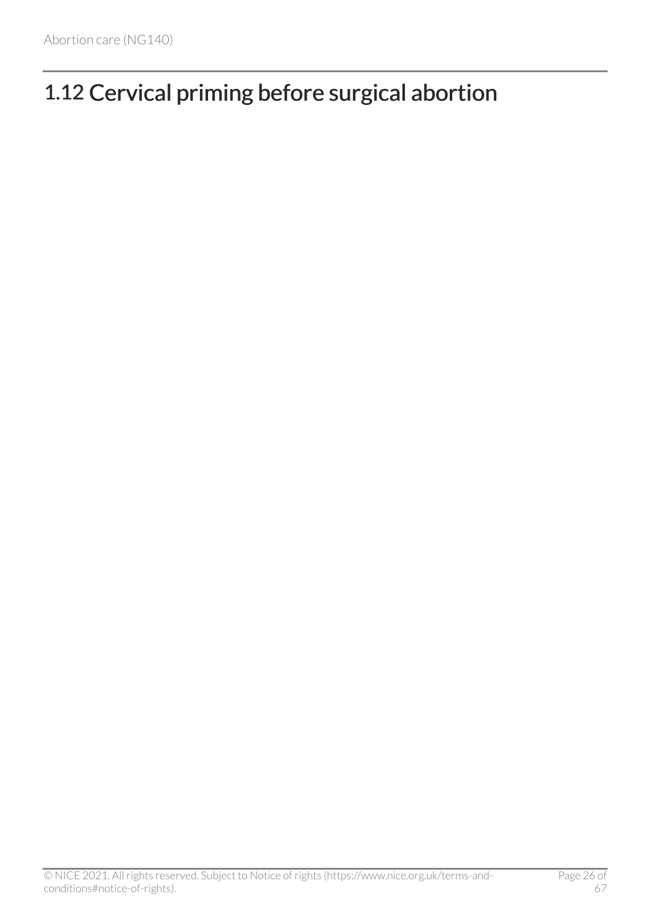## 1.12 Cervical priming before surgical abortion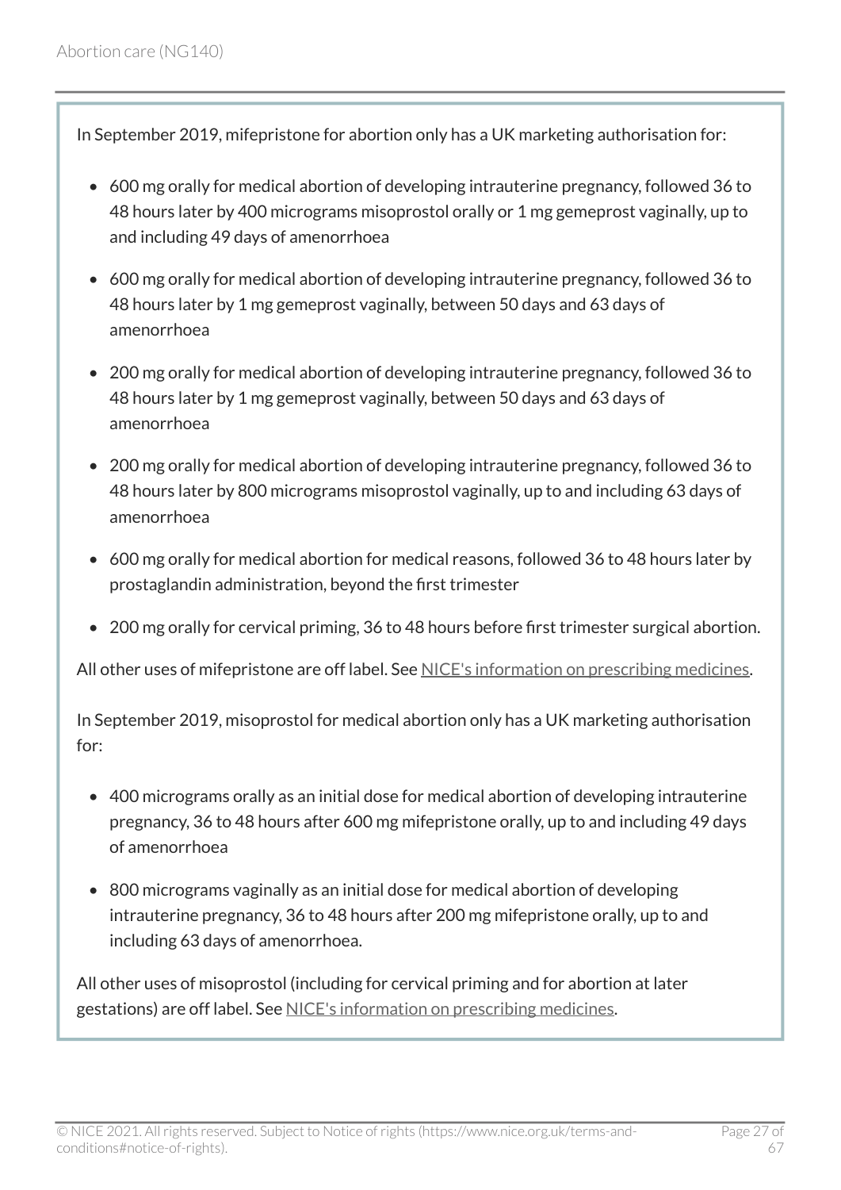In September 2019, mifepristone for abortion only has a UK marketing authorisation for:

- 600 mg orally for medical abortion of developing intrauterine pregnancy, followed 36 to 48 hours later by 400 micrograms misoprostol orally or 1 mg gemeprost vaginally, up to and including 49 days of amenorrhoea
- 600 mg orally for medical abortion of developing intrauterine pregnancy, followed 36 to 48 hours later by 1 mg gemeprost vaginally, between 50 days and 63 days of amenorrhoea
- 200 mg orally for medical abortion of developing intrauterine pregnancy, followed 36 to 48 hours later by 1 mg gemeprost vaginally, between 50 days and 63 days of amenorrhoea
- 200 mg orally for medical abortion of developing intrauterine pregnancy, followed 36 to 48 hours later by 800 micrograms misoprostol vaginally, up to and including 63 days of amenorrhoea
- 600 mg orally for medical abortion for medical reasons, followed 36 to 48 hours later by prostaglandin administration, beyond the first trimester
- 200 mg orally for cervical priming, 36 to 48 hours before first trimester surgical abortion.

All other uses of mifepristone are off label. See NICE's information on prescribing medicines.

In September 2019, misoprostol for medical abortion only has a UK marketing authorisation for:

- 400 micrograms orally as an initial dose for medical abortion of developing intrauterine pregnancy, 36 to 48 hours after 600 mg mifepristone orally, up to and including 49 days of amenorrhoea
- 800 micrograms vaginally as an initial dose for medical abortion of developing intrauterine pregnancy, 36 to 48 hours after 200 mg mifepristone orally, up to and including 63 days of amenorrhoea.

All other uses of misoprostol (including for cervical priming and for abortion at later gestations) are off label. See NICE's information on prescribing medicines.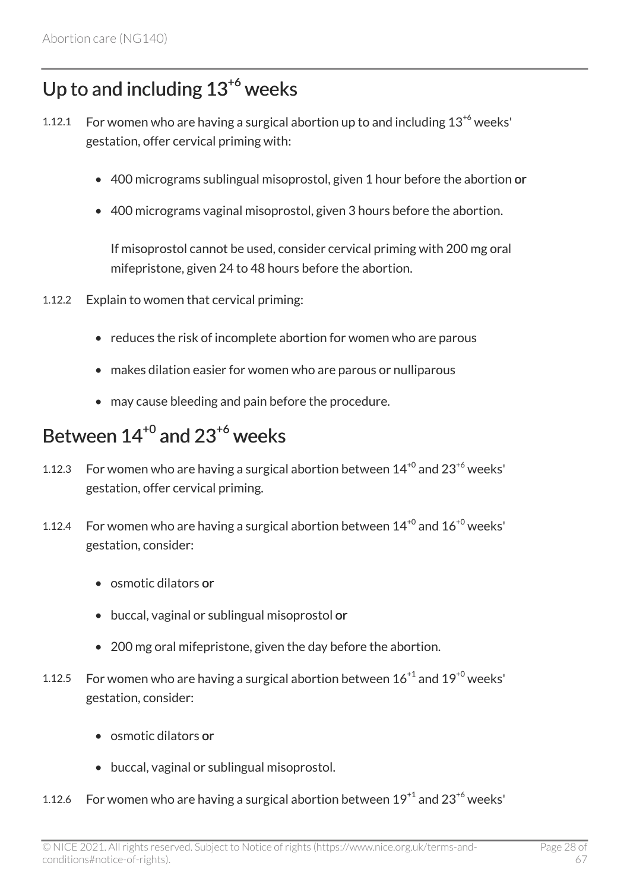## Up to and including $13^{+6}$ weeks

1.12.1 For women who are having a surgical abortion up to and including $13^{+6}$ weeks' gestation, offer cervical priming with:

- 400 micrograms sublingual misoprostol, given 1 hour before the abortion **or**
- 400 micrograms vaginal misoprostol, given 3 hours before the abortion.

  If misoprostol cannot be used, consider cervical priming with 200 mg oral mifepristone, given 24 to 48 hours before the abortion.

1.12.2 Explain to women that cervical priming:

- reduces the risk of incomplete abortion for women who are parous
- makes dilation easier for women who are parous or nulliparous
- may cause bleeding and pain before the procedure.

## Between $14^{+0}$ and $23^{+6}$ weeks

1.12.3 For women who are having a surgical abortion between $14^{+0}$ and $23^{+6}$ weeks' gestation, offer cervical priming.

1.12.4 For women who are having a surgical abortion between $14^{+0}$ and $16^{+0}$ weeks' gestation, consider:

- osmotic dilators **or**
- buccal, vaginal or sublingual misoprostol **or**
- 200 mg oral mifepristone, given the day before the abortion.

1.12.5 For women who are having a surgical abortion between $16^{+1}$ and $19^{+0}$ weeks' gestation, consider:

- osmotic dilators **or**
- buccal, vaginal or sublingual misoprostol.

1.12.6 For women who are having a surgical abortion between $19^{+1}$ and $23^{+6}$ weeks'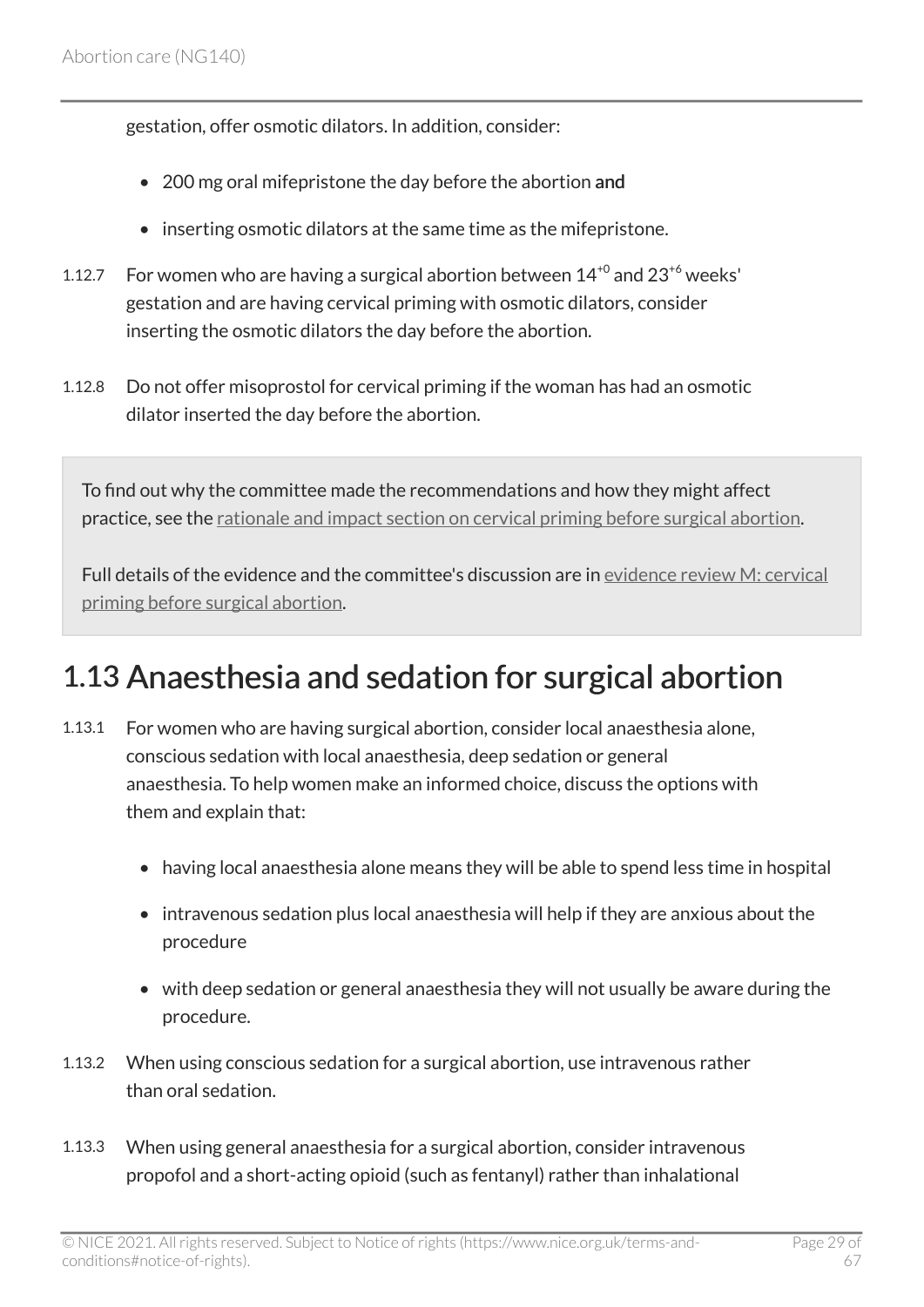gestation, offer osmotic dilators. In addition, consider:

- 200 mg oral mifepristone the day before the abortion **and**
- inserting osmotic dilators at the same time as the mifepristone.

1.12.7 For women who are having a surgical abortion between $14^{+0}$ and $23^{+6}$ weeks' gestation and are having cervical priming with osmotic dilators, consider inserting the osmotic dilators the day before the abortion.

1.12.8 Do not offer misoprostol for cervical priming if the woman has had an osmotic dilator inserted the day before the abortion.

To find out why the committee made the recommendations and how they might affect practice, see the rationale and impact section on cervical priming before surgical abortion.

Full details of the evidence and the committee's discussion are in evidence review M: cervical priming before surgical abortion.

## 1.13 Anaesthesia and sedation for surgical abortion

1.13.1 For women who are having surgical abortion, consider local anaesthesia alone, conscious sedation with local anaesthesia, deep sedation or general anaesthesia. To help women make an informed choice, discuss the options with them and explain that:

- having local anaesthesia alone means they will be able to spend less time in hospital
- intravenous sedation plus local anaesthesia will help if they are anxious about the procedure
- with deep sedation or general anaesthesia they will not usually be aware during the procedure.

1.13.2 When using conscious sedation for a surgical abortion, use intravenous rather than oral sedation.

1.13.3 When using general anaesthesia for a surgical abortion, consider intravenous propofol and a short-acting opioid (such as fentanyl) rather than inhalational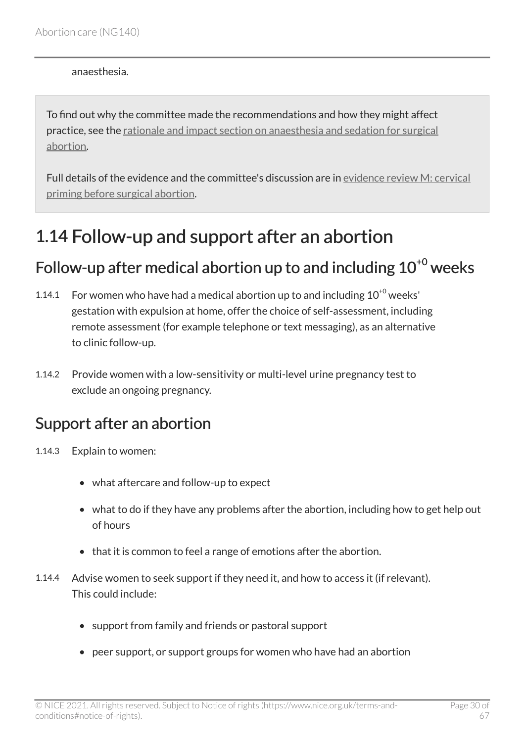anaesthesia.

To find out why the committee made the recommendations and how they might affect practice, see the rationale and impact section on anaesthesia and sedation for surgical abortion.

Full details of the evidence and the committee's discussion are in evidence review M: cervical priming before surgical abortion.

## 1.14 Follow-up and support after an abortion

### Follow-up after medical abortion up to and including $10^{+0}$ weeks

1.14.1 For women who have had a medical abortion up to and including $10^{+0}$ weeks' gestation with expulsion at home, offer the choice of self-assessment, including remote assessment (for example telephone or text messaging), as an alternative to clinic follow-up.

1.14.2 Provide women with a low-sensitivity or multi-level urine pregnancy test to exclude an ongoing pregnancy.

### Support after an abortion

1.14.3 Explain to women:

- what aftercare and follow-up to expect
- what to do if they have any problems after the abortion, including how to get help out of hours
- that it is common to feel a range of emotions after the abortion.

1.14.4 Advise women to seek support if they need it, and how to access it (if relevant). This could include:

- support from family and friends or pastoral support
- peer support, or support groups for women who have had an abortion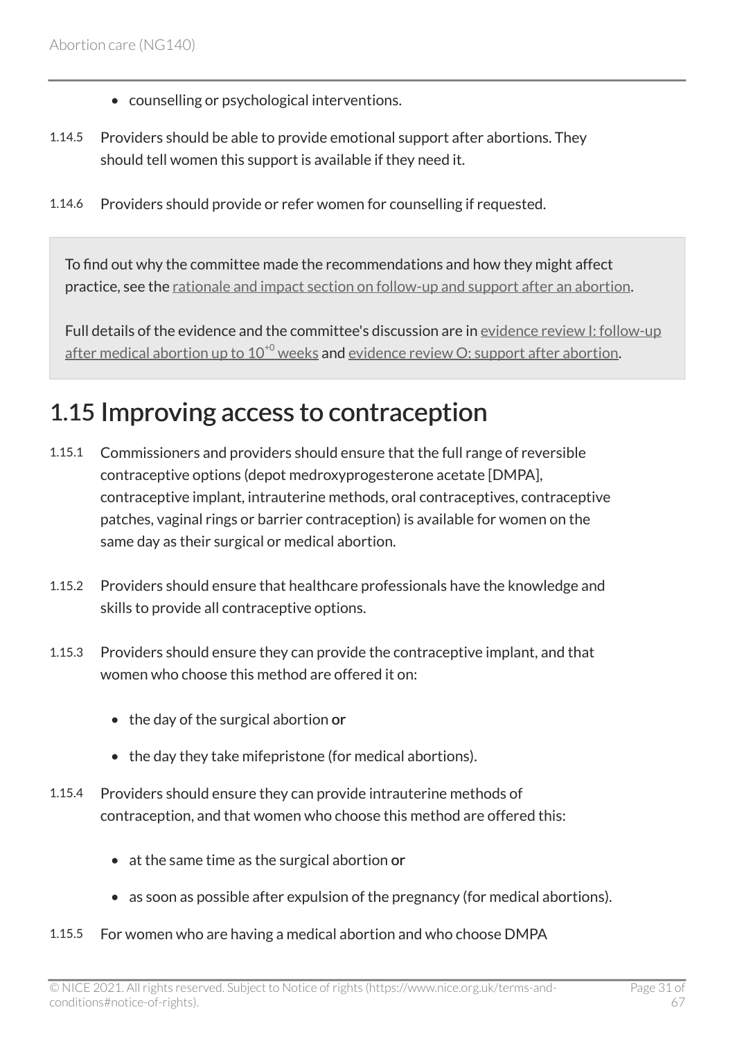- counselling or psychological interventions.

1.14.5 Providers should be able to provide emotional support after abortions. They should tell women this support is available if they need it.

1.14.6 Providers should provide or refer women for counselling if requested.

> To find out why the committee made the recommendations and how they might affect practice, see the rationale and impact section on follow-up and support after an abortion.
>
> Full details of the evidence and the committee's discussion are in evidence review I: follow-up after medical abortion up to $10^{+0}$ weeks and evidence review O: support after abortion.

## 1.15 Improving access to contraception

1.15.1 Commissioners and providers should ensure that the full range of reversible contraceptive options (depot medroxyprogesterone acetate [DMPA], contraceptive implant, intrauterine methods, oral contraceptives, contraceptive patches, vaginal rings or barrier contraception) is available for women on the same day as their surgical or medical abortion.

1.15.2 Providers should ensure that healthcare professionals have the knowledge and skills to provide all contraceptive options.

1.15.3 Providers should ensure they can provide the contraceptive implant, and that women who choose this method are offered it on:

- the day of the surgical abortion **or**
- the day they take mifepristone (for medical abortions).

1.15.4 Providers should ensure they can provide intrauterine methods of contraception, and that women who choose this method are offered this:

- at the same time as the surgical abortion **or**
- as soon as possible after expulsion of the pregnancy (for medical abortions).

1.15.5 For women who are having a medical abortion and who choose DMPA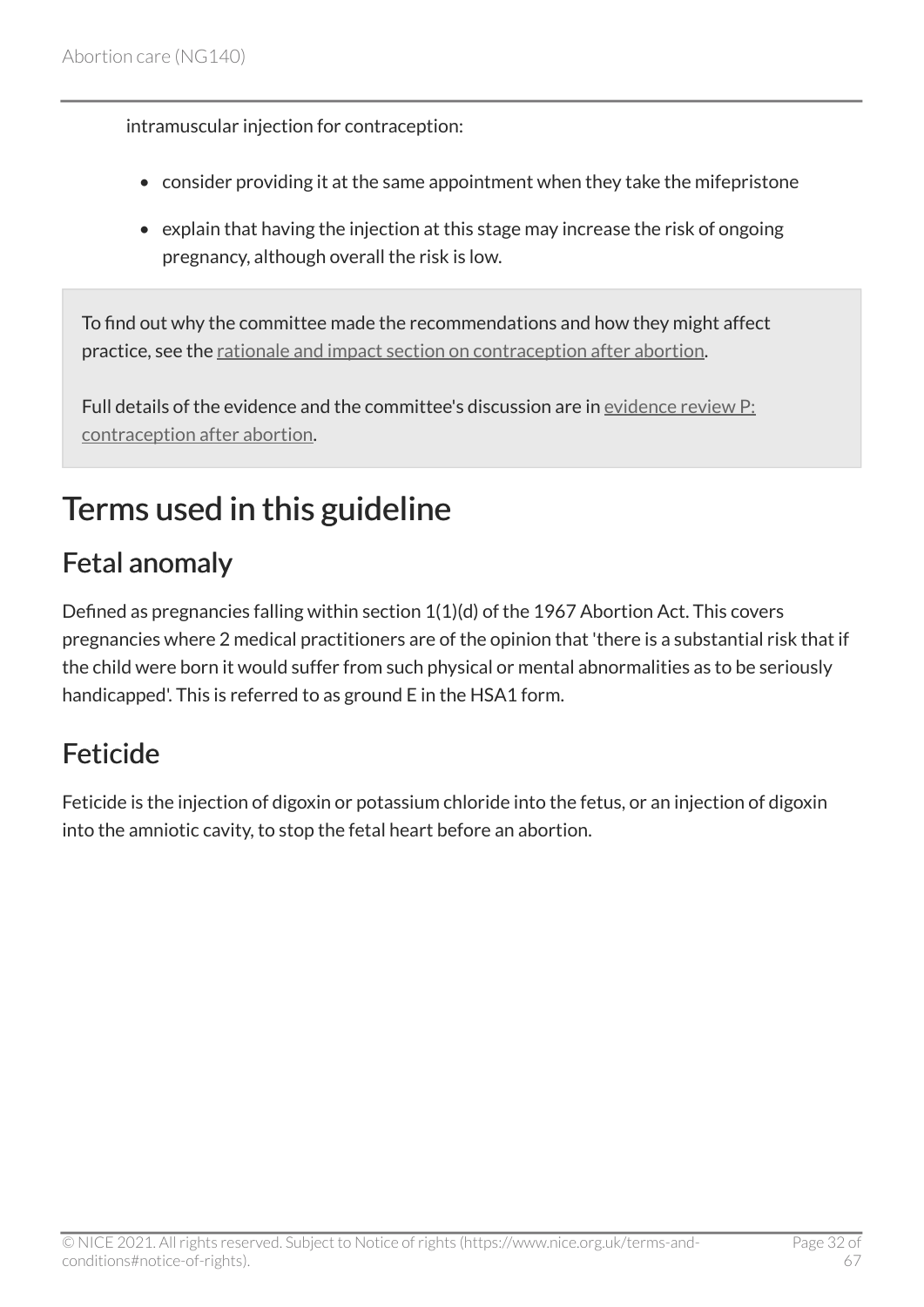intramuscular injection for contraception:

- consider providing it at the same appointment when they take the mifepristone
- explain that having the injection at this stage may increase the risk of ongoing pregnancy, although overall the risk is low.

To find out why the committee made the recommendations and how they might affect practice, see the rationale and impact section on contraception after abortion.

Full details of the evidence and the committee's discussion are in evidence review P: contraception after abortion.

# Terms used in this guideline

## Fetal anomaly

Defined as pregnancies falling within section 1(1)(d) of the 1967 Abortion Act. This covers pregnancies where 2 medical practitioners are of the opinion that 'there is a substantial risk that if the child were born it would suffer from such physical or mental abnormalities as to be seriously handicapped'. This is referred to as ground E in the HSA1 form.

## Feticide

Feticide is the injection of digoxin or potassium chloride into the fetus, or an injection of digoxin into the amniotic cavity, to stop the fetal heart before an abortion.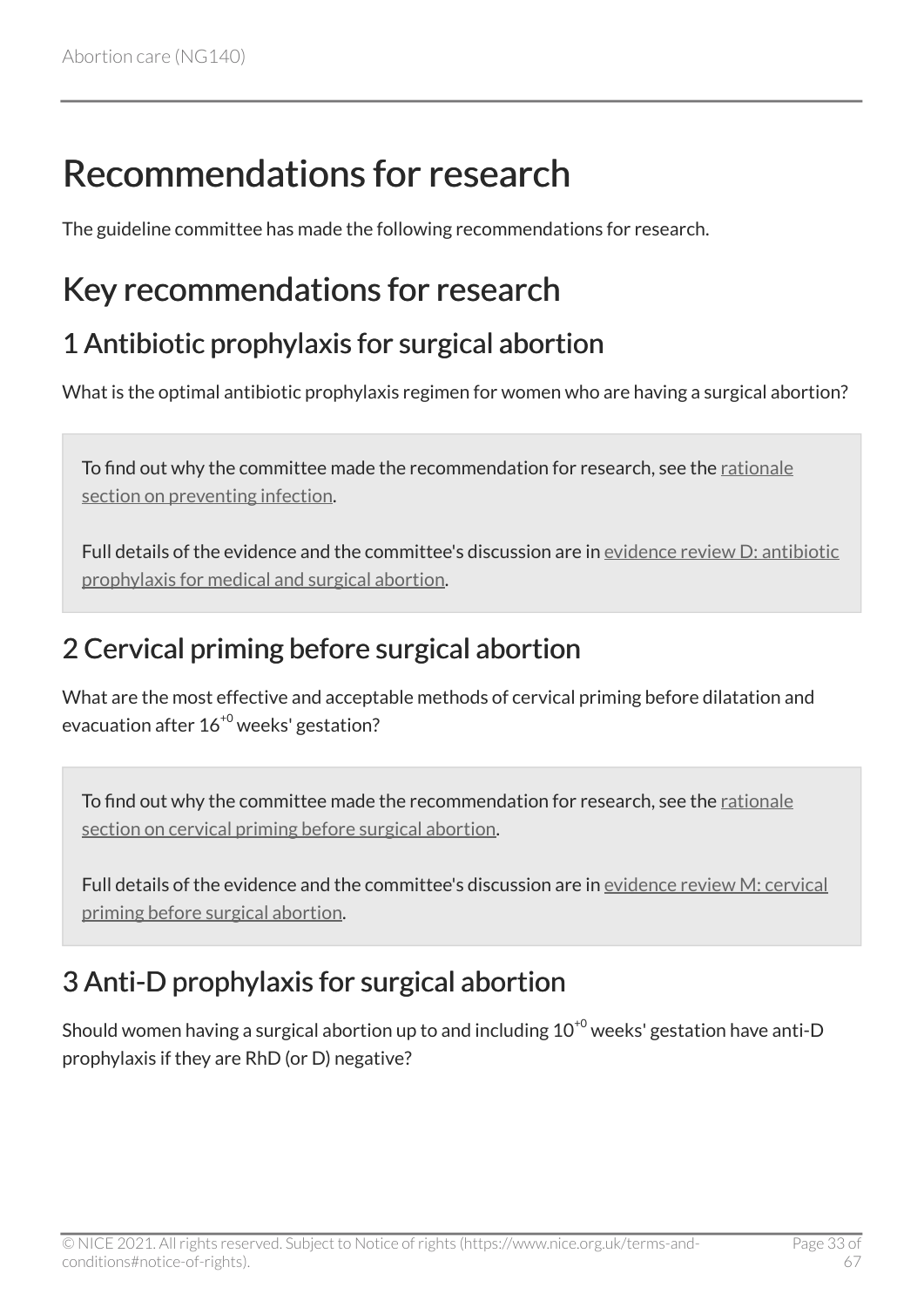# Recommendations for research

The guideline committee has made the following recommendations for research.

## Key recommendations for research

### 1 Antibiotic prophylaxis for surgical abortion

What is the optimal antibiotic prophylaxis regimen for women who are having a surgical abortion?

> To find out why the committee made the recommendation for research, see the rationale section on preventing infection.
>
> Full details of the evidence and the committee's discussion are in evidence review D: antibiotic prophylaxis for medical and surgical abortion.

### 2 Cervical priming before surgical abortion

What are the most effective and acceptable methods of cervical priming before dilatation and evacuation after $16^{+0}$ weeks' gestation?

> To find out why the committee made the recommendation for research, see the rationale section on cervical priming before surgical abortion.
>
> Full details of the evidence and the committee's discussion are in evidence review M: cervical priming before surgical abortion.

### 3 Anti-D prophylaxis for surgical abortion

Should women having a surgical abortion up to and including $10^{+0}$ weeks' gestation have anti-D prophylaxis if they are RhD (or D) negative?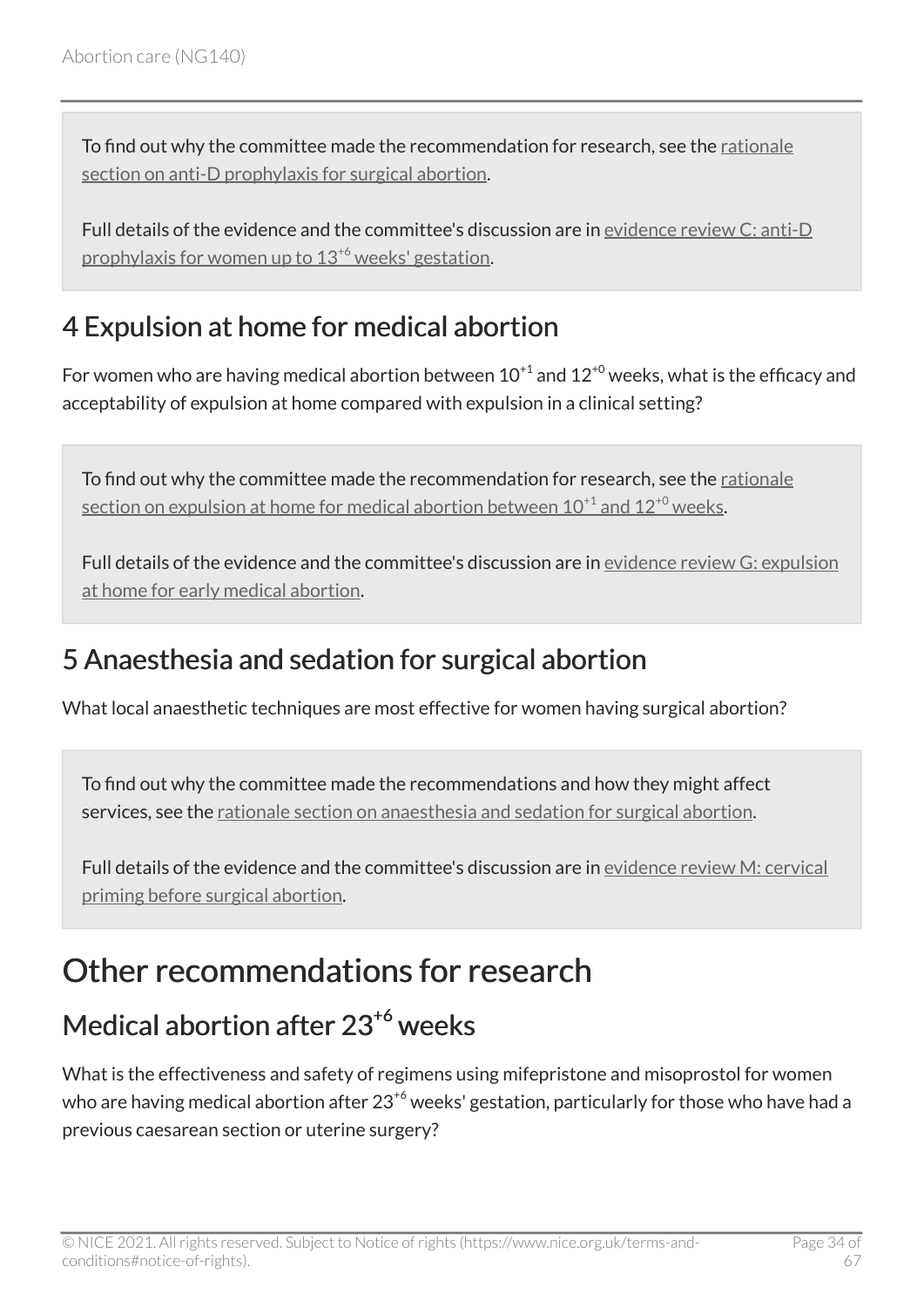To find out why the committee made the recommendation for research, see the rationale section on anti-D prophylaxis for surgical abortion.

Full details of the evidence and the committee's discussion are in evidence review C: anti-D prophylaxis for women up to $13^{+6}$ weeks' gestation.

## 4 Expulsion at home for medical abortion

For women who are having medical abortion between $10^{+1}$ and $12^{+0}$ weeks, what is the efficacy and acceptability of expulsion at home compared with expulsion in a clinical setting?

To find out why the committee made the recommendation for research, see the rationale section on expulsion at home for medical abortion between $10^{+1}$ and $12^{+0}$ weeks.

Full details of the evidence and the committee's discussion are in evidence review G: expulsion at home for early medical abortion.

## 5 Anaesthesia and sedation for surgical abortion

What local anaesthetic techniques are most effective for women having surgical abortion?

To find out why the committee made the recommendations and how they might affect services, see the rationale section on anaesthesia and sedation for surgical abortion.

Full details of the evidence and the committee's discussion are in evidence review M: cervical priming before surgical abortion.

# Other recommendations for research

## Medical abortion after $23^{+6}$ weeks

What is the effectiveness and safety of regimens using mifepristone and misoprostol for women who are having medical abortion after $23^{+6}$ weeks' gestation, particularly for those who have had a previous caesarean section or uterine surgery?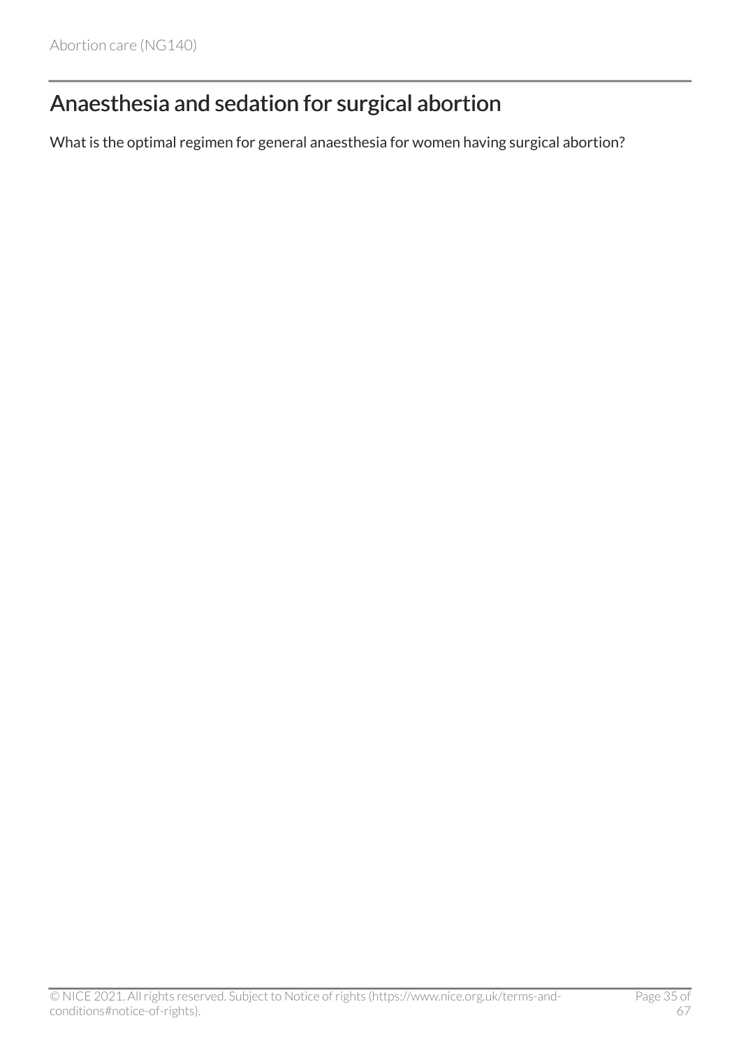## Anaesthesia and sedation for surgical abortion

What is the optimal regimen for general anaesthesia for women having surgical abortion?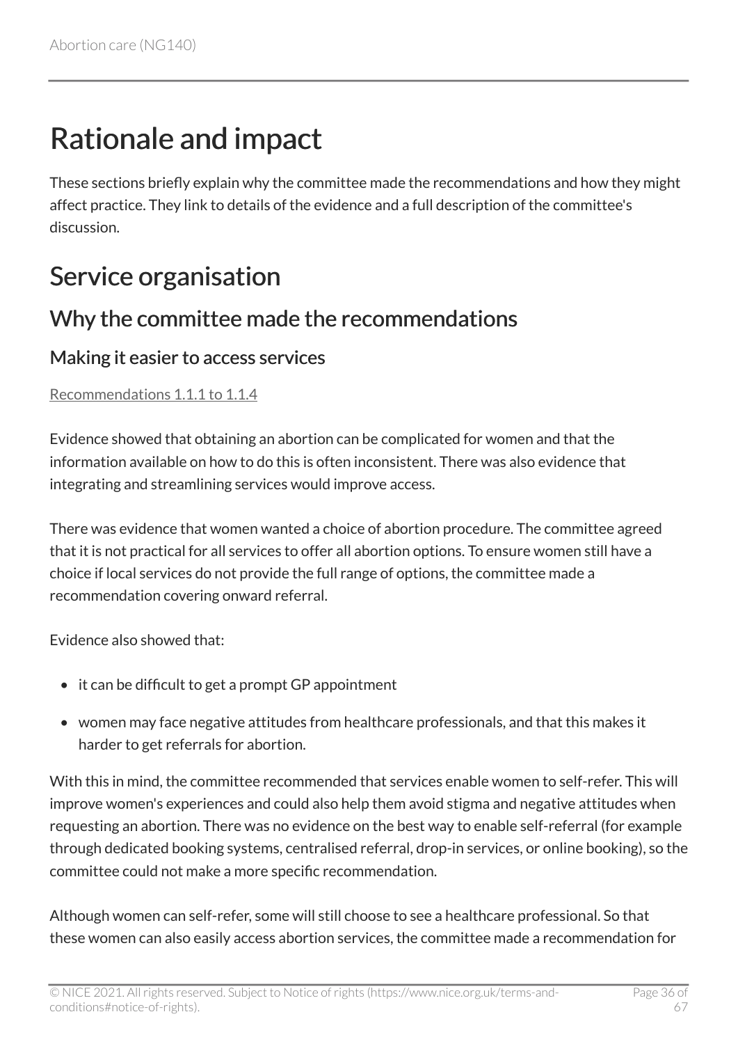# Rationale and impact

These sections briefly explain why the committee made the recommendations and how they might affect practice. They link to details of the evidence and a full description of the committee's discussion.

# Service organisation

## Why the committee made the recommendations

### Making it easier to access services

Recommendations 1.1.1 to 1.1.4

Evidence showed that obtaining an abortion can be complicated for women and that the information available on how to do this is often inconsistent. There was also evidence that integrating and streamlining services would improve access.

There was evidence that women wanted a choice of abortion procedure. The committee agreed that it is not practical for all services to offer all abortion options. To ensure women still have a choice if local services do not provide the full range of options, the committee made a recommendation covering onward referral.

Evidence also showed that:

- it can be difficult to get a prompt GP appointment
- women may face negative attitudes from healthcare professionals, and that this makes it harder to get referrals for abortion.

With this in mind, the committee recommended that services enable women to self-refer. This will improve women's experiences and could also help them avoid stigma and negative attitudes when requesting an abortion. There was no evidence on the best way to enable self-referral (for example through dedicated booking systems, centralised referral, drop-in services, or online booking), so the committee could not make a more specific recommendation.

Although women can self-refer, some will still choose to see a healthcare professional. So that these women can also easily access abortion services, the committee made a recommendation for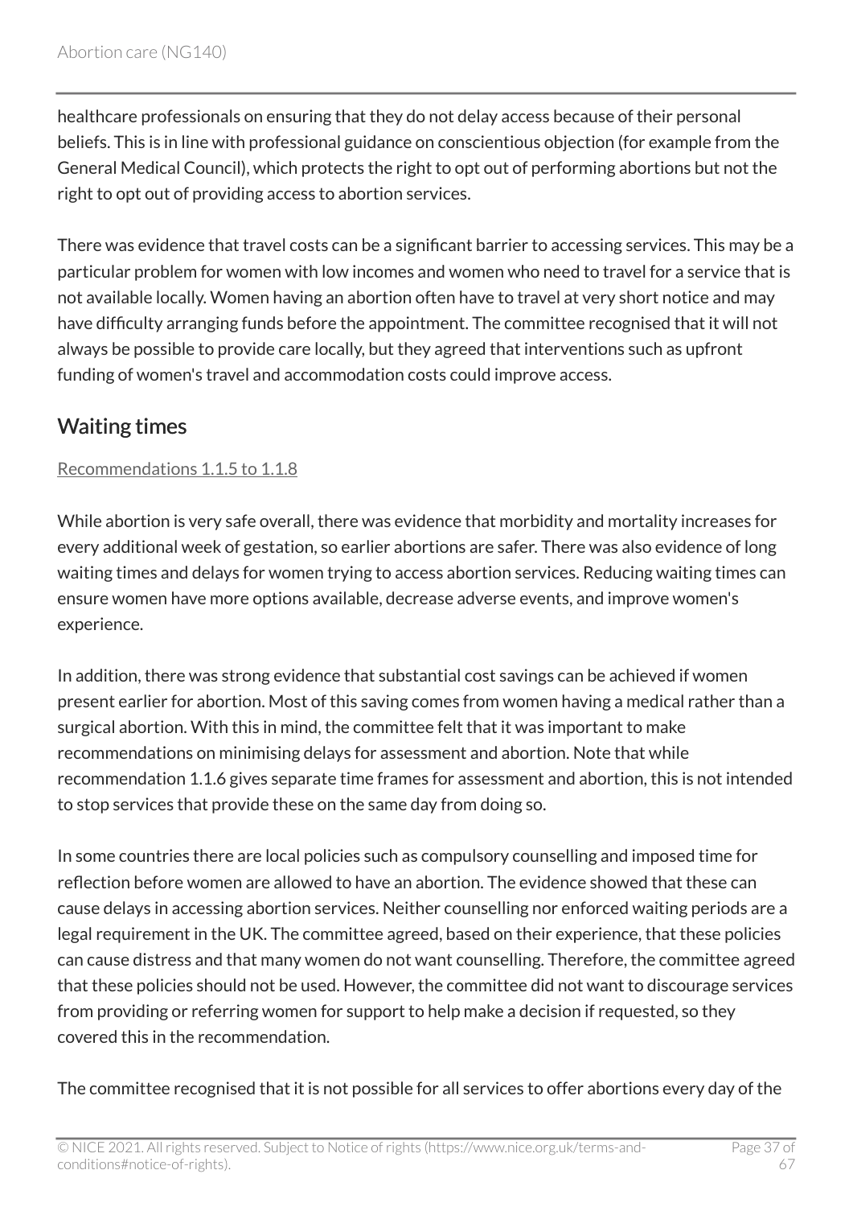healthcare professionals on ensuring that they do not delay access because of their personal beliefs. This is in line with professional guidance on conscientious objection (for example from the General Medical Council), which protects the right to opt out of performing abortions but not the right to opt out of providing access to abortion services.

There was evidence that travel costs can be a significant barrier to accessing services. This may be a particular problem for women with low incomes and women who need to travel for a service that is not available locally. Women having an abortion often have to travel at very short notice and may have difficulty arranging funds before the appointment. The committee recognised that it will not always be possible to provide care locally, but they agreed that interventions such as upfront funding of women's travel and accommodation costs could improve access.

## Waiting times

Recommendations 1.1.5 to 1.1.8

While abortion is very safe overall, there was evidence that morbidity and mortality increases for every additional week of gestation, so earlier abortions are safer. There was also evidence of long waiting times and delays for women trying to access abortion services. Reducing waiting times can ensure women have more options available, decrease adverse events, and improve women's experience.

In addition, there was strong evidence that substantial cost savings can be achieved if women present earlier for abortion. Most of this saving comes from women having a medical rather than a surgical abortion. With this in mind, the committee felt that it was important to make recommendations on minimising delays for assessment and abortion. Note that while recommendation 1.1.6 gives separate time frames for assessment and abortion, this is not intended to stop services that provide these on the same day from doing so.

In some countries there are local policies such as compulsory counselling and imposed time for reflection before women are allowed to have an abortion. The evidence showed that these can cause delays in accessing abortion services. Neither counselling nor enforced waiting periods are a legal requirement in the UK. The committee agreed, based on their experience, that these policies can cause distress and that many women do not want counselling. Therefore, the committee agreed that these policies should not be used. However, the committee did not want to discourage services from providing or referring women for support to help make a decision if requested, so they covered this in the recommendation.

The committee recognised that it is not possible for all services to offer abortions every day of the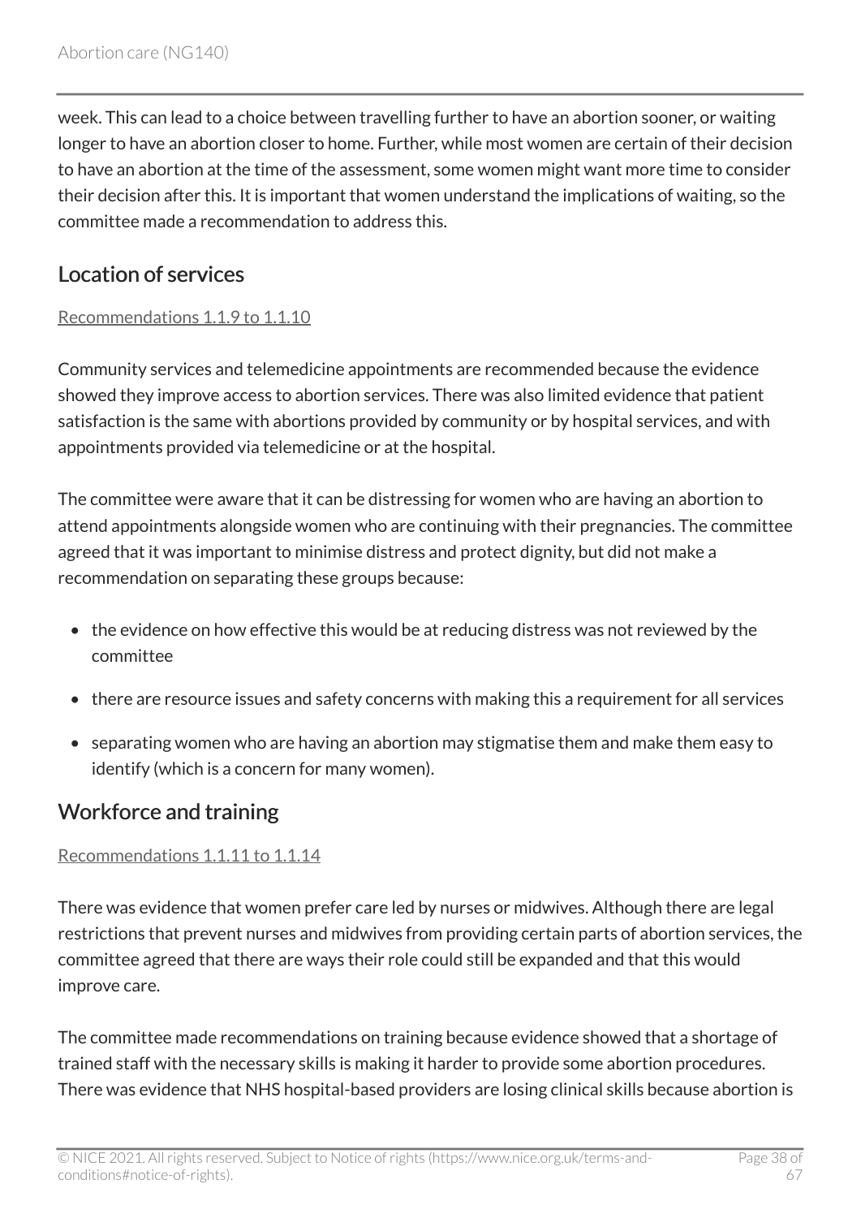week. This can lead to a choice between travelling further to have an abortion sooner, or waiting longer to have an abortion closer to home. Further, while most women are certain of their decision to have an abortion at the time of the assessment, some women might want more time to consider their decision after this. It is important that women understand the implications of waiting, so the committee made a recommendation to address this.

## Location of services

Recommendations 1.1.9 to 1.1.10

Community services and telemedicine appointments are recommended because the evidence showed they improve access to abortion services. There was also limited evidence that patient satisfaction is the same with abortions provided by community or by hospital services, and with appointments provided via telemedicine or at the hospital.

The committee were aware that it can be distressing for women who are having an abortion to attend appointments alongside women who are continuing with their pregnancies. The committee agreed that it was important to minimise distress and protect dignity, but did not make a recommendation on separating these groups because:

- the evidence on how effective this would be at reducing distress was not reviewed by the committee
- there are resource issues and safety concerns with making this a requirement for all services
- separating women who are having an abortion may stigmatise them and make them easy to identify (which is a concern for many women).

## Workforce and training

Recommendations 1.1.11 to 1.1.14

There was evidence that women prefer care led by nurses or midwives. Although there are legal restrictions that prevent nurses and midwives from providing certain parts of abortion services, the committee agreed that there are ways their role could still be expanded and that this would improve care.

The committee made recommendations on training because evidence showed that a shortage of trained staff with the necessary skills is making it harder to provide some abortion procedures. There was evidence that NHS hospital-based providers are losing clinical skills because abortion is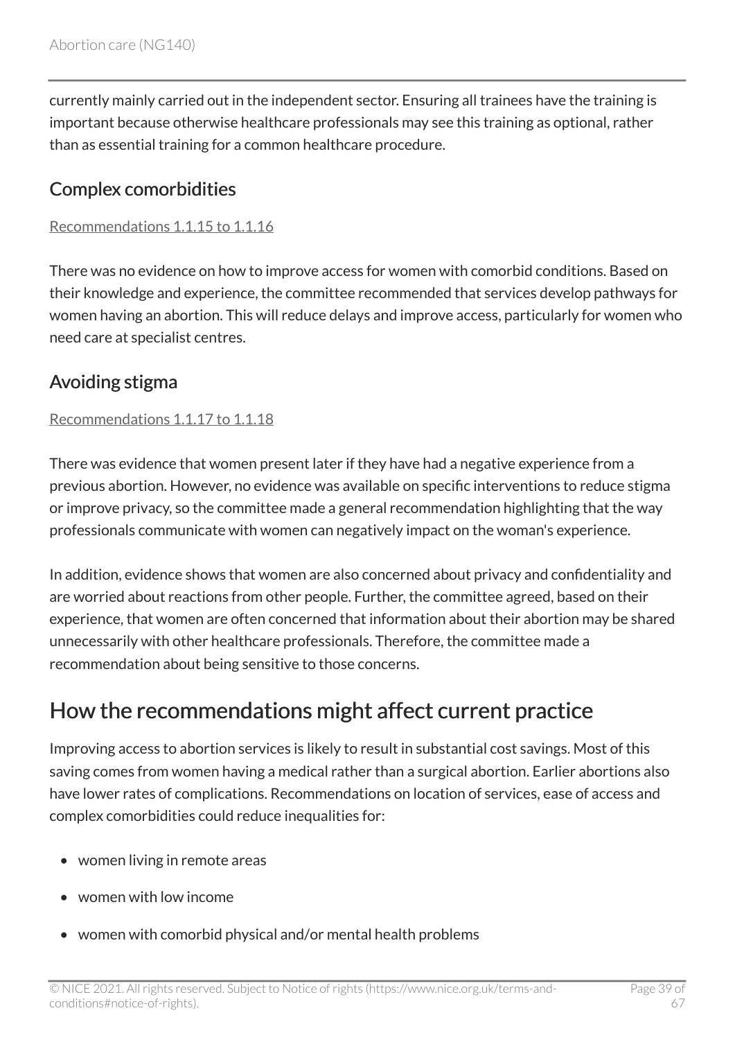currently mainly carried out in the independent sector. Ensuring all trainees have the training is important because otherwise healthcare professionals may see this training as optional, rather than as essential training for a common healthcare procedure.

### Complex comorbidities

Recommendations 1.1.15 to 1.1.16

There was no evidence on how to improve access for women with comorbid conditions. Based on their knowledge and experience, the committee recommended that services develop pathways for women having an abortion. This will reduce delays and improve access, particularly for women who need care at specialist centres.

### Avoiding stigma

Recommendations 1.1.17 to 1.1.18

There was evidence that women present later if they have had a negative experience from a previous abortion. However, no evidence was available on specific interventions to reduce stigma or improve privacy, so the committee made a general recommendation highlighting that the way professionals communicate with women can negatively impact on the woman's experience.

In addition, evidence shows that women are also concerned about privacy and confidentiality and are worried about reactions from other people. Further, the committee agreed, based on their experience, that women are often concerned that information about their abortion may be shared unnecessarily with other healthcare professionals. Therefore, the committee made a recommendation about being sensitive to those concerns.

## How the recommendations might affect current practice

Improving access to abortion services is likely to result in substantial cost savings. Most of this saving comes from women having a medical rather than a surgical abortion. Earlier abortions also have lower rates of complications. Recommendations on location of services, ease of access and complex comorbidities could reduce inequalities for:

- women living in remote areas
- women with low income
- women with comorbid physical and/or mental health problems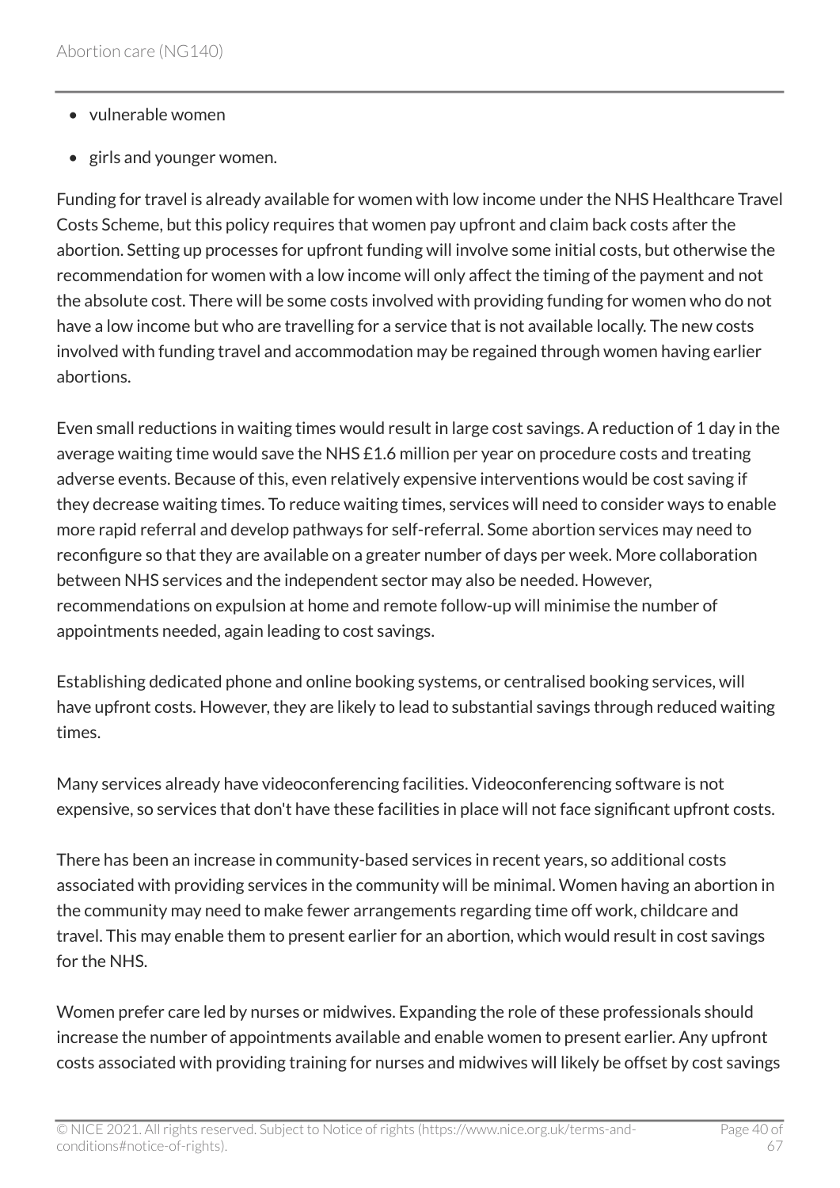- vulnerable women
- girls and younger women.

Funding for travel is already available for women with low income under the NHS Healthcare Travel Costs Scheme, but this policy requires that women pay upfront and claim back costs after the abortion. Setting up processes for upfront funding will involve some initial costs, but otherwise the recommendation for women with a low income will only affect the timing of the payment and not the absolute cost. There will be some costs involved with providing funding for women who do not have a low income but who are travelling for a service that is not available locally. The new costs involved with funding travel and accommodation may be regained through women having earlier abortions.

Even small reductions in waiting times would result in large cost savings. A reduction of 1 day in the average waiting time would save the NHS £1.6 million per year on procedure costs and treating adverse events. Because of this, even relatively expensive interventions would be cost saving if they decrease waiting times. To reduce waiting times, services will need to consider ways to enable more rapid referral and develop pathways for self-referral. Some abortion services may need to reconfigure so that they are available on a greater number of days per week. More collaboration between NHS services and the independent sector may also be needed. However, recommendations on expulsion at home and remote follow-up will minimise the number of appointments needed, again leading to cost savings.

Establishing dedicated phone and online booking systems, or centralised booking services, will have upfront costs. However, they are likely to lead to substantial savings through reduced waiting times.

Many services already have videoconferencing facilities. Videoconferencing software is not expensive, so services that don't have these facilities in place will not face significant upfront costs.

There has been an increase in community-based services in recent years, so additional costs associated with providing services in the community will be minimal. Women having an abortion in the community may need to make fewer arrangements regarding time off work, childcare and travel. This may enable them to present earlier for an abortion, which would result in cost savings for the NHS.

Women prefer care led by nurses or midwives. Expanding the role of these professionals should increase the number of appointments available and enable women to present earlier. Any upfront costs associated with providing training for nurses and midwives will likely be offset by cost savings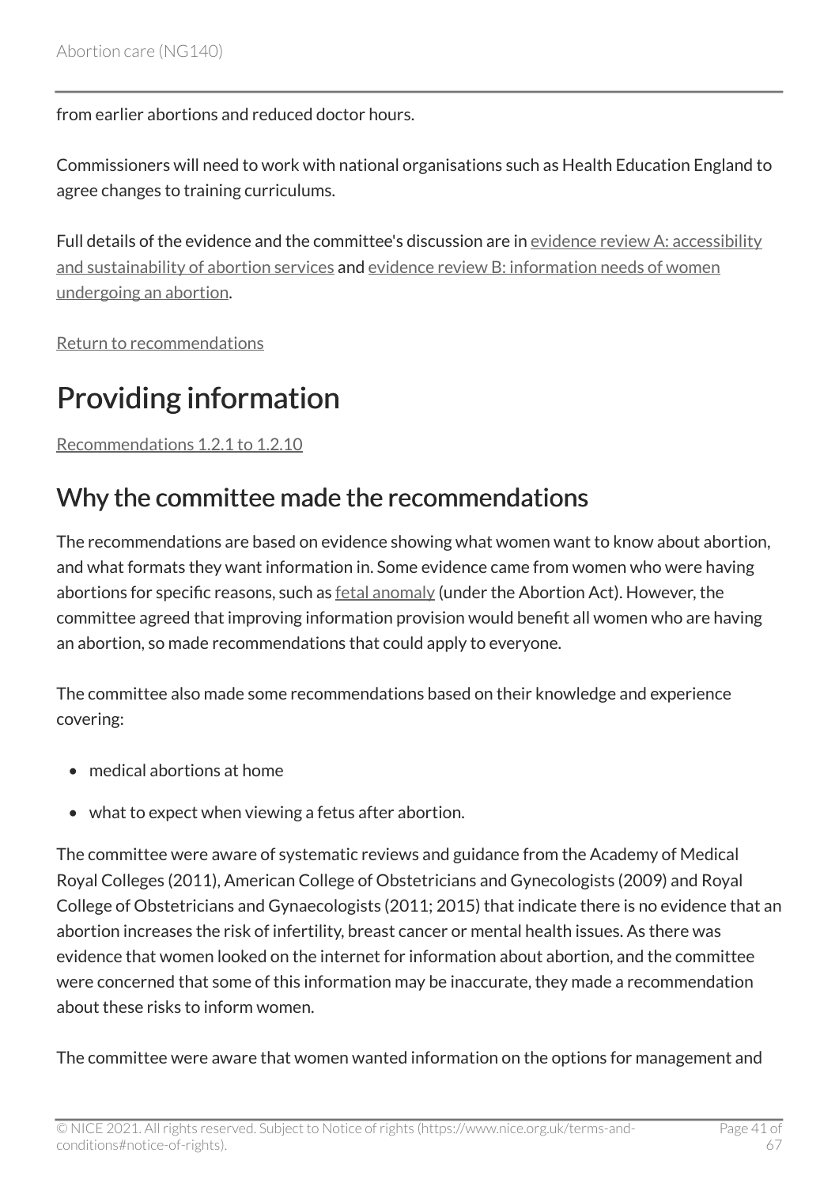from earlier abortions and reduced doctor hours.

Commissioners will need to work with national organisations such as Health Education England to agree changes to training curriculums.

Full details of the evidence and the committee's discussion are in evidence review A: accessibility and sustainability of abortion services and evidence review B: information needs of women undergoing an abortion.

Return to recommendations

# Providing information

Recommendations 1.2.1 to 1.2.10

## Why the committee made the recommendations

The recommendations are based on evidence showing what women want to know about abortion, and what formats they want information in. Some evidence came from women who were having abortions for specific reasons, such as fetal anomaly (under the Abortion Act). However, the committee agreed that improving information provision would benefit all women who are having an abortion, so made recommendations that could apply to everyone.

The committee also made some recommendations based on their knowledge and experience covering:

- medical abortions at home
- what to expect when viewing a fetus after abortion.

The committee were aware of systematic reviews and guidance from the Academy of Medical Royal Colleges (2011), American College of Obstetricians and Gynecologists (2009) and Royal College of Obstetricians and Gynaecologists (2011; 2015) that indicate there is no evidence that an abortion increases the risk of infertility, breast cancer or mental health issues. As there was evidence that women looked on the internet for information about abortion, and the committee were concerned that some of this information may be inaccurate, they made a recommendation about these risks to inform women.

The committee were aware that women wanted information on the options for management and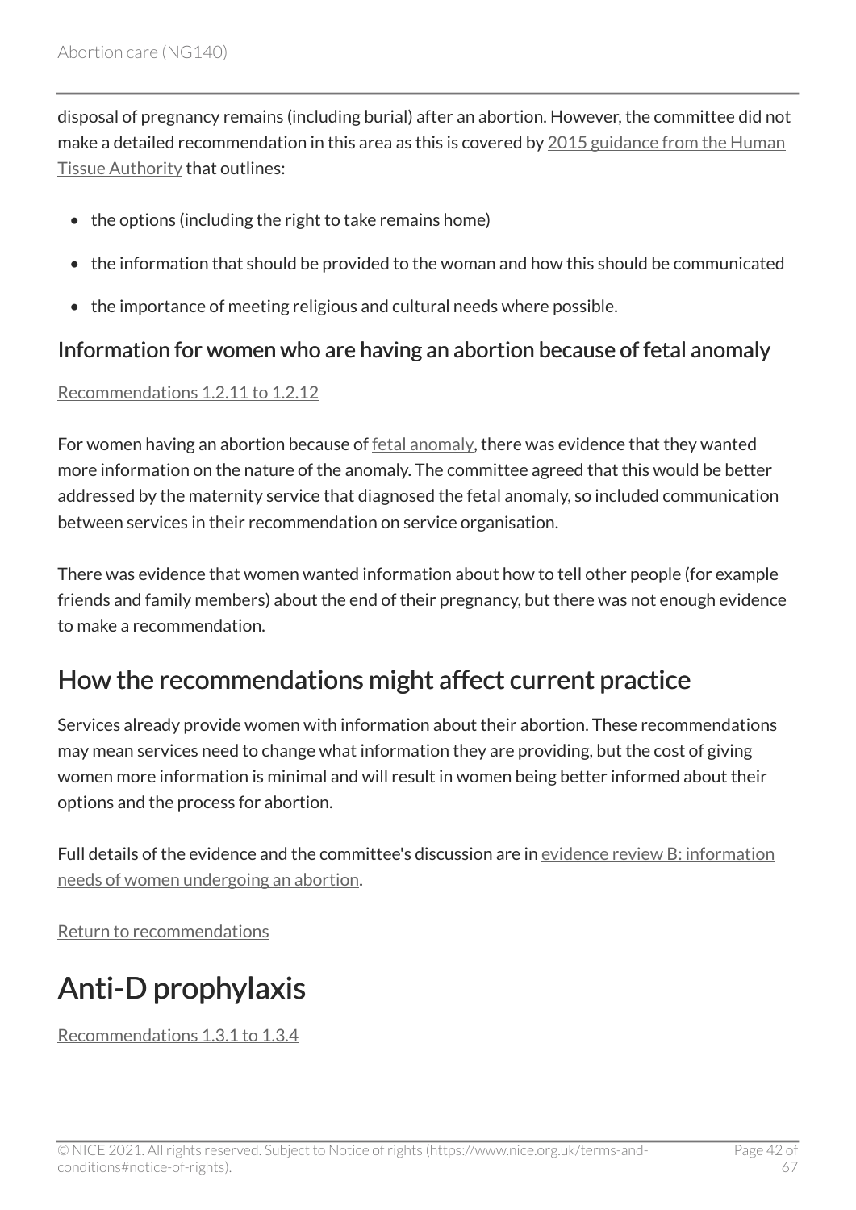disposal of pregnancy remains (including burial) after an abortion. However, the committee did not make a detailed recommendation in this area as this is covered by 2015 guidance from the Human Tissue Authority that outlines:

- the options (including the right to take remains home)
- the information that should be provided to the woman and how this should be communicated
- the importance of meeting religious and cultural needs where possible.

### Information for women who are having an abortion because of fetal anomaly

Recommendations 1.2.11 to 1.2.12

For women having an abortion because of fetal anomaly, there was evidence that they wanted more information on the nature of the anomaly. The committee agreed that this would be better addressed by the maternity service that diagnosed the fetal anomaly, so included communication between services in their recommendation on service organisation.

There was evidence that women wanted information about how to tell other people (for example friends and family members) about the end of their pregnancy, but there was not enough evidence to make a recommendation.

## How the recommendations might affect current practice

Services already provide women with information about their abortion. These recommendations may mean services need to change what information they are providing, but the cost of giving women more information is minimal and will result in women being better informed about their options and the process for abortion.

Full details of the evidence and the committee's discussion are in evidence review B: information needs of women undergoing an abortion.

Return to recommendations

# Anti-D prophylaxis

Recommendations 1.3.1 to 1.3.4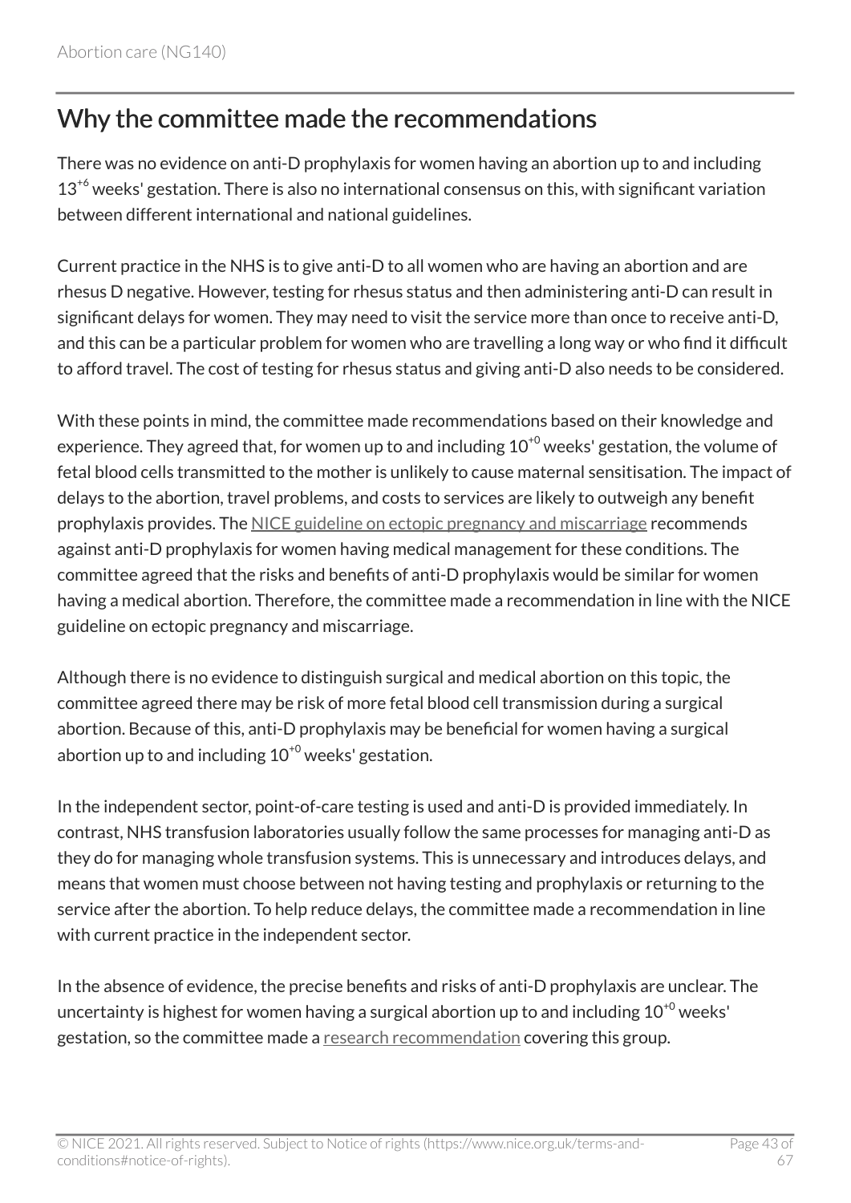## Why the committee made the recommendations

There was no evidence on anti-D prophylaxis for women having an abortion up to and including $13^{+6}$ weeks' gestation. There is also no international consensus on this, with significant variation between different international and national guidelines.

Current practice in the NHS is to give anti-D to all women who are having an abortion and are rhesus D negative. However, testing for rhesus status and then administering anti-D can result in significant delays for women. They may need to visit the service more than once to receive anti-D, and this can be a particular problem for women who are travelling a long way or who find it difficult to afford travel. The cost of testing for rhesus status and giving anti-D also needs to be considered.

With these points in mind, the committee made recommendations based on their knowledge and experience. They agreed that, for women up to and including $10^{+0}$ weeks' gestation, the volume of fetal blood cells transmitted to the mother is unlikely to cause maternal sensitisation. The impact of delays to the abortion, travel problems, and costs to services are likely to outweigh any benefit prophylaxis provides. The NICE guideline on ectopic pregnancy and miscarriage recommends against anti-D prophylaxis for women having medical management for these conditions. The committee agreed that the risks and benefits of anti-D prophylaxis would be similar for women having a medical abortion. Therefore, the committee made a recommendation in line with the NICE guideline on ectopic pregnancy and miscarriage.

Although there is no evidence to distinguish surgical and medical abortion on this topic, the committee agreed there may be risk of more fetal blood cell transmission during a surgical abortion. Because of this, anti-D prophylaxis may be beneficial for women having a surgical abortion up to and including $10^{+0}$ weeks' gestation.

In the independent sector, point-of-care testing is used and anti-D is provided immediately. In contrast, NHS transfusion laboratories usually follow the same processes for managing anti-D as they do for managing whole transfusion systems. This is unnecessary and introduces delays, and means that women must choose between not having testing and prophylaxis or returning to the service after the abortion. To help reduce delays, the committee made a recommendation in line with current practice in the independent sector.

In the absence of evidence, the precise benefits and risks of anti-D prophylaxis are unclear. The uncertainty is highest for women having a surgical abortion up to and including $10^{+0}$ weeks' gestation, so the committee made a research recommendation covering this group.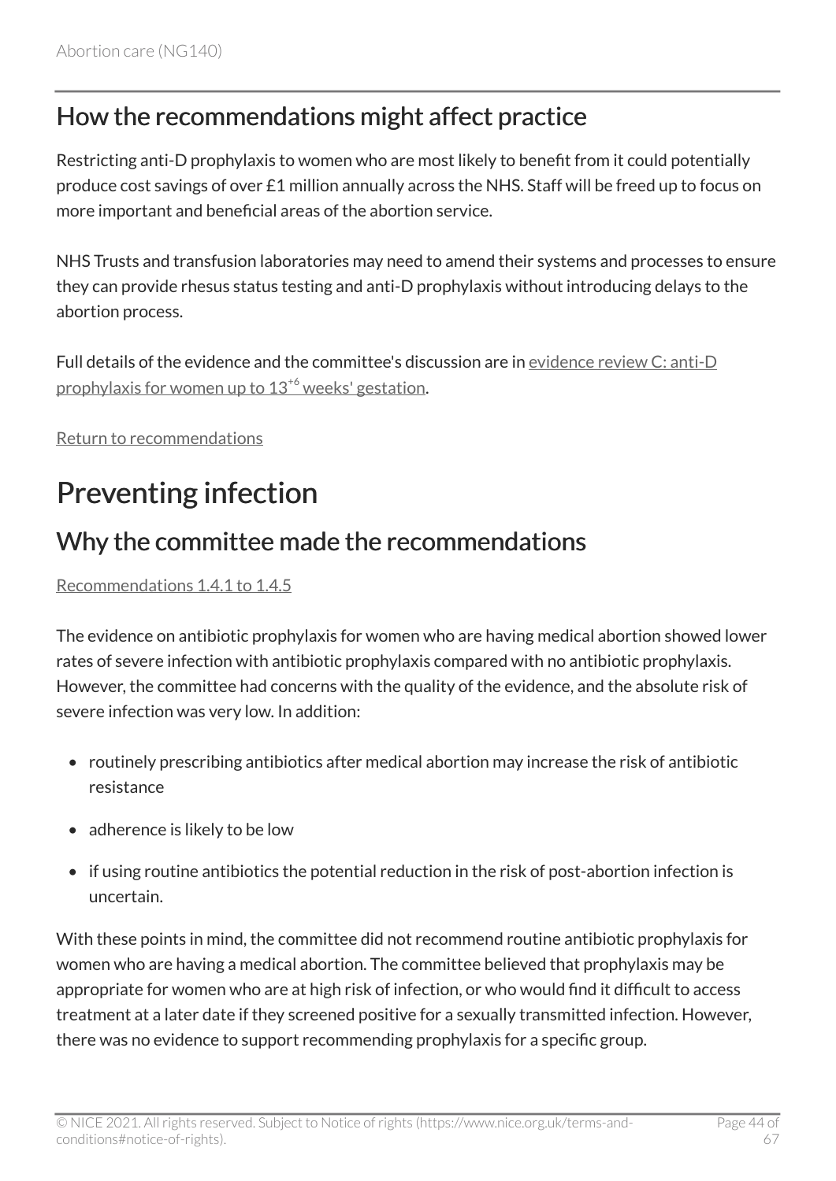## How the recommendations might affect practice

Restricting anti-D prophylaxis to women who are most likely to benefit from it could potentially produce cost savings of over £1 million annually across the NHS. Staff will be freed up to focus on more important and beneficial areas of the abortion service.

NHS Trusts and transfusion laboratories may need to amend their systems and processes to ensure they can provide rhesus status testing and anti-D prophylaxis without introducing delays to the abortion process.

Full details of the evidence and the committee's discussion are in evidence review C: anti-D prophylaxis for women up to $13^{+6}$ weeks' gestation.

Return to recommendations

# Preventing infection

## Why the committee made the recommendations

Recommendations 1.4.1 to 1.4.5

The evidence on antibiotic prophylaxis for women who are having medical abortion showed lower rates of severe infection with antibiotic prophylaxis compared with no antibiotic prophylaxis. However, the committee had concerns with the quality of the evidence, and the absolute risk of severe infection was very low. In addition:

- routinely prescribing antibiotics after medical abortion may increase the risk of antibiotic resistance
- adherence is likely to be low
- if using routine antibiotics the potential reduction in the risk of post-abortion infection is uncertain.

With these points in mind, the committee did not recommend routine antibiotic prophylaxis for women who are having a medical abortion. The committee believed that prophylaxis may be appropriate for women who are at high risk of infection, or who would find it difficult to access treatment at a later date if they screened positive for a sexually transmitted infection. However, there was no evidence to support recommending prophylaxis for a specific group.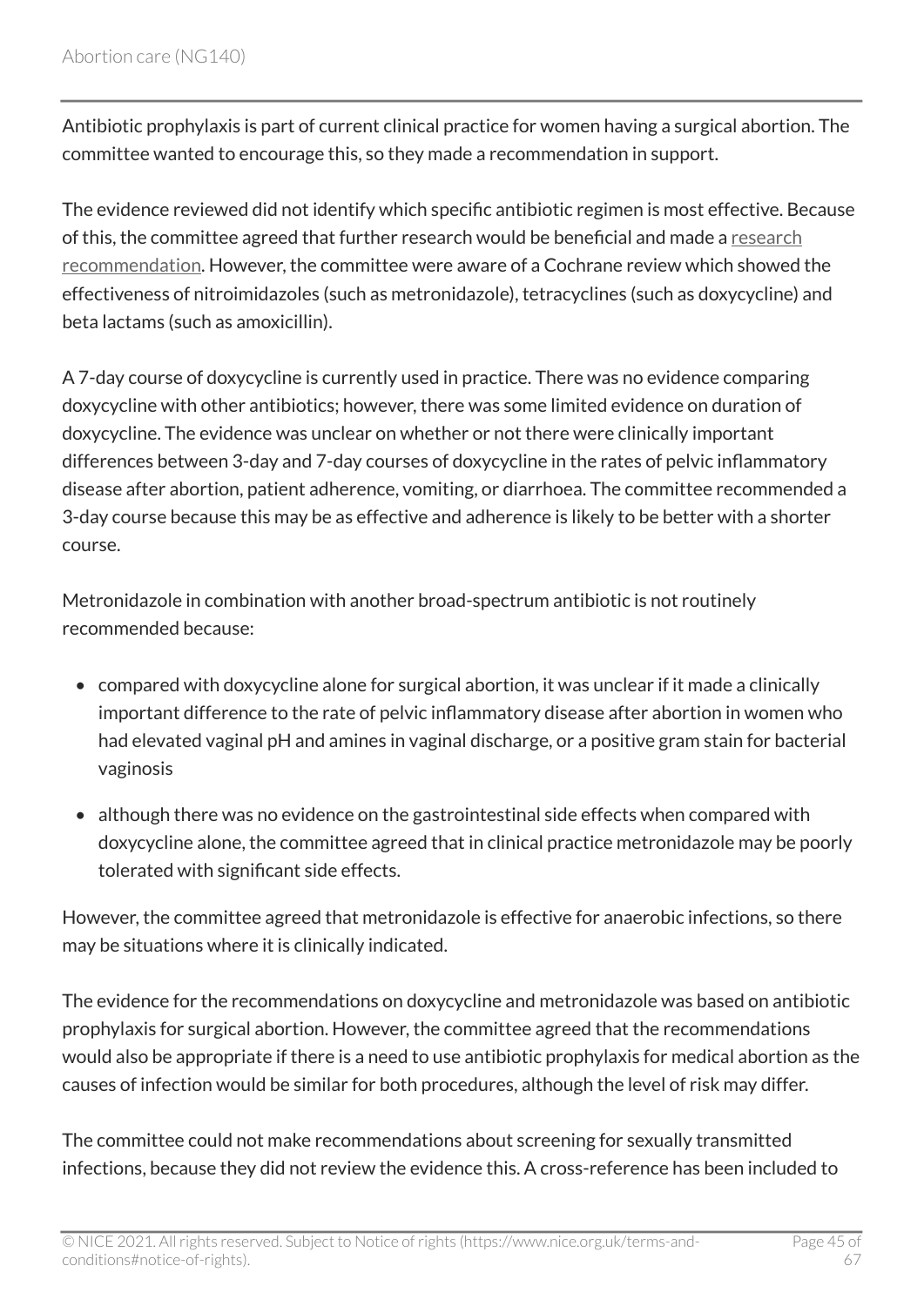Antibiotic prophylaxis is part of current clinical practice for women having a surgical abortion. The committee wanted to encourage this, so they made a recommendation in support.

The evidence reviewed did not identify which specific antibiotic regimen is most effective. Because of this, the committee agreed that further research would be beneficial and made a research recommendation. However, the committee were aware of a Cochrane review which showed the effectiveness of nitroimidazoles (such as metronidazole), tetracyclines (such as doxycycline) and beta lactams (such as amoxicillin).

A 7-day course of doxycycline is currently used in practice. There was no evidence comparing doxycycline with other antibiotics; however, there was some limited evidence on duration of doxycycline. The evidence was unclear on whether or not there were clinically important differences between 3-day and 7-day courses of doxycycline in the rates of pelvic inflammatory disease after abortion, patient adherence, vomiting, or diarrhoea. The committee recommended a 3-day course because this may be as effective and adherence is likely to be better with a shorter course.

Metronidazole in combination with another broad-spectrum antibiotic is not routinely recommended because:

- compared with doxycycline alone for surgical abortion, it was unclear if it made a clinically important difference to the rate of pelvic inflammatory disease after abortion in women who had elevated vaginal pH and amines in vaginal discharge, or a positive gram stain for bacterial vaginosis
- although there was no evidence on the gastrointestinal side effects when compared with doxycycline alone, the committee agreed that in clinical practice metronidazole may be poorly tolerated with significant side effects.

However, the committee agreed that metronidazole is effective for anaerobic infections, so there may be situations where it is clinically indicated.

The evidence for the recommendations on doxycycline and metronidazole was based on antibiotic prophylaxis for surgical abortion. However, the committee agreed that the recommendations would also be appropriate if there is a need to use antibiotic prophylaxis for medical abortion as the causes of infection would be similar for both procedures, although the level of risk may differ.

The committee could not make recommendations about screening for sexually transmitted infections, because they did not review the evidence this. A cross-reference has been included to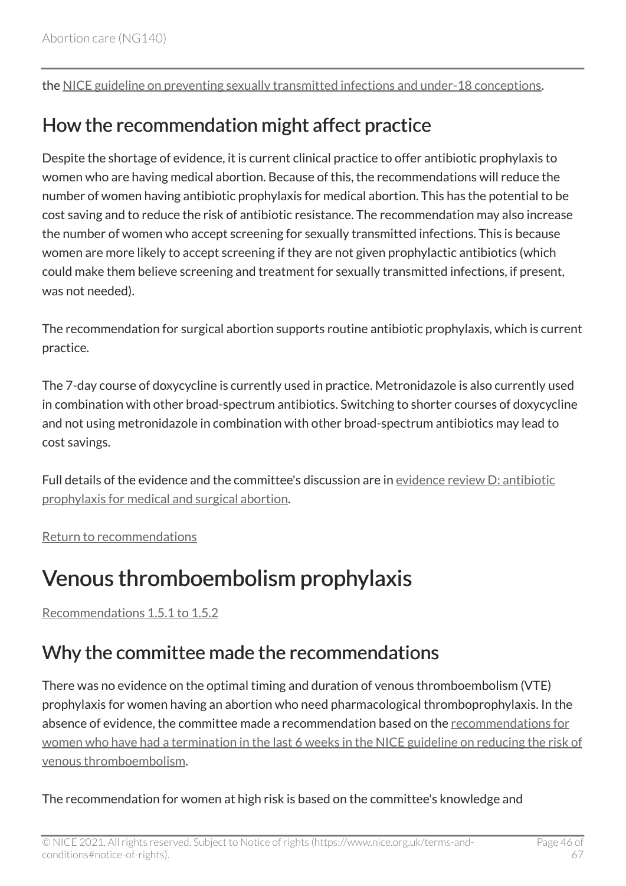the NICE guideline on preventing sexually transmitted infections and under-18 conceptions.

## How the recommendation might affect practice

Despite the shortage of evidence, it is current clinical practice to offer antibiotic prophylaxis to women who are having medical abortion. Because of this, the recommendations will reduce the number of women having antibiotic prophylaxis for medical abortion. This has the potential to be cost saving and to reduce the risk of antibiotic resistance. The recommendation may also increase the number of women who accept screening for sexually transmitted infections. This is because women are more likely to accept screening if they are not given prophylactic antibiotics (which could make them believe screening and treatment for sexually transmitted infections, if present, was not needed).

The recommendation for surgical abortion supports routine antibiotic prophylaxis, which is current practice.

The 7-day course of doxycycline is currently used in practice. Metronidazole is also currently used in combination with other broad-spectrum antibiotics. Switching to shorter courses of doxycycline and not using metronidazole in combination with other broad-spectrum antibiotics may lead to cost savings.

Full details of the evidence and the committee's discussion are in evidence review D: antibiotic prophylaxis for medical and surgical abortion.

Return to recommendations

# Venous thromboembolism prophylaxis

Recommendations 1.5.1 to 1.5.2

## Why the committee made the recommendations

There was no evidence on the optimal timing and duration of venous thromboembolism (VTE) prophylaxis for women having an abortion who need pharmacological thromboprophylaxis. In the absence of evidence, the committee made a recommendation based on the recommendations for women who have had a termination in the last 6 weeks in the NICE guideline on reducing the risk of venous thromboembolism.

The recommendation for women at high risk is based on the committee's knowledge and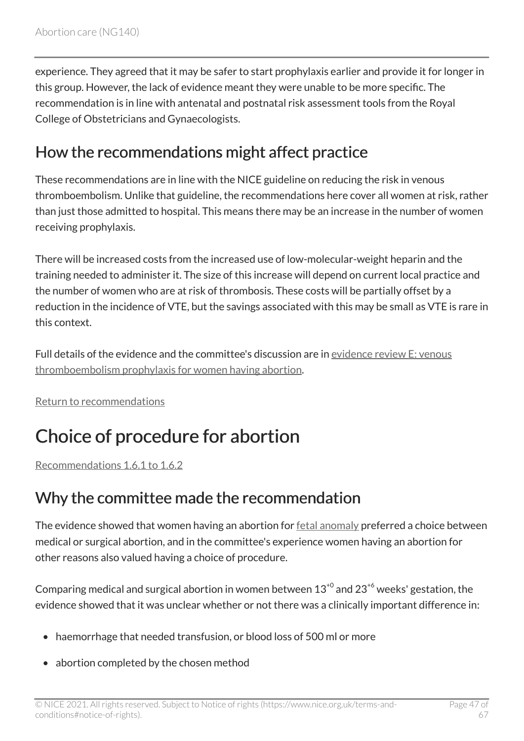experience. They agreed that it may be safer to start prophylaxis earlier and provide it for longer in this group. However, the lack of evidence meant they were unable to be more specific. The recommendation is in line with antenatal and postnatal risk assessment tools from the Royal College of Obstetricians and Gynaecologists.

## How the recommendations might affect practice

These recommendations are in line with the NICE guideline on reducing the risk in venous thromboembolism. Unlike that guideline, the recommendations here cover all women at risk, rather than just those admitted to hospital. This means there may be an increase in the number of women receiving prophylaxis.

There will be increased costs from the increased use of low-molecular-weight heparin and the training needed to administer it. The size of this increase will depend on current local practice and the number of women who are at risk of thrombosis. These costs will be partially offset by a reduction in the incidence of VTE, but the savings associated with this may be small as VTE is rare in this context.

Full details of the evidence and the committee's discussion are in evidence review E: venous thromboembolism prophylaxis for women having abortion.

Return to recommendations

# Choice of procedure for abortion

Recommendations 1.6.1 to 1.6.2

## Why the committee made the recommendation

The evidence showed that women having an abortion for fetal anomaly preferred a choice between medical or surgical abortion, and in the committee's experience women having an abortion for other reasons also valued having a choice of procedure.

Comparing medical and surgical abortion in women between $13^{+0}$ and $23^{+6}$ weeks' gestation, the evidence showed that it was unclear whether or not there was a clinically important difference in:

- haemorrhage that needed transfusion, or blood loss of 500 ml or more
- abortion completed by the chosen method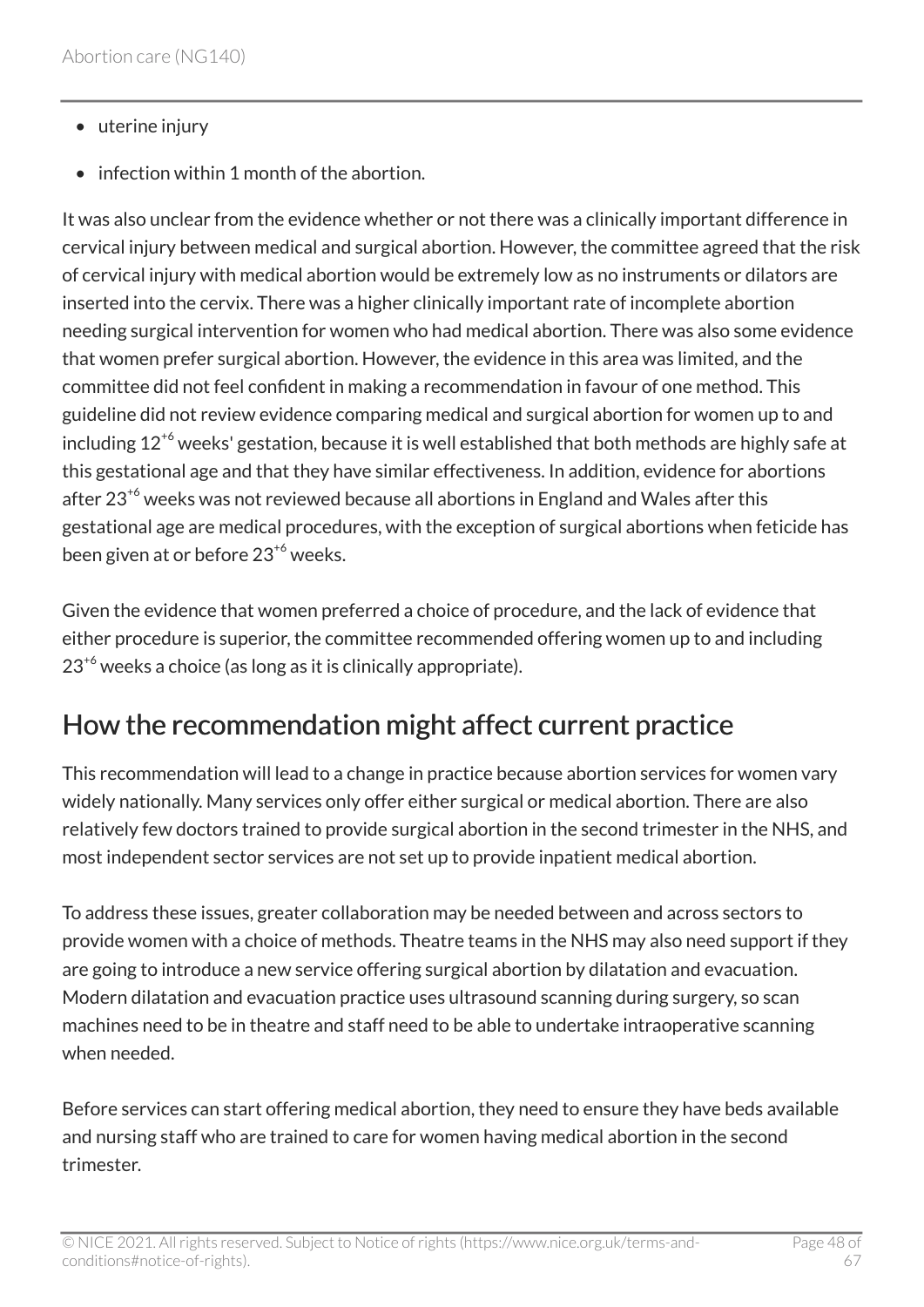- uterine injury
- infection within 1 month of the abortion.

It was also unclear from the evidence whether or not there was a clinically important difference in cervical injury between medical and surgical abortion. However, the committee agreed that the risk of cervical injury with medical abortion would be extremely low as no instruments or dilators are inserted into the cervix. There was a higher clinically important rate of incomplete abortion needing surgical intervention for women who had medical abortion. There was also some evidence that women prefer surgical abortion. However, the evidence in this area was limited, and the committee did not feel confident in making a recommendation in favour of one method. This guideline did not review evidence comparing medical and surgical abortion for women up to and including $12^{+6}$ weeks' gestation, because it is well established that both methods are highly safe at this gestational age and that they have similar effectiveness. In addition, evidence for abortions after $23^{+6}$ weeks was not reviewed because all abortions in England and Wales after this gestational age are medical procedures, with the exception of surgical abortions when feticide has been given at or before $23^{+6}$ weeks.

Given the evidence that women preferred a choice of procedure, and the lack of evidence that either procedure is superior, the committee recommended offering women up to and including $23^{+6}$ weeks a choice (as long as it is clinically appropriate).

## How the recommendation might affect current practice

This recommendation will lead to a change in practice because abortion services for women vary widely nationally. Many services only offer either surgical or medical abortion. There are also relatively few doctors trained to provide surgical abortion in the second trimester in the NHS, and most independent sector services are not set up to provide inpatient medical abortion.

To address these issues, greater collaboration may be needed between and across sectors to provide women with a choice of methods. Theatre teams in the NHS may also need support if they are going to introduce a new service offering surgical abortion by dilatation and evacuation. Modern dilatation and evacuation practice uses ultrasound scanning during surgery, so scan machines need to be in theatre and staff need to be able to undertake intraoperative scanning when needed.

Before services can start offering medical abortion, they need to ensure they have beds available and nursing staff who are trained to care for women having medical abortion in the second trimester.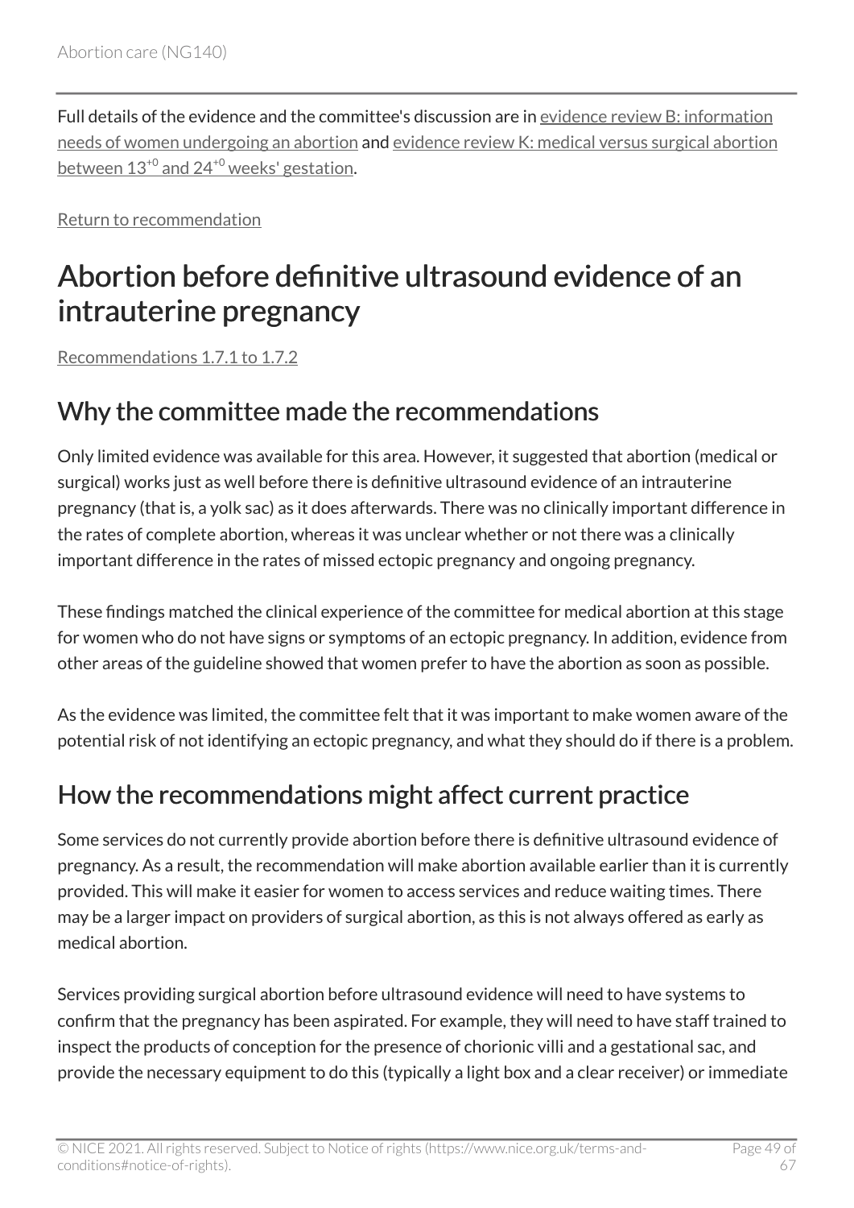Full details of the evidence and the committee's discussion are in evidence review B: information needs of women undergoing an abortion and evidence review K: medical versus surgical abortion between $13^{+0}$ and $24^{+0}$ weeks' gestation.

Return to recommendation

# Abortion before definitive ultrasound evidence of an intrauterine pregnancy

Recommendations 1.7.1 to 1.7.2

## Why the committee made the recommendations

Only limited evidence was available for this area. However, it suggested that abortion (medical or surgical) works just as well before there is definitive ultrasound evidence of an intrauterine pregnancy (that is, a yolk sac) as it does afterwards. There was no clinically important difference in the rates of complete abortion, whereas it was unclear whether or not there was a clinically important difference in the rates of missed ectopic pregnancy and ongoing pregnancy.

These findings matched the clinical experience of the committee for medical abortion at this stage for women who do not have signs or symptoms of an ectopic pregnancy. In addition, evidence from other areas of the guideline showed that women prefer to have the abortion as soon as possible.

As the evidence was limited, the committee felt that it was important to make women aware of the potential risk of not identifying an ectopic pregnancy, and what they should do if there is a problem.

## How the recommendations might affect current practice

Some services do not currently provide abortion before there is definitive ultrasound evidence of pregnancy. As a result, the recommendation will make abortion available earlier than it is currently provided. This will make it easier for women to access services and reduce waiting times. There may be a larger impact on providers of surgical abortion, as this is not always offered as early as medical abortion.

Services providing surgical abortion before ultrasound evidence will need to have systems to confirm that the pregnancy has been aspirated. For example, they will need to have staff trained to inspect the products of conception for the presence of chorionic villi and a gestational sac, and provide the necessary equipment to do this (typically a light box and a clear receiver) or immediate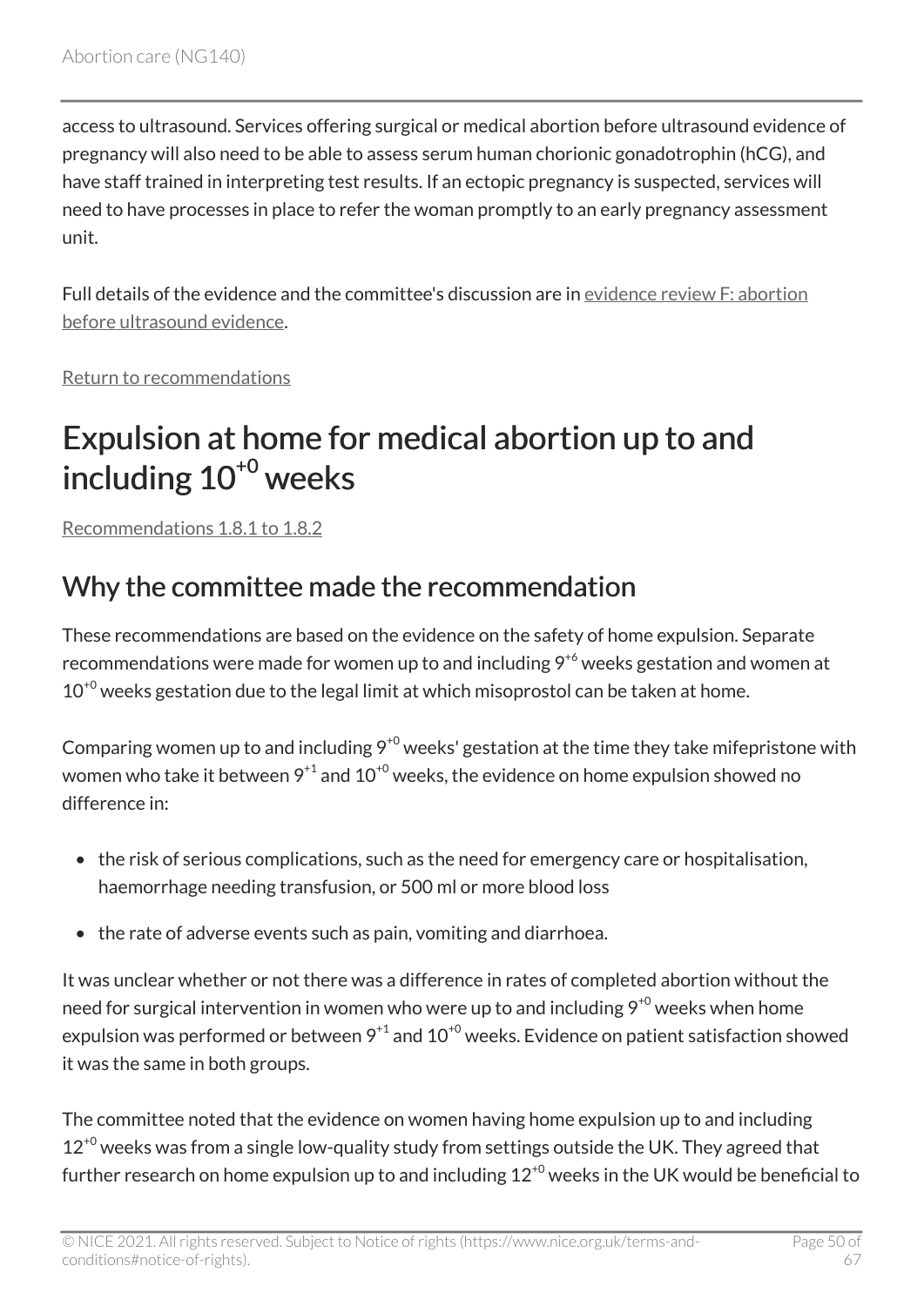access to ultrasound. Services offering surgical or medical abortion before ultrasound evidence of pregnancy will also need to be able to assess serum human chorionic gonadotrophin (hCG), and have staff trained in interpreting test results. If an ectopic pregnancy is suspected, services will need to have processes in place to refer the woman promptly to an early pregnancy assessment unit.

Full details of the evidence and the committee's discussion are in evidence review F: abortion before ultrasound evidence.

Return to recommendations

# Expulsion at home for medical abortion up to and including $10^{+0}$ weeks

Recommendations 1.8.1 to 1.8.2

## Why the committee made the recommendation

These recommendations are based on the evidence on the safety of home expulsion. Separate recommendations were made for women up to and including $9^{+6}$ weeks gestation and women at $10^{+0}$ weeks gestation due to the legal limit at which misoprostol can be taken at home.

Comparing women up to and including $9^{+0}$ weeks' gestation at the time they take mifepristone with women who take it between $9^{+1}$ and $10^{+0}$ weeks, the evidence on home expulsion showed no difference in:

- the risk of serious complications, such as the need for emergency care or hospitalisation, haemorrhage needing transfusion, or 500 ml or more blood loss
- the rate of adverse events such as pain, vomiting and diarrhoea.

It was unclear whether or not there was a difference in rates of completed abortion without the need for surgical intervention in women who were up to and including $9^{+0}$ weeks when home expulsion was performed or between $9^{+1}$ and $10^{+0}$ weeks. Evidence on patient satisfaction showed it was the same in both groups.

The committee noted that the evidence on women having home expulsion up to and including $12^{+0}$ weeks was from a single low-quality study from settings outside the UK. They agreed that further research on home expulsion up to and including $12^{+0}$ weeks in the UK would be beneficial to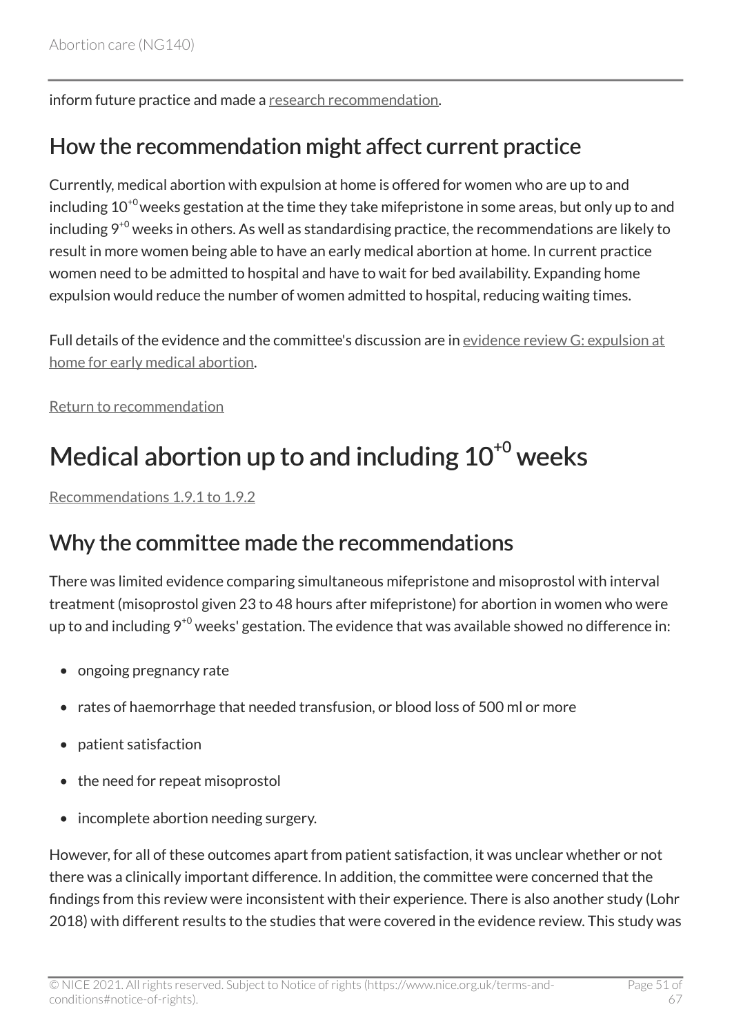inform future practice and made a research recommendation.

## How the recommendation might affect current practice

Currently, medical abortion with expulsion at home is offered for women who are up to and including $10^{+0}$ weeks gestation at the time they take mifepristone in some areas, but only up to and including $9^{+0}$ weeks in others. As well as standardising practice, the recommendations are likely to result in more women being able to have an early medical abortion at home. In current practice women need to be admitted to hospital and have to wait for bed availability. Expanding home expulsion would reduce the number of women admitted to hospital, reducing waiting times.

Full details of the evidence and the committee's discussion are in evidence review G: expulsion at home for early medical abortion.

Return to recommendation

# Medical abortion up to and including $10^{+0}$ weeks

Recommendations 1.9.1 to 1.9.2

## Why the committee made the recommendations

There was limited evidence comparing simultaneous mifepristone and misoprostol with interval treatment (misoprostol given 23 to 48 hours after mifepristone) for abortion in women who were up to and including $9^{+0}$ weeks' gestation. The evidence that was available showed no difference in:

- ongoing pregnancy rate
- rates of haemorrhage that needed transfusion, or blood loss of 500 ml or more
- patient satisfaction
- the need for repeat misoprostol
- incomplete abortion needing surgery.

However, for all of these outcomes apart from patient satisfaction, it was unclear whether or not there was a clinically important difference. In addition, the committee were concerned that the findings from this review were inconsistent with their experience. There is also another study (Lohr 2018) with different results to the studies that were covered in the evidence review. This study was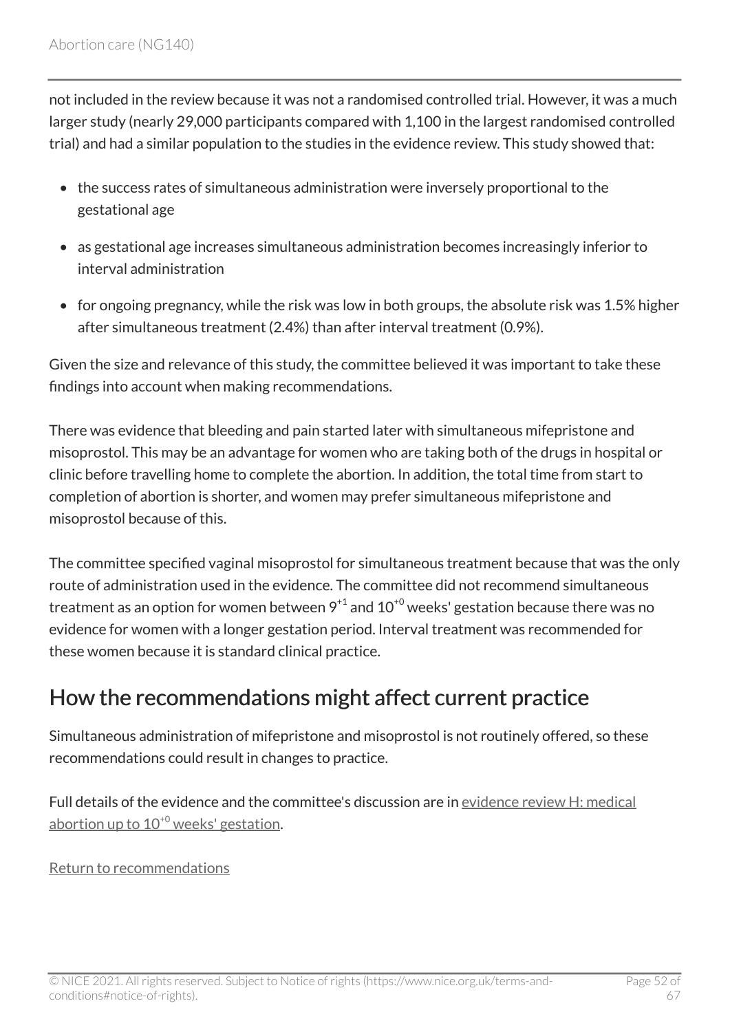not included in the review because it was not a randomised controlled trial. However, it was a much larger study (nearly 29,000 participants compared with 1,100 in the largest randomised controlled trial) and had a similar population to the studies in the evidence review. This study showed that:

- the success rates of simultaneous administration were inversely proportional to the gestational age
- as gestational age increases simultaneous administration becomes increasingly inferior to interval administration
- for ongoing pregnancy, while the risk was low in both groups, the absolute risk was 1.5% higher after simultaneous treatment (2.4%) than after interval treatment (0.9%).

Given the size and relevance of this study, the committee believed it was important to take these findings into account when making recommendations.

There was evidence that bleeding and pain started later with simultaneous mifepristone and misoprostol. This may be an advantage for women who are taking both of the drugs in hospital or clinic before travelling home to complete the abortion. In addition, the total time from start to completion of abortion is shorter, and women may prefer simultaneous mifepristone and misoprostol because of this.

The committee specified vaginal misoprostol for simultaneous treatment because that was the only route of administration used in the evidence. The committee did not recommend simultaneous treatment as an option for women between $9^{+1}$ and $10^{+0}$ weeks' gestation because there was no evidence for women with a longer gestation period. Interval treatment was recommended for these women because it is standard clinical practice.

## How the recommendations might affect current practice

Simultaneous administration of mifepristone and misoprostol is not routinely offered, so these recommendations could result in changes to practice.

Full details of the evidence and the committee's discussion are in evidence review H: medical abortion up to $10^{+0}$ weeks' gestation.

Return to recommendations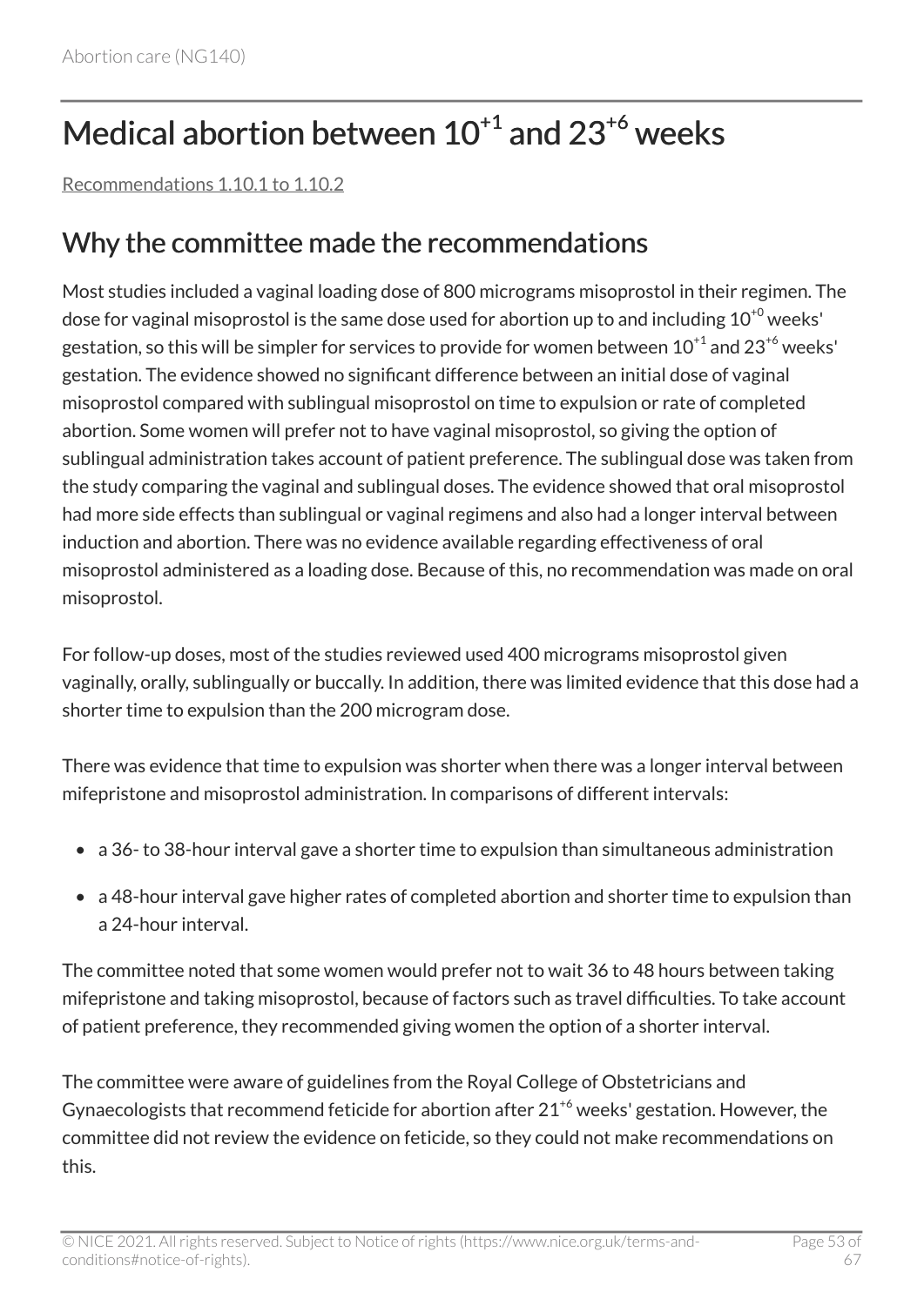# Medical abortion between $10^{+1}$ and $23^{+6}$ weeks

Recommendations 1.10.1 to 1.10.2

## Why the committee made the recommendations

Most studies included a vaginal loading dose of 800 micrograms misoprostol in their regimen. The dose for vaginal misoprostol is the same dose used for abortion up to and including $10^{+0}$ weeks' gestation, so this will be simpler for services to provide for women between $10^{+1}$ and $23^{+6}$ weeks' gestation. The evidence showed no significant difference between an initial dose of vaginal misoprostol compared with sublingual misoprostol on time to expulsion or rate of completed abortion. Some women will prefer not to have vaginal misoprostol, so giving the option of sublingual administration takes account of patient preference. The sublingual dose was taken from the study comparing the vaginal and sublingual doses. The evidence showed that oral misoprostol had more side effects than sublingual or vaginal regimens and also had a longer interval between induction and abortion. There was no evidence available regarding effectiveness of oral misoprostol administered as a loading dose. Because of this, no recommendation was made on oral misoprostol.

For follow-up doses, most of the studies reviewed used 400 micrograms misoprostol given vaginally, orally, sublingually or buccally. In addition, there was limited evidence that this dose had a shorter time to expulsion than the 200 microgram dose.

There was evidence that time to expulsion was shorter when there was a longer interval between mifepristone and misoprostol administration. In comparisons of different intervals:

- a 36- to 38-hour interval gave a shorter time to expulsion than simultaneous administration
- a 48-hour interval gave higher rates of completed abortion and shorter time to expulsion than a 24-hour interval.

The committee noted that some women would prefer not to wait 36 to 48 hours between taking mifepristone and taking misoprostol, because of factors such as travel difficulties. To take account of patient preference, they recommended giving women the option of a shorter interval.

The committee were aware of guidelines from the Royal College of Obstetricians and Gynaecologists that recommend feticide for abortion after $21^{+6}$ weeks' gestation. However, the committee did not review the evidence on feticide, so they could not make recommendations on this.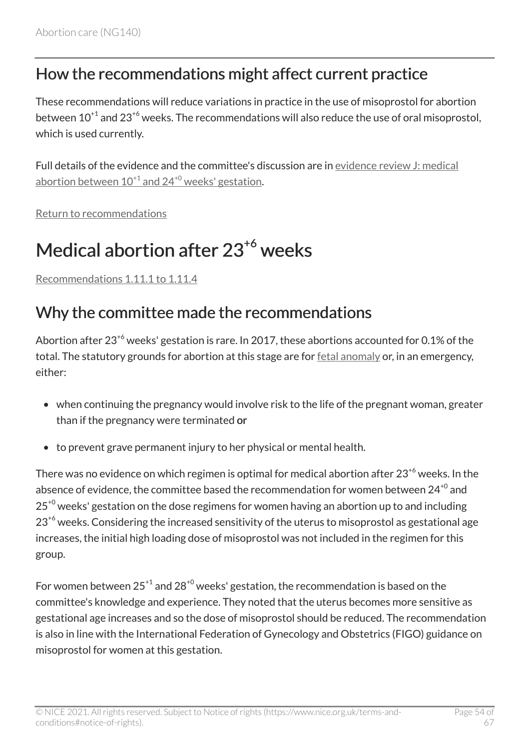## How the recommendations might affect current practice

These recommendations will reduce variations in practice in the use of misoprostol for abortion between $10^{+1}$ and $23^{+6}$ weeks. The recommendations will also reduce the use of oral misoprostol, which is used currently.

Full details of the evidence and the committee's discussion are in evidence review J: medical abortion between $10^{+1}$ and $24^{+0}$ weeks' gestation.

Return to recommendations

# Medical abortion after $23^{+6}$ weeks

Recommendations 1.11.1 to 1.11.4

## Why the committee made the recommendations

Abortion after $23^{+6}$ weeks' gestation is rare. In 2017, these abortions accounted for 0.1% of the total. The statutory grounds for abortion at this stage are for fetal anomaly or, in an emergency, either:

- when continuing the pregnancy would involve risk to the life of the pregnant woman, greater than if the pregnancy were terminated **or**
- to prevent grave permanent injury to her physical or mental health.

There was no evidence on which regimen is optimal for medical abortion after $23^{+6}$ weeks. In the absence of evidence, the committee based the recommendation for women between $24^{+0}$ and $25^{+0}$ weeks' gestation on the dose regimens for women having an abortion up to and including $23^{+6}$ weeks. Considering the increased sensitivity of the uterus to misoprostol as gestational age increases, the initial high loading dose of misoprostol was not included in the regimen for this group.

For women between $25^{+1}$ and $28^{+0}$ weeks' gestation, the recommendation is based on the committee's knowledge and experience. They noted that the uterus becomes more sensitive as gestational age increases and so the dose of misoprostol should be reduced. The recommendation is also in line with the International Federation of Gynecology and Obstetrics (FIGO) guidance on misoprostol for women at this gestation.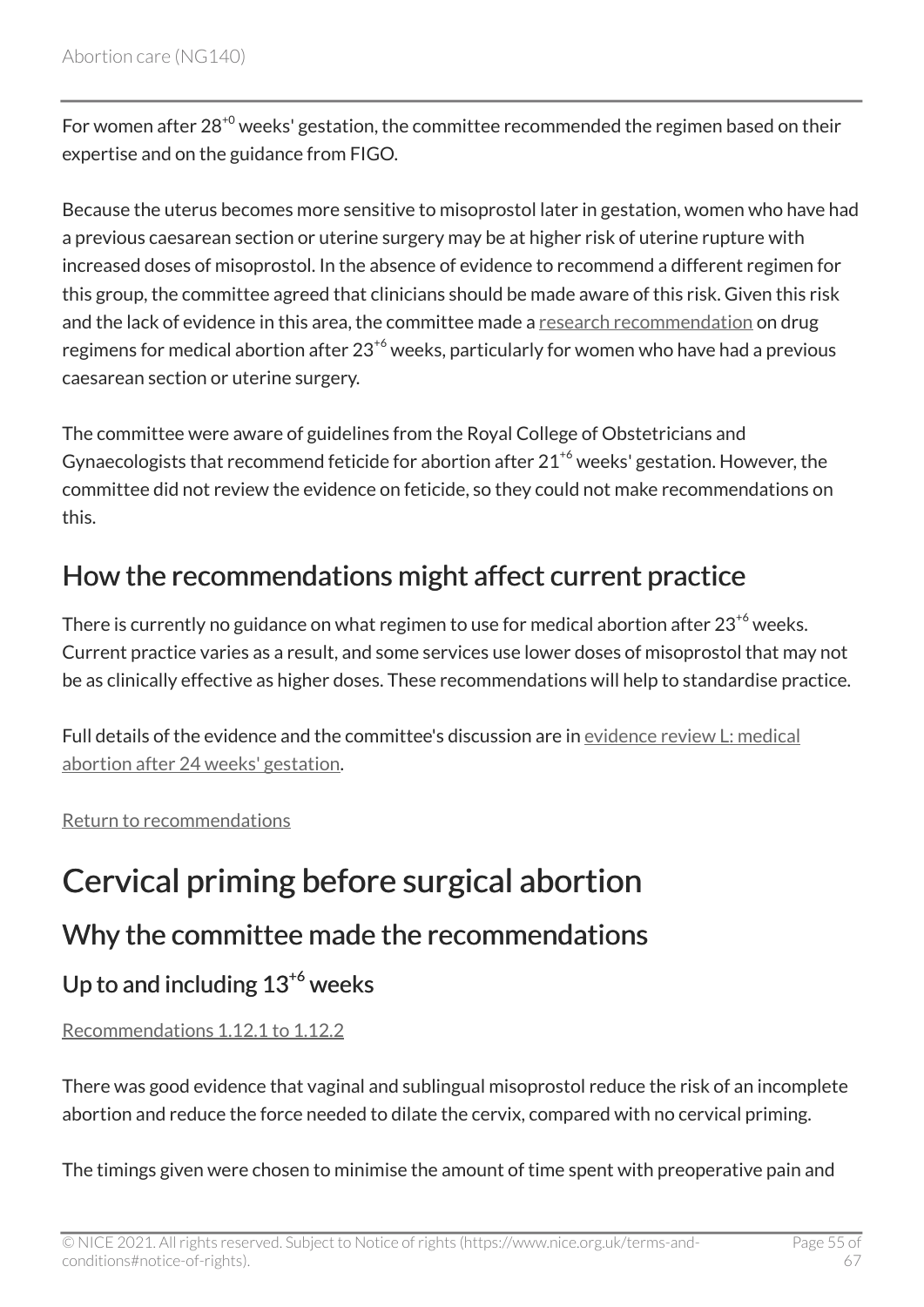For women after $28^{+0}$ weeks' gestation, the committee recommended the regimen based on their expertise and on the guidance from FIGO.

Because the uterus becomes more sensitive to misoprostol later in gestation, women who have had a previous caesarean section or uterine surgery may be at higher risk of uterine rupture with increased doses of misoprostol. In the absence of evidence to recommend a different regimen for this group, the committee agreed that clinicians should be made aware of this risk. Given this risk and the lack of evidence in this area, the committee made a research recommendation on drug regimens for medical abortion after $23^{+6}$ weeks, particularly for women who have had a previous caesarean section or uterine surgery.

The committee were aware of guidelines from the Royal College of Obstetricians and Gynaecologists that recommend feticide for abortion after $21^{+6}$ weeks' gestation. However, the committee did not review the evidence on feticide, so they could not make recommendations on this.

## How the recommendations might affect current practice

There is currently no guidance on what regimen to use for medical abortion after $23^{+6}$ weeks. Current practice varies as a result, and some services use lower doses of misoprostol that may not be as clinically effective as higher doses. These recommendations will help to standardise practice.

Full details of the evidence and the committee's discussion are in evidence review L: medical abortion after 24 weeks' gestation.

Return to recommendations

# Cervical priming before surgical abortion

## Why the committee made the recommendations

### Up to and including $13^{+6}$ weeks

Recommendations 1.12.1 to 1.12.2

There was good evidence that vaginal and sublingual misoprostol reduce the risk of an incomplete abortion and reduce the force needed to dilate the cervix, compared with no cervical priming.

The timings given were chosen to minimise the amount of time spent with preoperative pain and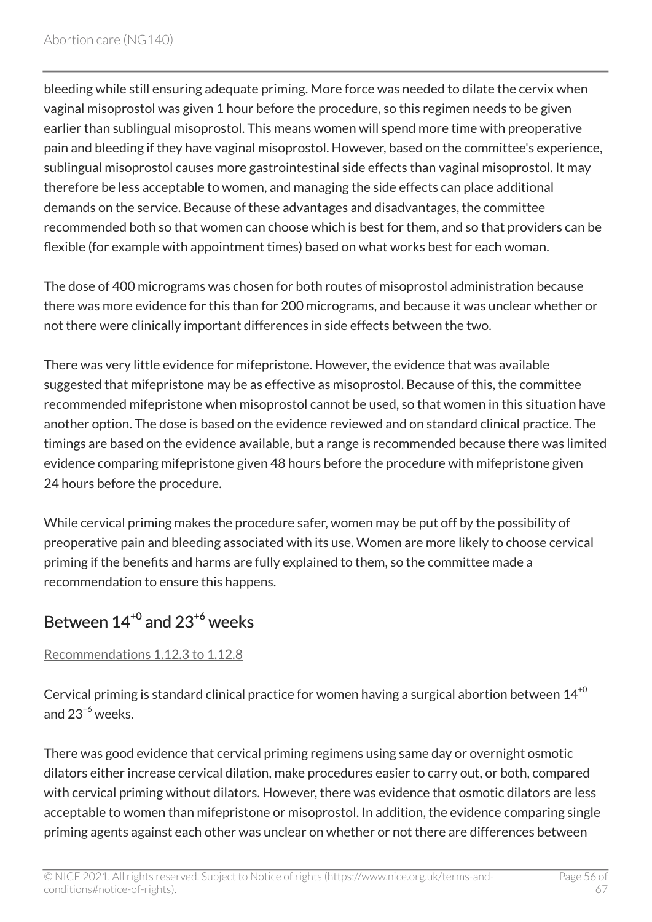bleeding while still ensuring adequate priming. More force was needed to dilate the cervix when vaginal misoprostol was given 1 hour before the procedure, so this regimen needs to be given earlier than sublingual misoprostol. This means women will spend more time with preoperative pain and bleeding if they have vaginal misoprostol. However, based on the committee's experience, sublingual misoprostol causes more gastrointestinal side effects than vaginal misoprostol. It may therefore be less acceptable to women, and managing the side effects can place additional demands on the service. Because of these advantages and disadvantages, the committee recommended both so that women can choose which is best for them, and so that providers can be flexible (for example with appointment times) based on what works best for each woman.

The dose of 400 micrograms was chosen for both routes of misoprostol administration because there was more evidence for this than for 200 micrograms, and because it was unclear whether or not there were clinically important differences in side effects between the two.

There was very little evidence for mifepristone. However, the evidence that was available suggested that mifepristone may be as effective as misoprostol. Because of this, the committee recommended mifepristone when misoprostol cannot be used, so that women in this situation have another option. The dose is based on the evidence reviewed and on standard clinical practice. The timings are based on the evidence available, but a range is recommended because there was limited evidence comparing mifepristone given 48 hours before the procedure with mifepristone given 24 hours before the procedure.

While cervical priming makes the procedure safer, women may be put off by the possibility of preoperative pain and bleeding associated with its use. Women are more likely to choose cervical priming if the benefits and harms are fully explained to them, so the committee made a recommendation to ensure this happens.

## Between $14^{+0}$ and $23^{+6}$ weeks

Recommendations 1.12.3 to 1.12.8

Cervical priming is standard clinical practice for women having a surgical abortion between $14^{+0}$ and $23^{+6}$ weeks.

There was good evidence that cervical priming regimens using same day or overnight osmotic dilators either increase cervical dilation, make procedures easier to carry out, or both, compared with cervical priming without dilators. However, there was evidence that osmotic dilators are less acceptable to women than mifepristone or misoprostol. In addition, the evidence comparing single priming agents against each other was unclear on whether or not there are differences between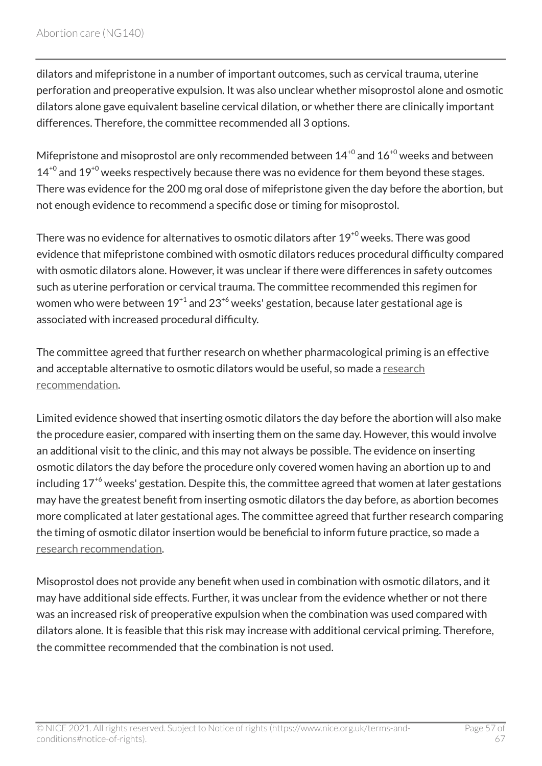dilators and mifepristone in a number of important outcomes, such as cervical trauma, uterine perforation and preoperative expulsion. It was also unclear whether misoprostol alone and osmotic dilators alone gave equivalent baseline cervical dilation, or whether there are clinically important differences. Therefore, the committee recommended all 3 options.

Mifepristone and misoprostol are only recommended between $14^{+0}$ and $16^{+0}$ weeks and between $14^{+0}$ and $19^{+0}$ weeks respectively because there was no evidence for them beyond these stages. There was evidence for the 200 mg oral dose of mifepristone given the day before the abortion, but not enough evidence to recommend a specific dose or timing for misoprostol.

There was no evidence for alternatives to osmotic dilators after $19^{+0}$ weeks. There was good evidence that mifepristone combined with osmotic dilators reduces procedural difficulty compared with osmotic dilators alone. However, it was unclear if there were differences in safety outcomes such as uterine perforation or cervical trauma. The committee recommended this regimen for women who were between $19^{+1}$ and $23^{+6}$ weeks' gestation, because later gestational age is associated with increased procedural difficulty.

The committee agreed that further research on whether pharmacological priming is an effective and acceptable alternative to osmotic dilators would be useful, so made a research recommendation.

Limited evidence showed that inserting osmotic dilators the day before the abortion will also make the procedure easier, compared with inserting them on the same day. However, this would involve an additional visit to the clinic, and this may not always be possible. The evidence on inserting osmotic dilators the day before the procedure only covered women having an abortion up to and including $17^{+6}$ weeks' gestation. Despite this, the committee agreed that women at later gestations may have the greatest benefit from inserting osmotic dilators the day before, as abortion becomes more complicated at later gestational ages. The committee agreed that further research comparing the timing of osmotic dilator insertion would be beneficial to inform future practice, so made a research recommendation.

Misoprostol does not provide any benefit when used in combination with osmotic dilators, and it may have additional side effects. Further, it was unclear from the evidence whether or not there was an increased risk of preoperative expulsion when the combination was used compared with dilators alone. It is feasible that this risk may increase with additional cervical priming. Therefore, the committee recommended that the combination is not used.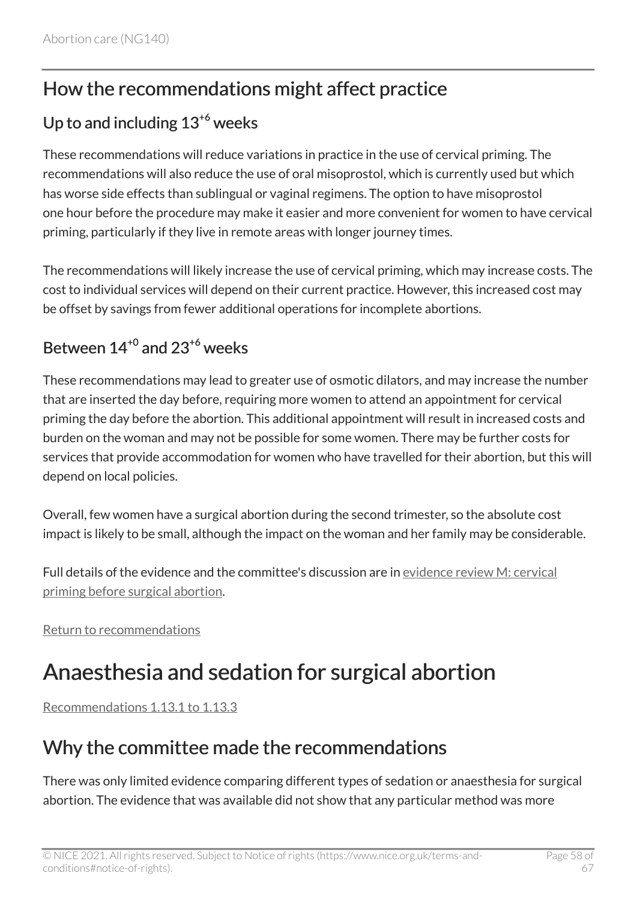## How the recommendations might affect practice

### Up to and including $13^{+6}$ weeks

These recommendations will reduce variations in practice in the use of cervical priming. The recommendations will also reduce the use of oral misoprostol, which is currently used but which has worse side effects than sublingual or vaginal regimens. The option to have misoprostol one hour before the procedure may make it easier and more convenient for women to have cervical priming, particularly if they live in remote areas with longer journey times.

The recommendations will likely increase the use of cervical priming, which may increase costs. The cost to individual services will depend on their current practice. However, this increased cost may be offset by savings from fewer additional operations for incomplete abortions.

### Between $14^{+0}$ and $23^{+6}$ weeks

These recommendations may lead to greater use of osmotic dilators, and may increase the number that are inserted the day before, requiring more women to attend an appointment for cervical priming the day before the abortion. This additional appointment will result in increased costs and burden on the woman and may not be possible for some women. There may be further costs for services that provide accommodation for women who have travelled for their abortion, but this will depend on local policies.

Overall, few women have a surgical abortion during the second trimester, so the absolute cost impact is likely to be small, although the impact on the woman and her family may be considerable.

Full details of the evidence and the committee's discussion are in evidence review M: cervical priming before surgical abortion.

Return to recommendations

# Anaesthesia and sedation for surgical abortion

Recommendations 1.13.1 to 1.13.3

## Why the committee made the recommendations

There was only limited evidence comparing different types of sedation or anaesthesia for surgical abortion. The evidence that was available did not show that any particular method was more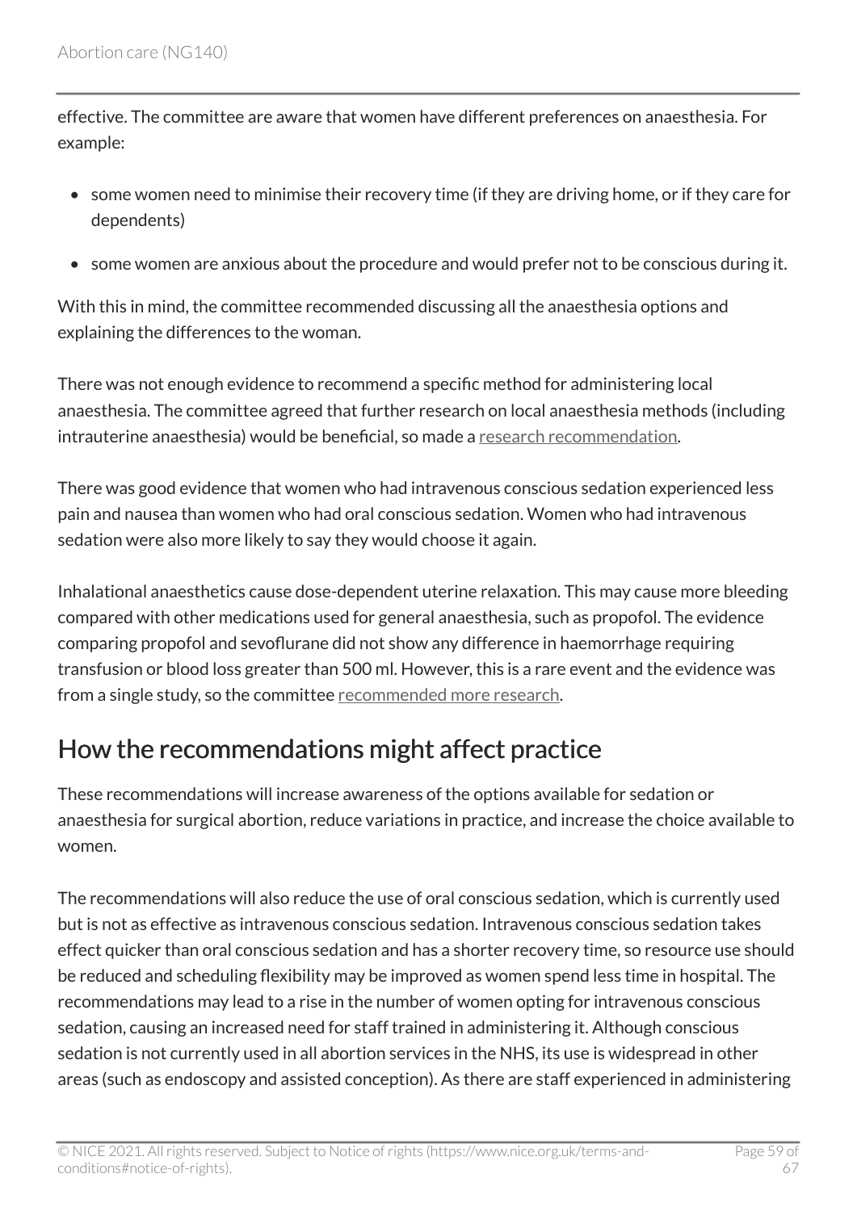effective. The committee are aware that women have different preferences on anaesthesia. For example:

- some women need to minimise their recovery time (if they are driving home, or if they care for dependents)
- some women are anxious about the procedure and would prefer not to be conscious during it.

With this in mind, the committee recommended discussing all the anaesthesia options and explaining the differences to the woman.

There was not enough evidence to recommend a specific method for administering local anaesthesia. The committee agreed that further research on local anaesthesia methods (including intrauterine anaesthesia) would be beneficial, so made a research recommendation.

There was good evidence that women who had intravenous conscious sedation experienced less pain and nausea than women who had oral conscious sedation. Women who had intravenous sedation were also more likely to say they would choose it again.

Inhalational anaesthetics cause dose-dependent uterine relaxation. This may cause more bleeding compared with other medications used for general anaesthesia, such as propofol. The evidence comparing propofol and sevoflurane did not show any difference in haemorrhage requiring transfusion or blood loss greater than 500 ml. However, this is a rare event and the evidence was from a single study, so the committee recommended more research.

## How the recommendations might affect practice

These recommendations will increase awareness of the options available for sedation or anaesthesia for surgical abortion, reduce variations in practice, and increase the choice available to women.

The recommendations will also reduce the use of oral conscious sedation, which is currently used but is not as effective as intravenous conscious sedation. Intravenous conscious sedation takes effect quicker than oral conscious sedation and has a shorter recovery time, so resource use should be reduced and scheduling flexibility may be improved as women spend less time in hospital. The recommendations may lead to a rise in the number of women opting for intravenous conscious sedation, causing an increased need for staff trained in administering it. Although conscious sedation is not currently used in all abortion services in the NHS, its use is widespread in other areas (such as endoscopy and assisted conception). As there are staff experienced in administering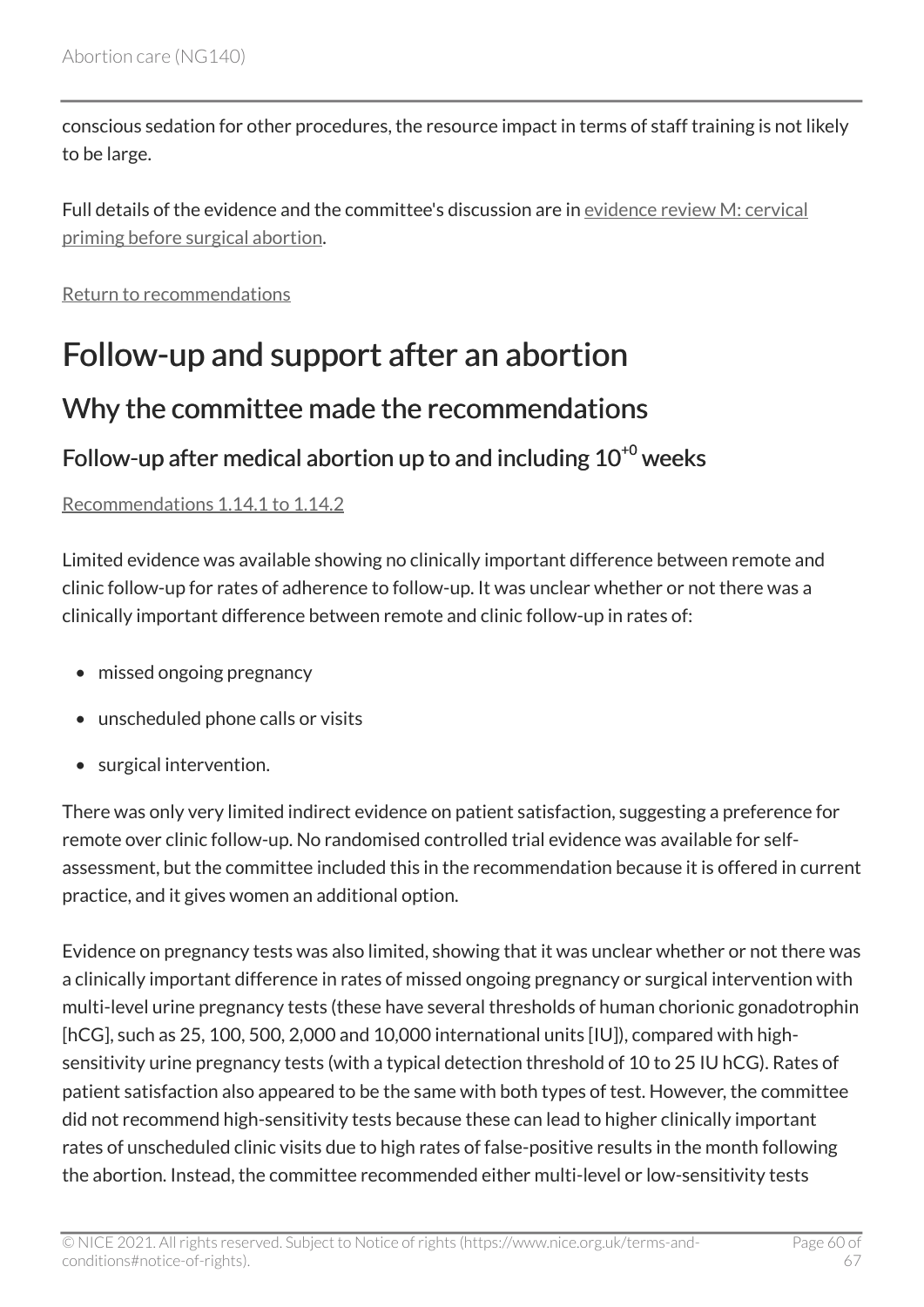conscious sedation for other procedures, the resource impact in terms of staff training is not likely to be large.

Full details of the evidence and the committee's discussion are in evidence review M: cervical priming before surgical abortion.

Return to recommendations

# Follow-up and support after an abortion

## Why the committee made the recommendations

### Follow-up after medical abortion up to and including $10^{+0}$ weeks

Recommendations 1.14.1 to 1.14.2

Limited evidence was available showing no clinically important difference between remote and clinic follow-up for rates of adherence to follow-up. It was unclear whether or not there was a clinically important difference between remote and clinic follow-up in rates of:

- missed ongoing pregnancy
- unscheduled phone calls or visits
- surgical intervention.

There was only very limited indirect evidence on patient satisfaction, suggesting a preference for remote over clinic follow-up. No randomised controlled trial evidence was available for self-assessment, but the committee included this in the recommendation because it is offered in current practice, and it gives women an additional option.

Evidence on pregnancy tests was also limited, showing that it was unclear whether or not there was a clinically important difference in rates of missed ongoing pregnancy or surgical intervention with multi-level urine pregnancy tests (these have several thresholds of human chorionic gonadotrophin [hCG], such as 25, 100, 500, 2,000 and 10,000 international units [IU]), compared with high-sensitivity urine pregnancy tests (with a typical detection threshold of 10 to 25 IU hCG). Rates of patient satisfaction also appeared to be the same with both types of test. However, the committee did not recommend high-sensitivity tests because these can lead to higher clinically important rates of unscheduled clinic visits due to high rates of false-positive results in the month following the abortion. Instead, the committee recommended either multi-level or low-sensitivity tests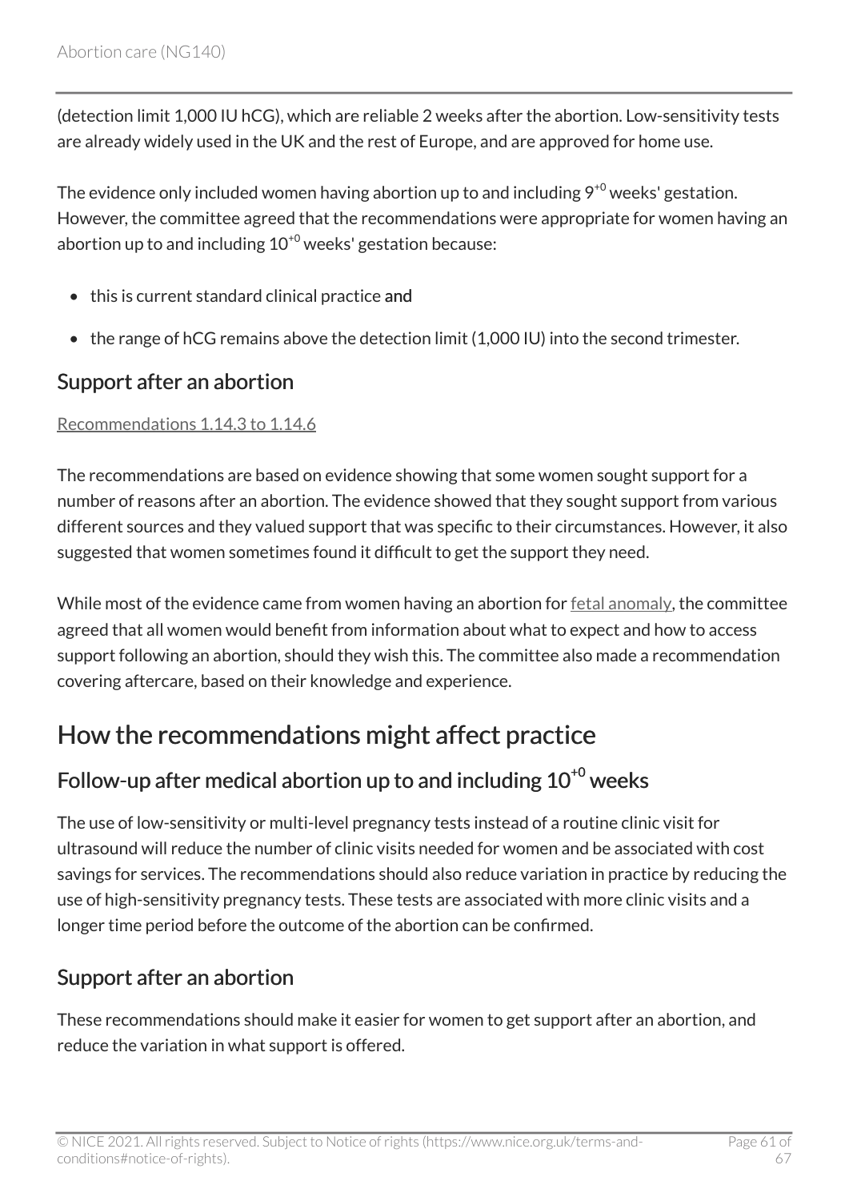(detection limit 1,000 IU hCG), which are reliable 2 weeks after the abortion. Low-sensitivity tests are already widely used in the UK and the rest of Europe, and are approved for home use.

The evidence only included women having abortion up to and including $9^{+0}$ weeks' gestation. However, the committee agreed that the recommendations were appropriate for women having an abortion up to and including $10^{+0}$ weeks' gestation because:

- this is current standard clinical practice and
- the range of hCG remains above the detection limit (1,000 IU) into the second trimester.

### Support after an abortion

Recommendations 1.14.3 to 1.14.6

The recommendations are based on evidence showing that some women sought support for a number of reasons after an abortion. The evidence showed that they sought support from various different sources and they valued support that was specific to their circumstances. However, it also suggested that women sometimes found it difficult to get the support they need.

While most of the evidence came from women having an abortion for fetal anomaly, the committee agreed that all women would benefit from information about what to expect and how to access support following an abortion, should they wish this. The committee also made a recommendation covering aftercare, based on their knowledge and experience.

## How the recommendations might affect practice

### Follow-up after medical abortion up to and including $10^{+0}$ weeks

The use of low-sensitivity or multi-level pregnancy tests instead of a routine clinic visit for ultrasound will reduce the number of clinic visits needed for women and be associated with cost savings for services. The recommendations should also reduce variation in practice by reducing the use of high-sensitivity pregnancy tests. These tests are associated with more clinic visits and a longer time period before the outcome of the abortion can be confirmed.

### Support after an abortion

These recommendations should make it easier for women to get support after an abortion, and reduce the variation in what support is offered.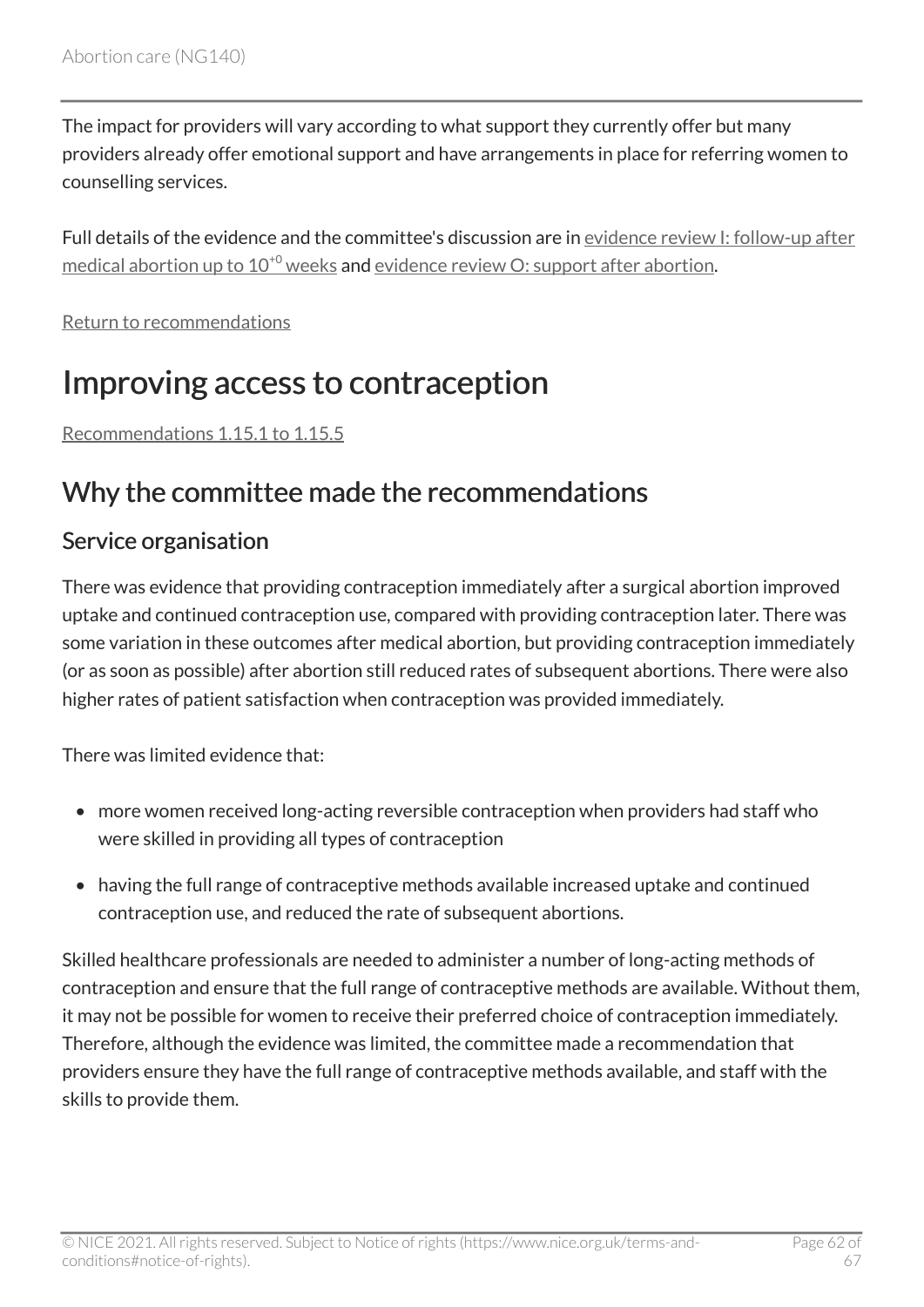The impact for providers will vary according to what support they currently offer but many providers already offer emotional support and have arrangements in place for referring women to counselling services.

Full details of the evidence and the committee's discussion are in evidence review I: follow-up after medical abortion up to $10^{+0}$ weeks and evidence review O: support after abortion.

Return to recommendations

# Improving access to contraception

Recommendations 1.15.1 to 1.15.5

## Why the committee made the recommendations

### Service organisation

There was evidence that providing contraception immediately after a surgical abortion improved uptake and continued contraception use, compared with providing contraception later. There was some variation in these outcomes after medical abortion, but providing contraception immediately (or as soon as possible) after abortion still reduced rates of subsequent abortions. There were also higher rates of patient satisfaction when contraception was provided immediately.

There was limited evidence that:

- more women received long-acting reversible contraception when providers had staff who were skilled in providing all types of contraception
- having the full range of contraceptive methods available increased uptake and continued contraception use, and reduced the rate of subsequent abortions.

Skilled healthcare professionals are needed to administer a number of long-acting methods of contraception and ensure that the full range of contraceptive methods are available. Without them, it may not be possible for women to receive their preferred choice of contraception immediately. Therefore, although the evidence was limited, the committee made a recommendation that providers ensure they have the full range of contraceptive methods available, and staff with the skills to provide them.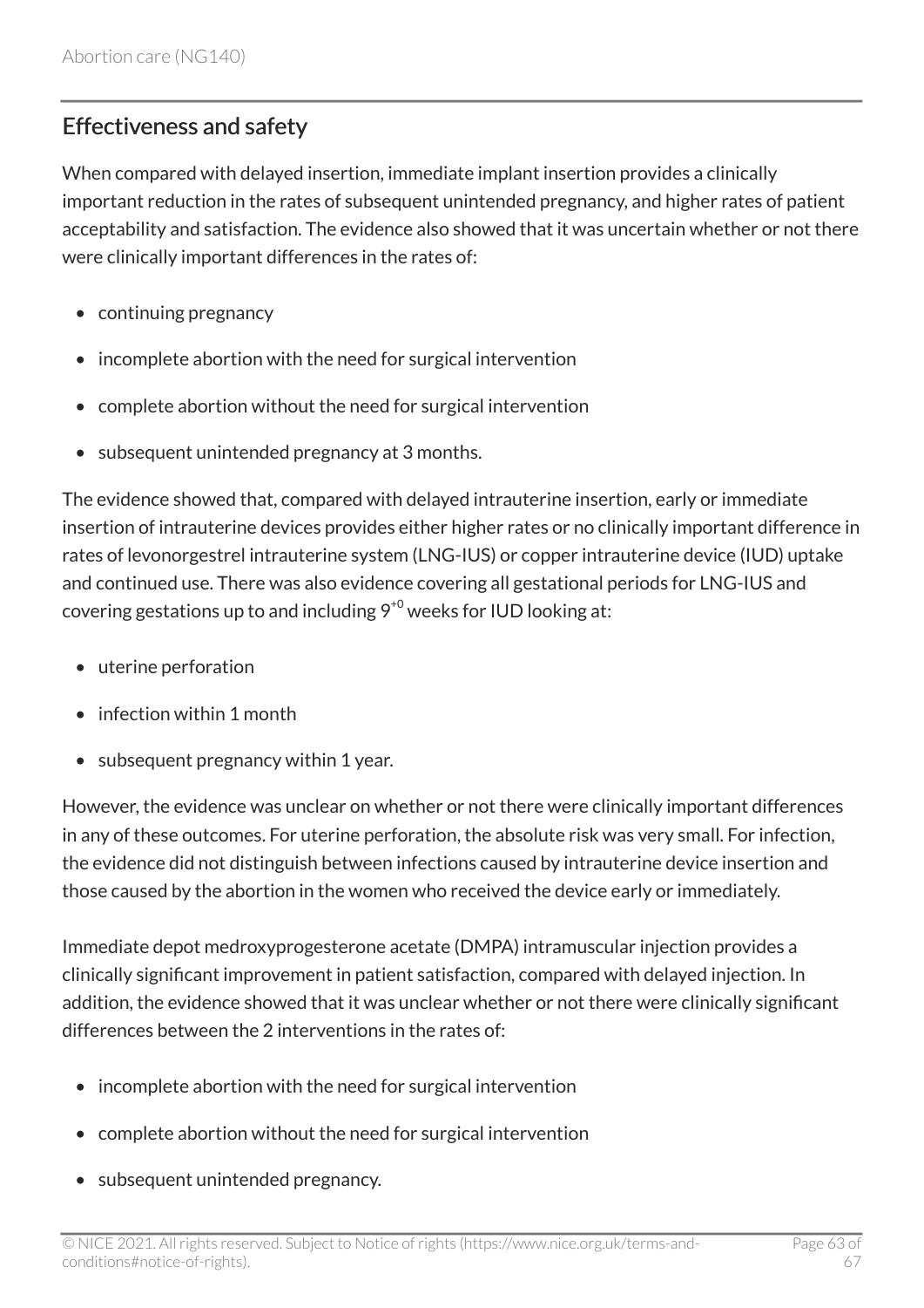## Effectiveness and safety

When compared with delayed insertion, immediate implant insertion provides a clinically important reduction in the rates of subsequent unintended pregnancy, and higher rates of patient acceptability and satisfaction. The evidence also showed that it was uncertain whether or not there were clinically important differences in the rates of:

- continuing pregnancy
- incomplete abortion with the need for surgical intervention
- complete abortion without the need for surgical intervention
- subsequent unintended pregnancy at 3 months.

The evidence showed that, compared with delayed intrauterine insertion, early or immediate insertion of intrauterine devices provides either higher rates or no clinically important difference in rates of levonorgestrel intrauterine system (LNG-IUS) or copper intrauterine device (IUD) uptake and continued use. There was also evidence covering all gestational periods for LNG-IUS and covering gestations up to and including $9^{+0}$ weeks for IUD looking at:

- uterine perforation
- infection within 1 month
- subsequent pregnancy within 1 year.

However, the evidence was unclear on whether or not there were clinically important differences in any of these outcomes. For uterine perforation, the absolute risk was very small. For infection, the evidence did not distinguish between infections caused by intrauterine device insertion and those caused by the abortion in the women who received the device early or immediately.

Immediate depot medroxyprogesterone acetate (DMPA) intramuscular injection provides a clinically significant improvement in patient satisfaction, compared with delayed injection. In addition, the evidence showed that it was unclear whether or not there were clinically significant differences between the 2 interventions in the rates of:

- incomplete abortion with the need for surgical intervention
- complete abortion without the need for surgical intervention
- subsequent unintended pregnancy.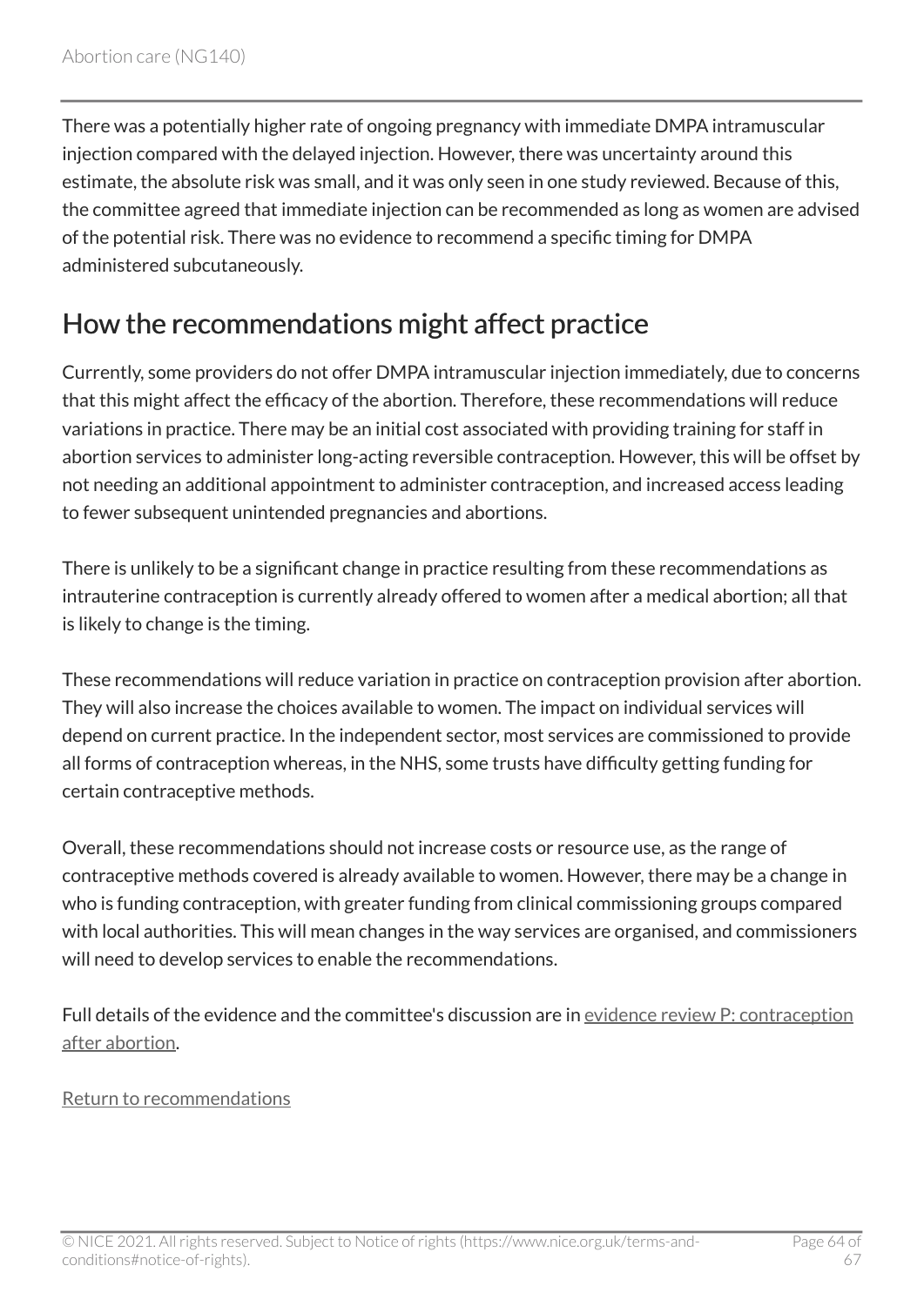There was a potentially higher rate of ongoing pregnancy with immediate DMPA intramuscular injection compared with the delayed injection. However, there was uncertainty around this estimate, the absolute risk was small, and it was only seen in one study reviewed. Because of this, the committee agreed that immediate injection can be recommended as long as women are advised of the potential risk. There was no evidence to recommend a specific timing for DMPA administered subcutaneously.

## How the recommendations might affect practice

Currently, some providers do not offer DMPA intramuscular injection immediately, due to concerns that this might affect the efficacy of the abortion. Therefore, these recommendations will reduce variations in practice. There may be an initial cost associated with providing training for staff in abortion services to administer long-acting reversible contraception. However, this will be offset by not needing an additional appointment to administer contraception, and increased access leading to fewer subsequent unintended pregnancies and abortions.

There is unlikely to be a significant change in practice resulting from these recommendations as intrauterine contraception is currently already offered to women after a medical abortion; all that is likely to change is the timing.

These recommendations will reduce variation in practice on contraception provision after abortion. They will also increase the choices available to women. The impact on individual services will depend on current practice. In the independent sector, most services are commissioned to provide all forms of contraception whereas, in the NHS, some trusts have difficulty getting funding for certain contraceptive methods.

Overall, these recommendations should not increase costs or resource use, as the range of contraceptive methods covered is already available to women. However, there may be a change in who is funding contraception, with greater funding from clinical commissioning groups compared with local authorities. This will mean changes in the way services are organised, and commissioners will need to develop services to enable the recommendations.

Full details of the evidence and the committee's discussion are in evidence review P: contraception after abortion.

Return to recommendations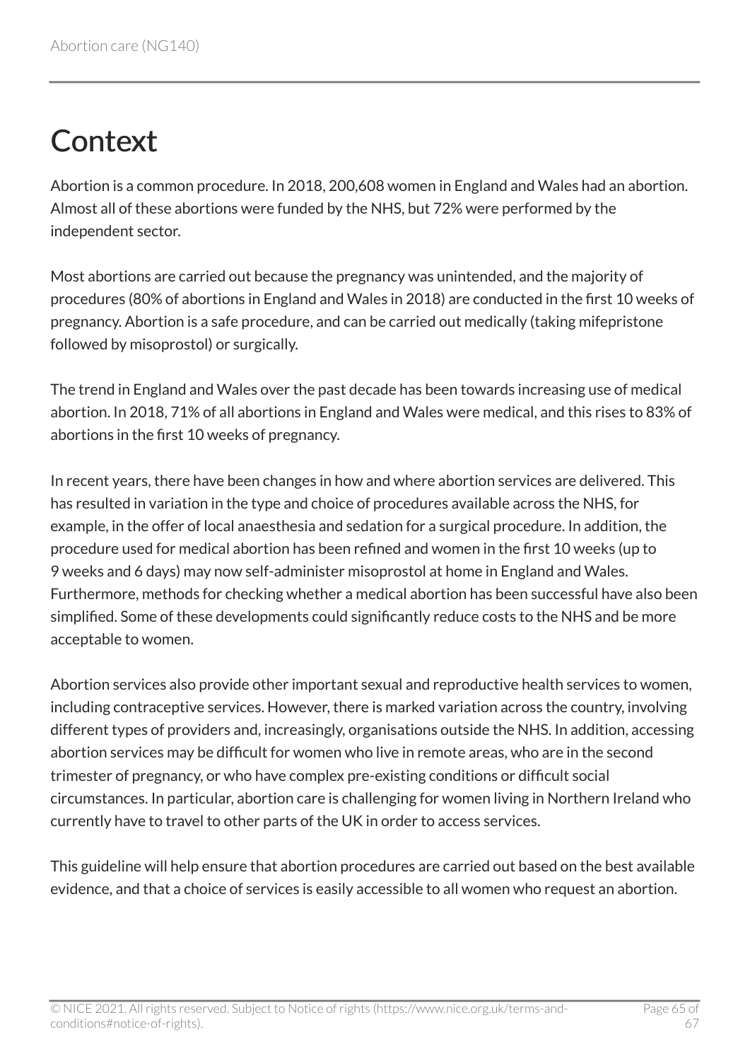# Context

Abortion is a common procedure. In 2018, 200,608 women in England and Wales had an abortion. Almost all of these abortions were funded by the NHS, but 72% were performed by the independent sector.

Most abortions are carried out because the pregnancy was unintended, and the majority of procedures (80% of abortions in England and Wales in 2018) are conducted in the first 10 weeks of pregnancy. Abortion is a safe procedure, and can be carried out medically (taking mifepristone followed by misoprostol) or surgically.

The trend in England and Wales over the past decade has been towards increasing use of medical abortion. In 2018, 71% of all abortions in England and Wales were medical, and this rises to 83% of abortions in the first 10 weeks of pregnancy.

In recent years, there have been changes in how and where abortion services are delivered. This has resulted in variation in the type and choice of procedures available across the NHS, for example, in the offer of local anaesthesia and sedation for a surgical procedure. In addition, the procedure used for medical abortion has been refined and women in the first 10 weeks (up to 9 weeks and 6 days) may now self-administer misoprostol at home in England and Wales. Furthermore, methods for checking whether a medical abortion has been successful have also been simplified. Some of these developments could significantly reduce costs to the NHS and be more acceptable to women.

Abortion services also provide other important sexual and reproductive health services to women, including contraceptive services. However, there is marked variation across the country, involving different types of providers and, increasingly, organisations outside the NHS. In addition, accessing abortion services may be difficult for women who live in remote areas, who are in the second trimester of pregnancy, or who have complex pre-existing conditions or difficult social circumstances. In particular, abortion care is challenging for women living in Northern Ireland who currently have to travel to other parts of the UK in order to access services.

This guideline will help ensure that abortion procedures are carried out based on the best available evidence, and that a choice of services is easily accessible to all women who request an abortion.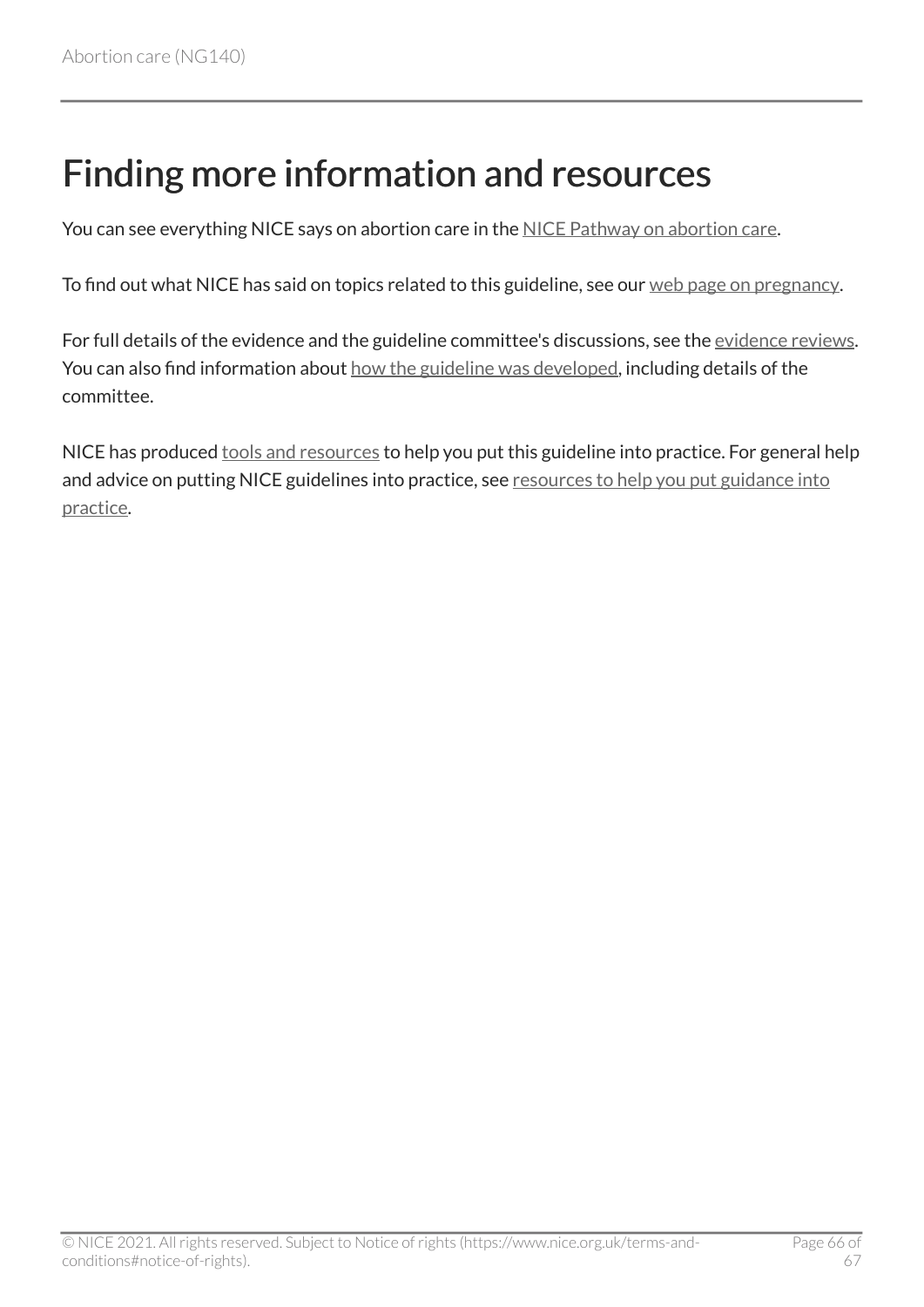# Finding more information and resources

You can see everything NICE says on abortion care in the NICE Pathway on abortion care.

To find out what NICE has said on topics related to this guideline, see our web page on pregnancy.

For full details of the evidence and the guideline committee's discussions, see the evidence reviews. You can also find information about how the guideline was developed, including details of the committee.

NICE has produced tools and resources to help you put this guideline into practice. For general help and advice on putting NICE guidelines into practice, see resources to help you put guidance into practice.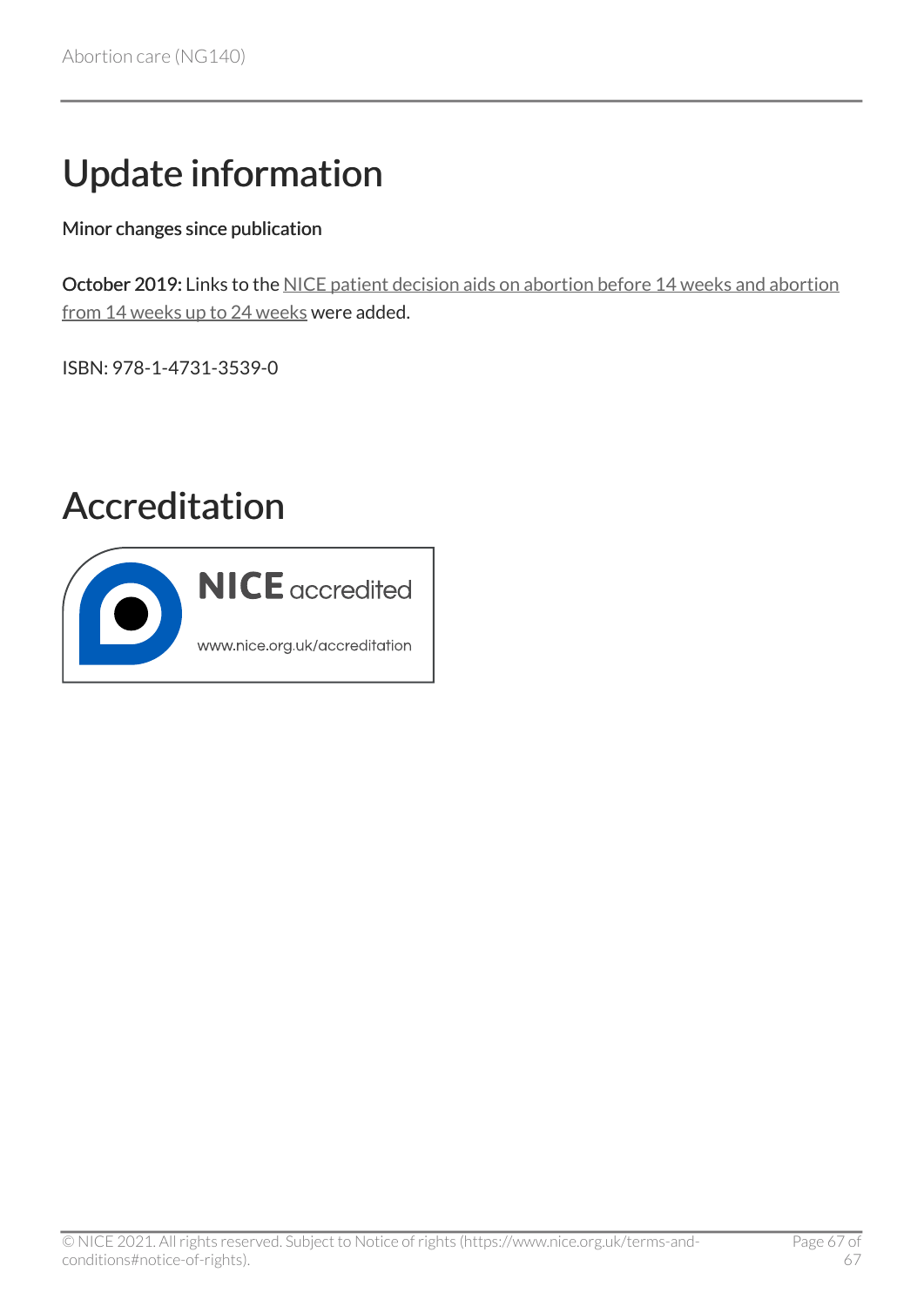# Update information

**Minor changes since publication**

**October 2019:** Links to the NICE patient decision aids on abortion before 14 weeks and abortion from 14 weeks up to 24 weeks were added.

ISBN: 978-1-4731-3539-0

# Accreditation

NICE accredited

www.nice.org.uk/accreditation